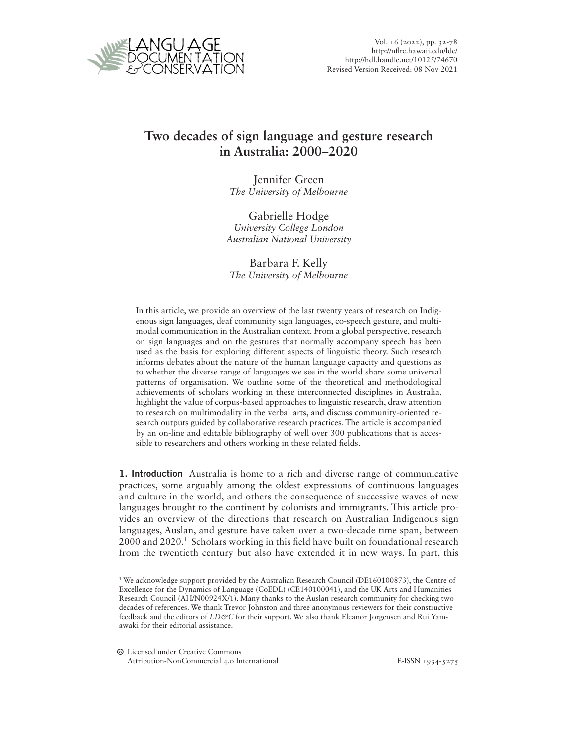# Two decades of sign language and gesture research in Australia: 2000–2020

Jennifer Green
*The University of Melbourne*

Gabrielle Hodge
*University College London*
*Australian National University*

Barbara F. Kelly
*The University of Melbourne*

In this article, we provide an overview of the last twenty years of research on Indigenous sign languages, deaf community sign languages, co-speech gesture, and multimodal communication in the Australian context. From a global perspective, research on sign languages and on the gestures that normally accompany speech has been used as the basis for exploring different aspects of linguistic theory. Such research informs debates about the nature of the human language capacity and questions as to whether the diverse range of languages we see in the world share some universal patterns of organisation. We outline some of the theoretical and methodological achievements of scholars working in these interconnected disciplines in Australia, highlight the value of corpus-based approaches to linguistic research, draw attention to research on multimodality in the verbal arts, and discuss community-oriented research outputs guided by collaborative research practices. The article is accompanied by an on-line and editable bibliography of well over 300 publications that is accessible to researchers and others working in these related fields.

**1. Introduction** Australia is home to a rich and diverse range of communicative practices, some arguably among the oldest expressions of continuous languages and culture in the world, and others the consequence of successive waves of new languages brought to the continent by colonists and immigrants. This article provides an overview of the directions that research on Australian Indigenous sign languages, Auslan, and gesture have taken over a two-decade time span, between 2000 and 2020.[1] Scholars working in this field have built on foundational research from the twentieth century but also have extended it in new ways. In part, this

[1] We acknowledge support provided by the Australian Research Council (DE160100873), the Centre of Excellence for the Dynamics of Language (CoEDL) (CE140100041), and the UK Arts and Humanities Research Council (AH/N00924X/1). Many thanks to the Auslan research community for checking two decades of references. We thank Trevor Johnston and three anonymous reviewers for their constructive feedback and the editors of *LD&C* for their support. We also thank Eleanor Jorgensen and Rui Yamawaki for their editorial assistance.

Licensed under Creative Commons
Attribution-NonCommercial 4.0 International

E-ISSN 1934-5275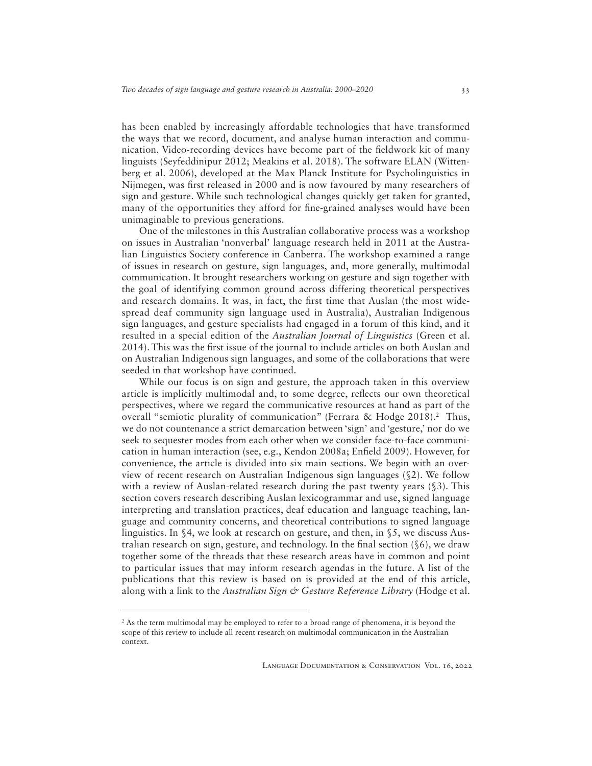has been enabled by increasingly affordable technologies that have transformed the ways that we record, document, and analyse human interaction and communication. Video-recording devices have become part of the fieldwork kit of many linguists (Seyfeddinipur 2012; Meakins et al. 2018). The software ELAN (Wittenberg et al. 2006), developed at the Max Planck Institute for Psycholinguistics in Nijmegen, was first released in 2000 and is now favoured by many researchers of sign and gesture. While such technological changes quickly get taken for granted, many of the opportunities they afford for fine-grained analyses would have been unimaginable to previous generations.

One of the milestones in this Australian collaborative process was a workshop on issues in Australian 'nonverbal' language research held in 2011 at the Australian Linguistics Society conference in Canberra. The workshop examined a range of issues in research on gesture, sign languages, and, more generally, multimodal communication. It brought researchers working on gesture and sign together with the goal of identifying common ground across differing theoretical perspectives and research domains. It was, in fact, the first time that Auslan (the most widespread deaf community sign language used in Australia), Australian Indigenous sign languages, and gesture specialists had engaged in a forum of this kind, and it resulted in a special edition of the *Australian Journal of Linguistics* (Green et al. 2014). This was the first issue of the journal to include articles on both Auslan and on Australian Indigenous sign languages, and some of the collaborations that were seeded in that workshop have continued.

While our focus is on sign and gesture, the approach taken in this overview article is implicitly multimodal and, to some degree, reflects our own theoretical perspectives, where we regard the communicative resources at hand as part of the overall "semiotic plurality of communication" (Ferrara & Hodge 2018).[2] Thus, we do not countenance a strict demarcation between 'sign' and 'gesture,' nor do we seek to sequester modes from each other when we consider face-to-face communication in human interaction (see, e.g., Kendon 2008a; Enfield 2009). However, for convenience, the article is divided into six main sections. We begin with an overview of recent research on Australian Indigenous sign languages (§2). We follow with a review of Auslan-related research during the past twenty years (§3). This section covers research describing Auslan lexicogrammar and use, signed language interpreting and translation practices, deaf education and language teaching, language and community concerns, and theoretical contributions to signed language linguistics. In §4, we look at research on gesture, and then, in §5, we discuss Australian research on sign, gesture, and technology. In the final section (§6), we draw together some of the threads that these research areas have in common and point to particular issues that may inform research agendas in the future. A list of the publications that this review is based on is provided at the end of this article, along with a link to the *Australian Sign & Gesture Reference Library* (Hodge et al.

[2] As the term multimodal may be employed to refer to a broad range of phenomena, it is beyond the scope of this review to include all recent research on multimodal communication in the Australian context.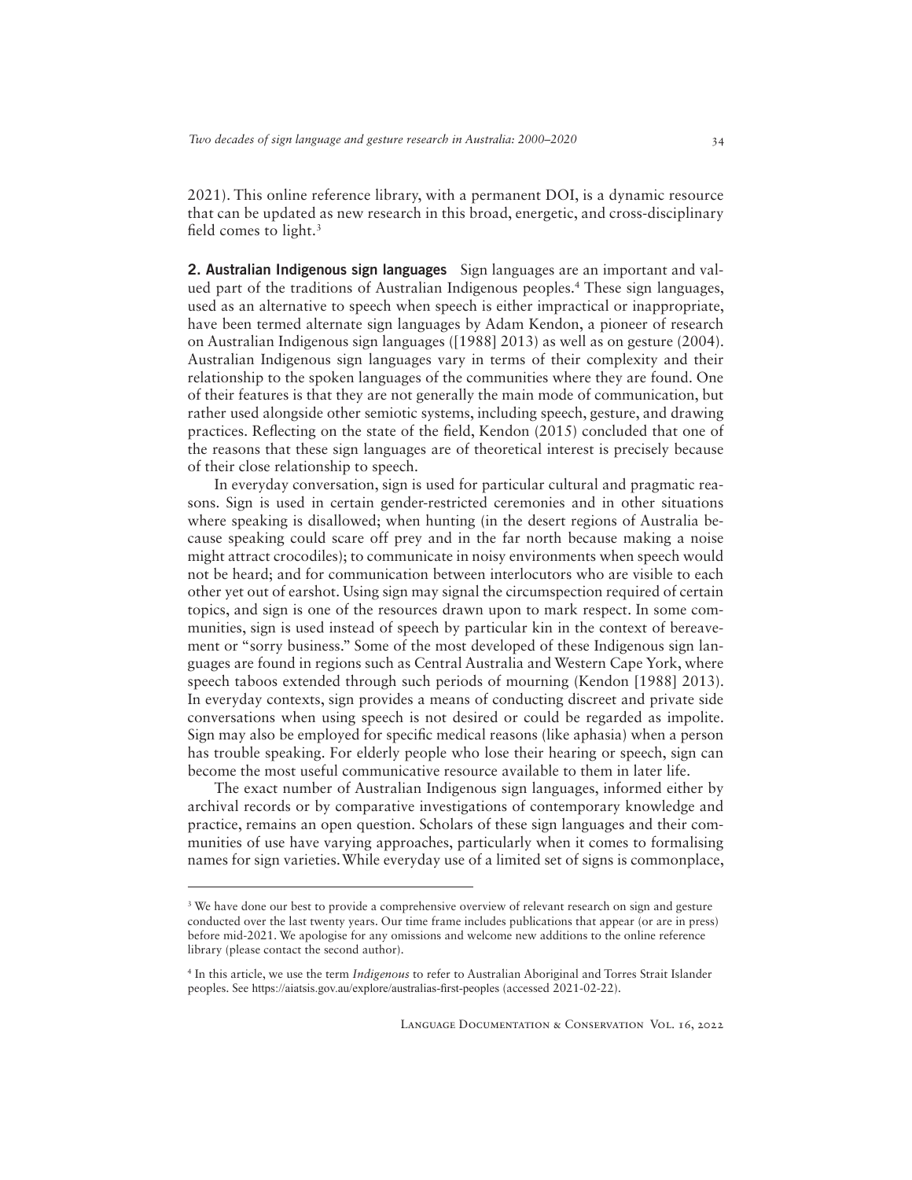2021). This online reference library, with a permanent DOI, is a dynamic resource that can be updated as new research in this broad, energetic, and cross-disciplinary field comes to light.[3]

## 2. Australian Indigenous sign languages

Sign languages are an important and valued part of the traditions of Australian Indigenous peoples.[4] These sign languages, used as an alternative to speech when speech is either impractical or inappropriate, have been termed alternate sign languages by Adam Kendon, a pioneer of research on Australian Indigenous sign languages ([1988] 2013) as well as on gesture (2004). Australian Indigenous sign languages vary in terms of their complexity and their relationship to the spoken languages of the communities where they are found. One of their features is that they are not generally the main mode of communication, but rather used alongside other semiotic systems, including speech, gesture, and drawing practices. Reflecting on the state of the field, Kendon (2015) concluded that one of the reasons that these sign languages are of theoretical interest is precisely because of their close relationship to speech.

In everyday conversation, sign is used for particular cultural and pragmatic reasons. Sign is used in certain gender-restricted ceremonies and in other situations where speaking is disallowed; when hunting (in the desert regions of Australia because speaking could scare off prey and in the far north because making a noise might attract crocodiles); to communicate in noisy environments when speech would not be heard; and for communication between interlocutors who are visible to each other yet out of earshot. Using sign may signal the circumspection required of certain topics, and sign is one of the resources drawn upon to mark respect. In some communities, sign is used instead of speech by particular kin in the context of bereavement or "sorry business." Some of the most developed of these Indigenous sign languages are found in regions such as Central Australia and Western Cape York, where speech taboos extended through such periods of mourning (Kendon [1988] 2013). In everyday contexts, sign provides a means of conducting discreet and private side conversations when using speech is not desired or could be regarded as impolite. Sign may also be employed for specific medical reasons (like aphasia) when a person has trouble speaking. For elderly people who lose their hearing or speech, sign can become the most useful communicative resource available to them in later life.

The exact number of Australian Indigenous sign languages, informed either by archival records or by comparative investigations of contemporary knowledge and practice, remains an open question. Scholars of these sign languages and their communities of use have varying approaches, particularly when it comes to formalising names for sign varieties. While everyday use of a limited set of signs is commonplace,

---

[3] We have done our best to provide a comprehensive overview of relevant research on sign and gesture conducted over the last twenty years. Our time frame includes publications that appear (or are in press) before mid-2021. We apologise for any omissions and welcome new additions to the online reference library (please contact the second author).

[4] In this article, we use the term *Indigenous* to refer to Australian Aboriginal and Torres Strait Islander peoples. See https://aiatsis.gov.au/explore/australias-first-peoples (accessed 2021-02-22).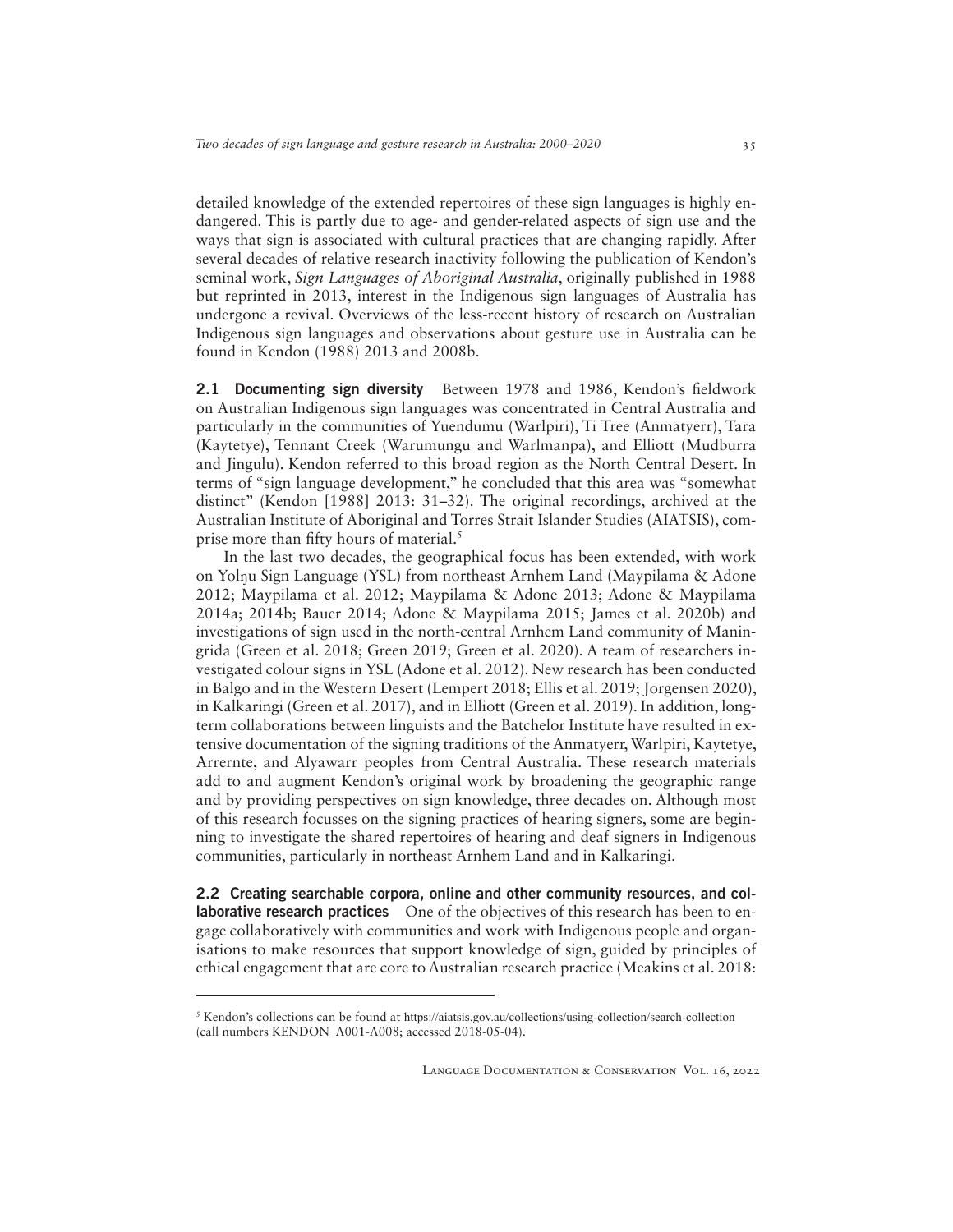detailed knowledge of the extended repertoires of these sign languages is highly endangered. This is partly due to age- and gender-related aspects of sign use and the ways that sign is associated with cultural practices that are changing rapidly. After several decades of relative research inactivity following the publication of Kendon's seminal work, *Sign Languages of Aboriginal Australia*, originally published in 1988 but reprinted in 2013, interest in the Indigenous sign languages of Australia has undergone a revival. Overviews of the less-recent history of research on Australian Indigenous sign languages and observations about gesture use in Australia can be found in Kendon (1988) 2013 and 2008b.

**2.1 Documenting sign diversity** Between 1978 and 1986, Kendon's fieldwork on Australian Indigenous sign languages was concentrated in Central Australia and particularly in the communities of Yuendumu (Warlpiri), Ti Tree (Anmatyerr), Tara (Kaytetye), Tennant Creek (Warumungu and Warlmanpa), and Elliott (Mudburra and Jingulu). Kendon referred to this broad region as the North Central Desert. In terms of "sign language development," he concluded that this area was "somewhat distinct" (Kendon [1988] 2013: 31–32). The original recordings, archived at the Australian Institute of Aboriginal and Torres Strait Islander Studies (AIATSIS), comprise more than fifty hours of material.[5]

In the last two decades, the geographical focus has been extended, with work on Yolŋu Sign Language (YSL) from northeast Arnhem Land (Maypilama & Adone 2012; Maypilama et al. 2012; Maypilama & Adone 2013; Adone & Maypilama 2014a; 2014b; Bauer 2014; Adone & Maypilama 2015; James et al. 2020b) and investigations of sign used in the north-central Arnhem Land community of Maningrida (Green et al. 2018; Green 2019; Green et al. 2020). A team of researchers investigated colour signs in YSL (Adone et al. 2012). New research has been conducted in Balgo and in the Western Desert (Lempert 2018; Ellis et al. 2019; Jorgensen 2020), in Kalkaringi (Green et al. 2017), and in Elliott (Green et al. 2019). In addition, long-term collaborations between linguists and the Batchelor Institute have resulted in extensive documentation of the signing traditions of the Anmatyerr, Warlpiri, Kaytetye, Arrernte, and Alyawarr peoples from Central Australia. These research materials add to and augment Kendon's original work by broadening the geographic range and by providing perspectives on sign knowledge, three decades on. Although most of this research focusses on the signing practices of hearing signers, some are beginning to investigate the shared repertoires of hearing and deaf signers in Indigenous communities, particularly in northeast Arnhem Land and in Kalkaringi.

**2.2 Creating searchable corpora, online and other community resources, and collaborative research practices** One of the objectives of this research has been to engage collaboratively with communities and work with Indigenous people and organisations to make resources that support knowledge of sign, guided by principles of ethical engagement that are core to Australian research practice (Meakins et al. 2018:

[5] Kendon's collections can be found at https://aiatsis.gov.au/collections/using-collection/search-collection (call numbers KENDON_A001-A008; accessed 2018-05-04).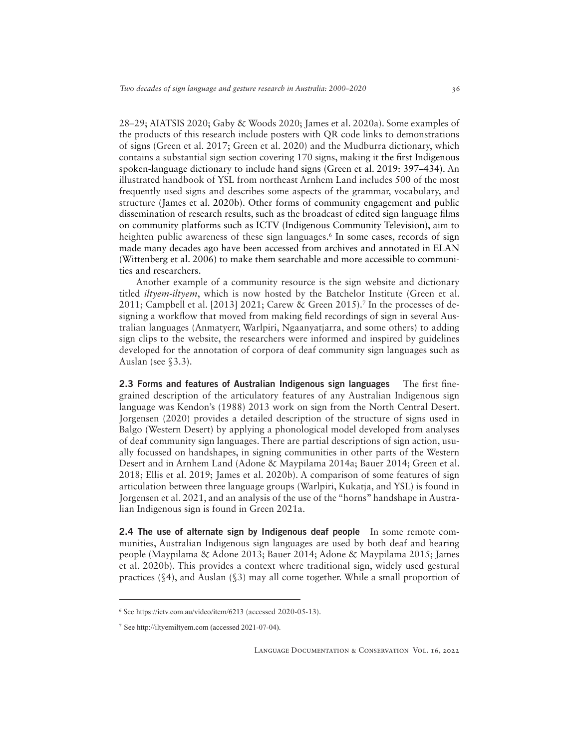28–29; AIATSIS 2020; Gaby & Woods 2020; James et al. 2020a). Some examples of the products of this research include posters with QR code links to demonstrations of signs (Green et al. 2017; Green et al. 2020) and the Mudburra dictionary, which contains a substantial sign section covering 170 signs, making it the first Indigenous spoken-language dictionary to include hand signs (Green et al. 2019: 397–434). An illustrated handbook of YSL from northeast Arnhem Land includes 500 of the most frequently used signs and describes some aspects of the grammar, vocabulary, and structure (James et al. 2020b). Other forms of community engagement and public dissemination of research results, such as the broadcast of edited sign language films on community platforms such as ICTV (Indigenous Community Television), aim to heighten public awareness of these sign languages.[6] In some cases, records of sign made many decades ago have been accessed from archives and annotated in ELAN (Wittenberg et al. 2006) to make them searchable and more accessible to communities and researchers.

Another example of a community resource is the sign website and dictionary titled *iltyem-iltyem*, which is now hosted by the Batchelor Institute (Green et al. 2011; Campbell et al. [2013] 2021; Carew & Green 2015).[7] In the processes of designing a workflow that moved from making field recordings of sign in several Australian languages (Anmatyerr, Warlpiri, Ngaanyatjarra, and some others) to adding sign clips to the website, the researchers were informed and inspired by guidelines developed for the annotation of corpora of deaf community sign languages such as Auslan (see §3.3).

**2.3 Forms and features of Australian Indigenous sign languages** The first fine-grained description of the articulatory features of any Australian Indigenous sign language was Kendon's (1988) 2013 work on sign from the North Central Desert. Jorgensen (2020) provides a detailed description of the structure of signs used in Balgo (Western Desert) by applying a phonological model developed from analyses of deaf community sign languages. There are partial descriptions of sign action, usually focussed on handshapes, in signing communities in other parts of the Western Desert and in Arnhem Land (Adone & Maypilama 2014a; Bauer 2014; Green et al. 2018; Ellis et al. 2019; James et al. 2020b). A comparison of some features of sign articulation between three language groups (Warlpiri, Kukatja, and YSL) is found in Jorgensen et al. 2021, and an analysis of the use of the "horns" handshape in Australian Indigenous sign is found in Green 2021a.

**2.4 The use of alternate sign by Indigenous deaf people** In some remote communities, Australian Indigenous sign languages are used by both deaf and hearing people (Maypilama & Adone 2013; Bauer 2014; Adone & Maypilama 2015; James et al. 2020b). This provides a context where traditional sign, widely used gestural practices (§4), and Auslan (§3) may all come together. While a small proportion of

---

[6] See https://ictv.com.au/video/item/6213 (accessed 2020-05-13).

[7] See http://iltyemiltyem.com (accessed 2021-07-04).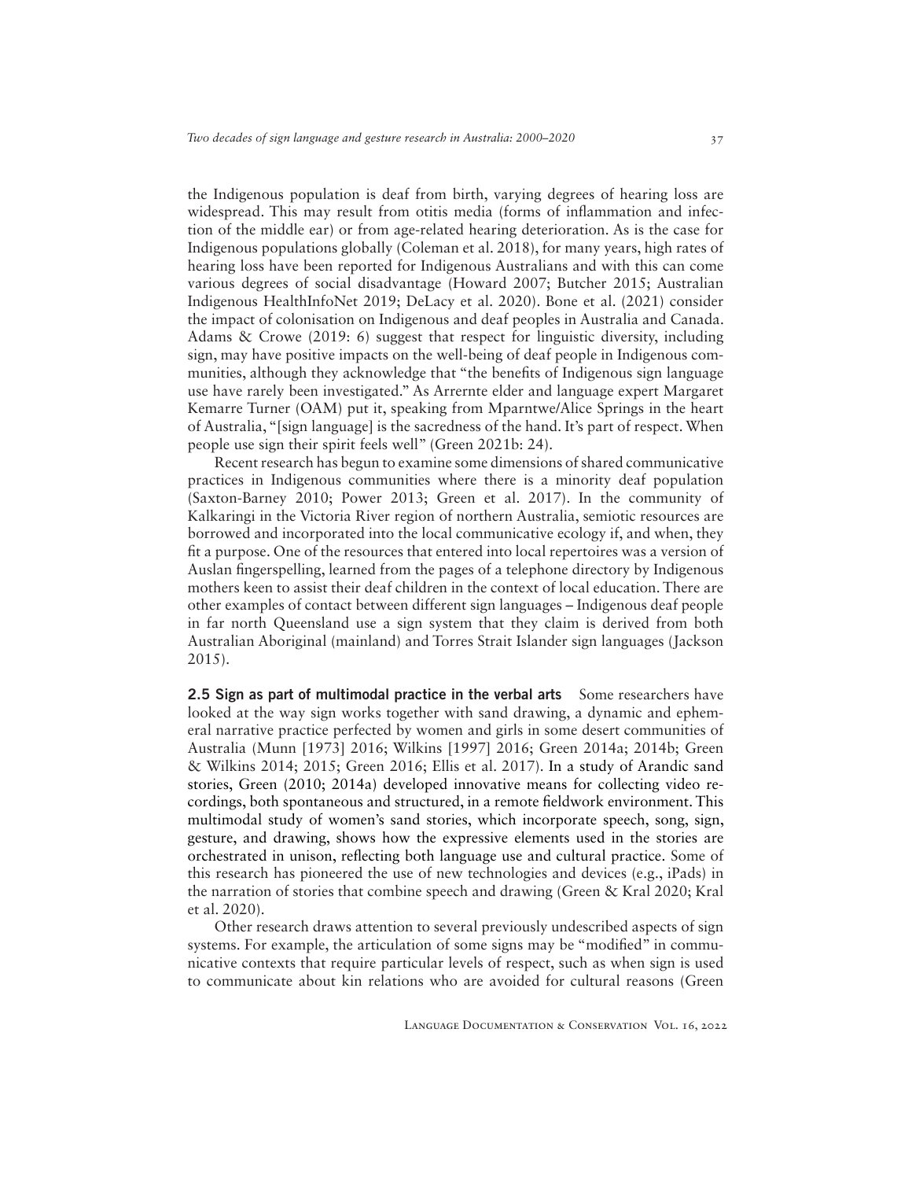the Indigenous population is deaf from birth, varying degrees of hearing loss are widespread. This may result from otitis media (forms of inflammation and infection of the middle ear) or from age-related hearing deterioration. As is the case for Indigenous populations globally (Coleman et al. 2018), for many years, high rates of hearing loss have been reported for Indigenous Australians and with this can come various degrees of social disadvantage (Howard 2007; Butcher 2015; Australian Indigenous HealthInfoNet 2019; DeLacy et al. 2020). Bone et al. (2021) consider the impact of colonisation on Indigenous and deaf peoples in Australia and Canada. Adams & Crowe (2019: 6) suggest that respect for linguistic diversity, including sign, may have positive impacts on the well-being of deaf people in Indigenous communities, although they acknowledge that "the benefits of Indigenous sign language use have rarely been investigated." As Arrernte elder and language expert Margaret Kemarre Turner (OAM) put it, speaking from Mparntwe/Alice Springs in the heart of Australia, "[sign language] is the sacredness of the hand. It's part of respect. When people use sign their spirit feels well" (Green 2021b: 24).

Recent research has begun to examine some dimensions of shared communicative practices in Indigenous communities where there is a minority deaf population (Saxton-Barney 2010; Power 2013; Green et al. 2017). In the community of Kalkaringi in the Victoria River region of northern Australia, semiotic resources are borrowed and incorporated into the local communicative ecology if, and when, they fit a purpose. One of the resources that entered into local repertoires was a version of Auslan fingerspelling, learned from the pages of a telephone directory by Indigenous mothers keen to assist their deaf children in the context of local education. There are other examples of contact between different sign languages – Indigenous deaf people in far north Queensland use a sign system that they claim is derived from both Australian Aboriginal (mainland) and Torres Strait Islander sign languages (Jackson 2015).

**2.5 Sign as part of multimodal practice in the verbal arts** Some researchers have looked at the way sign works together with sand drawing, a dynamic and ephemeral narrative practice perfected by women and girls in some desert communities of Australia (Munn [1973] 2016; Wilkins [1997] 2016; Green 2014a; 2014b; Green & Wilkins 2014; 2015; Green 2016; Ellis et al. 2017). In a study of Arandic sand stories, Green (2010; 2014a) developed innovative means for collecting video recordings, both spontaneous and structured, in a remote fieldwork environment. This multimodal study of women's sand stories, which incorporate speech, song, sign, gesture, and drawing, shows how the expressive elements used in the stories are orchestrated in unison, reflecting both language use and cultural practice. Some of this research has pioneered the use of new technologies and devices (e.g., iPads) in the narration of stories that combine speech and drawing (Green & Kral 2020; Kral et al. 2020).

Other research draws attention to several previously undescribed aspects of sign systems. For example, the articulation of some signs may be "modified" in communicative contexts that require particular levels of respect, such as when sign is used to communicate about kin relations who are avoided for cultural reasons (Green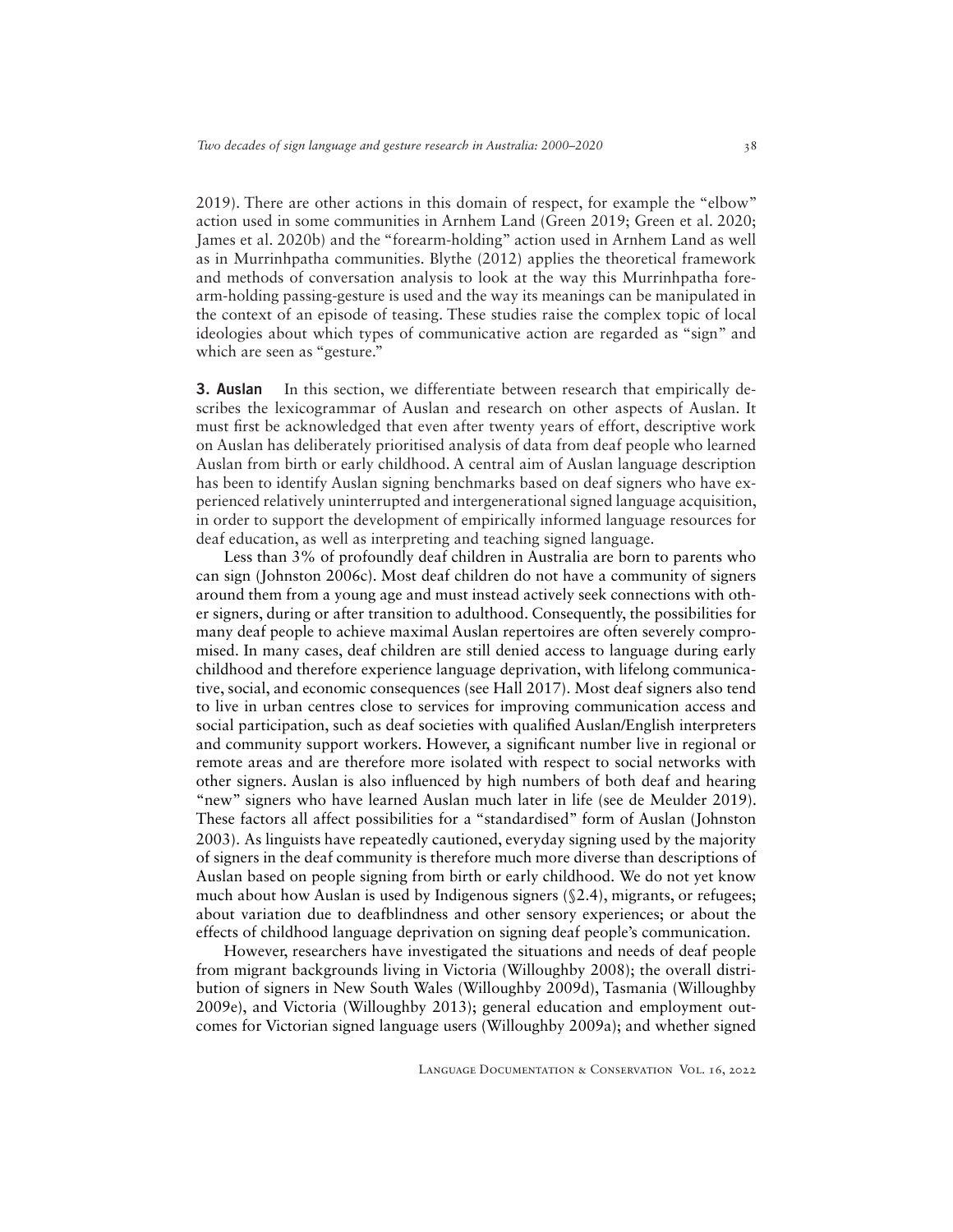2019). There are other actions in this domain of respect, for example the "elbow" action used in some communities in Arnhem Land (Green 2019; Green et al. 2020; James et al. 2020b) and the "forearm-holding" action used in Arnhem Land as well as in Murrinhpatha communities. Blythe (2012) applies the theoretical framework and methods of conversation analysis to look at the way this Murrinhpatha forearm-holding passing-gesture is used and the way its meanings can be manipulated in the context of an episode of teasing. These studies raise the complex topic of local ideologies about which types of communicative action are regarded as "sign" and which are seen as "gesture."

## 3. Auslan

In this section, we differentiate between research that empirically describes the lexicogrammar of Auslan and research on other aspects of Auslan. It must first be acknowledged that even after twenty years of effort, descriptive work on Auslan has deliberately prioritised analysis of data from deaf people who learned Auslan from birth or early childhood. A central aim of Auslan language description has been to identify Auslan signing benchmarks based on deaf signers who have experienced relatively uninterrupted and intergenerational signed language acquisition, in order to support the development of empirically informed language resources for deaf education, as well as interpreting and teaching signed language.

Less than 3% of profoundly deaf children in Australia are born to parents who can sign (Johnston 2006c). Most deaf children do not have a community of signers around them from a young age and must instead actively seek connections with other signers, during or after transition to adulthood. Consequently, the possibilities for many deaf people to achieve maximal Auslan repertoires are often severely compromised. In many cases, deaf children are still denied access to language during early childhood and therefore experience language deprivation, with lifelong communicative, social, and economic consequences (see Hall 2017). Most deaf signers also tend to live in urban centres close to services for improving communication access and social participation, such as deaf societies with qualified Auslan/English interpreters and community support workers. However, a significant number live in regional or remote areas and are therefore more isolated with respect to social networks with other signers. Auslan is also influenced by high numbers of both deaf and hearing "new" signers who have learned Auslan much later in life (see de Meulder 2019). These factors all affect possibilities for a "standardised" form of Auslan (Johnston 2003). As linguists have repeatedly cautioned, everyday signing used by the majority of signers in the deaf community is therefore much more diverse than descriptions of Auslan based on people signing from birth or early childhood. We do not yet know much about how Auslan is used by Indigenous signers (§2.4), migrants, or refugees; about variation due to deafblindness and other sensory experiences; or about the effects of childhood language deprivation on signing deaf people's communication.

However, researchers have investigated the situations and needs of deaf people from migrant backgrounds living in Victoria (Willoughby 2008); the overall distribution of signers in New South Wales (Willoughby 2009d), Tasmania (Willoughby 2009e), and Victoria (Willoughby 2013); general education and employment outcomes for Victorian signed language users (Willoughby 2009a); and whether signed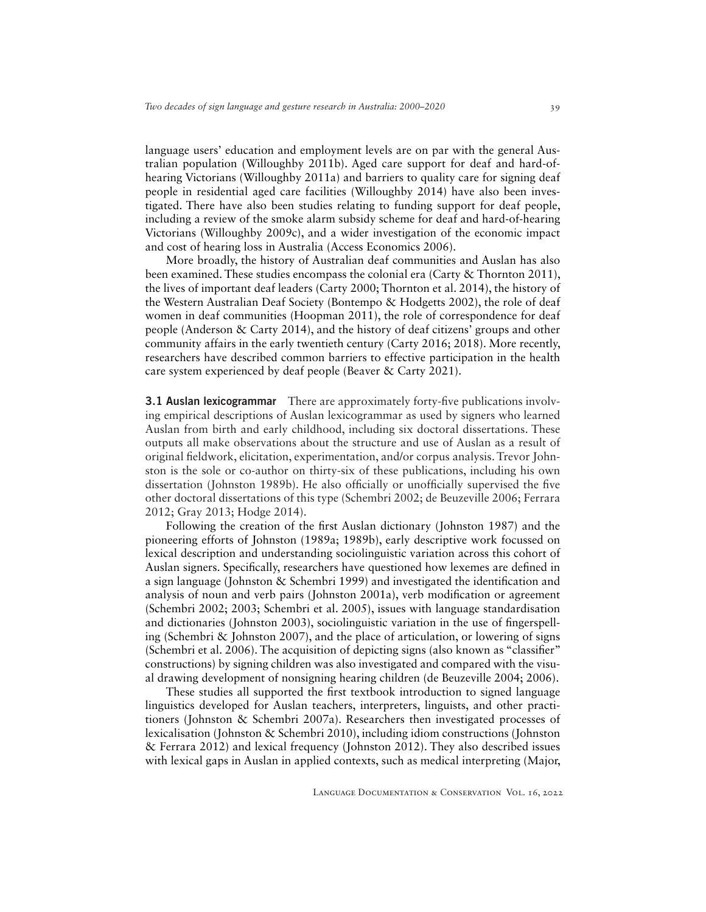language users' education and employment levels are on par with the general Australian population (Willoughby 2011b). Aged care support for deaf and hard-of-hearing Victorians (Willoughby 2011a) and barriers to quality care for signing deaf people in residential aged care facilities (Willoughby 2014) have also been investigated. There have also been studies relating to funding support for deaf people, including a review of the smoke alarm subsidy scheme for deaf and hard-of-hearing Victorians (Willoughby 2009c), and a wider investigation of the economic impact and cost of hearing loss in Australia (Access Economics 2006).

More broadly, the history of Australian deaf communities and Auslan has also been examined. These studies encompass the colonial era (Carty & Thornton 2011), the lives of important deaf leaders (Carty 2000; Thornton et al. 2014), the history of the Western Australian Deaf Society (Bontempo & Hodgetts 2002), the role of deaf women in deaf communities (Hoopman 2011), the role of correspondence for deaf people (Anderson & Carty 2014), and the history of deaf citizens' groups and other community affairs in the early twentieth century (Carty 2016; 2018). More recently, researchers have described common barriers to effective participation in the health care system experienced by deaf people (Beaver & Carty 2021).

**3.1 Auslan lexicogrammar** There are approximately forty-five publications involving empirical descriptions of Auslan lexicogrammar as used by signers who learned Auslan from birth and early childhood, including six doctoral dissertations. These outputs all make observations about the structure and use of Auslan as a result of original fieldwork, elicitation, experimentation, and/or corpus analysis. Trevor Johnston is the sole or co-author on thirty-six of these publications, including his own dissertation (Johnston 1989b). He also officially or unofficially supervised the five other doctoral dissertations of this type (Schembri 2002; de Beuzeville 2006; Ferrara 2012; Gray 2013; Hodge 2014).

Following the creation of the first Auslan dictionary (Johnston 1987) and the pioneering efforts of Johnston (1989a; 1989b), early descriptive work focussed on lexical description and understanding sociolinguistic variation across this cohort of Auslan signers. Specifically, researchers have questioned how lexemes are defined in a sign language (Johnston & Schembri 1999) and investigated the identification and analysis of noun and verb pairs (Johnston 2001a), verb modification or agreement (Schembri 2002; 2003; Schembri et al. 2005), issues with language standardisation and dictionaries (Johnston 2003), sociolinguistic variation in the use of fingerspelling (Schembri & Johnston 2007), and the place of articulation, or lowering of signs (Schembri et al. 2006). The acquisition of depicting signs (also known as "classifier" constructions) by signing children was also investigated and compared with the visual drawing development of nonsigning hearing children (de Beuzeville 2004; 2006).

These studies all supported the first textbook introduction to signed language linguistics developed for Auslan teachers, interpreters, linguists, and other practitioners (Johnston & Schembri 2007a). Researchers then investigated processes of lexicalisation (Johnston & Schembri 2010), including idiom constructions (Johnston & Ferrara 2012) and lexical frequency (Johnston 2012). They also described issues with lexical gaps in Auslan in applied contexts, such as medical interpreting (Major,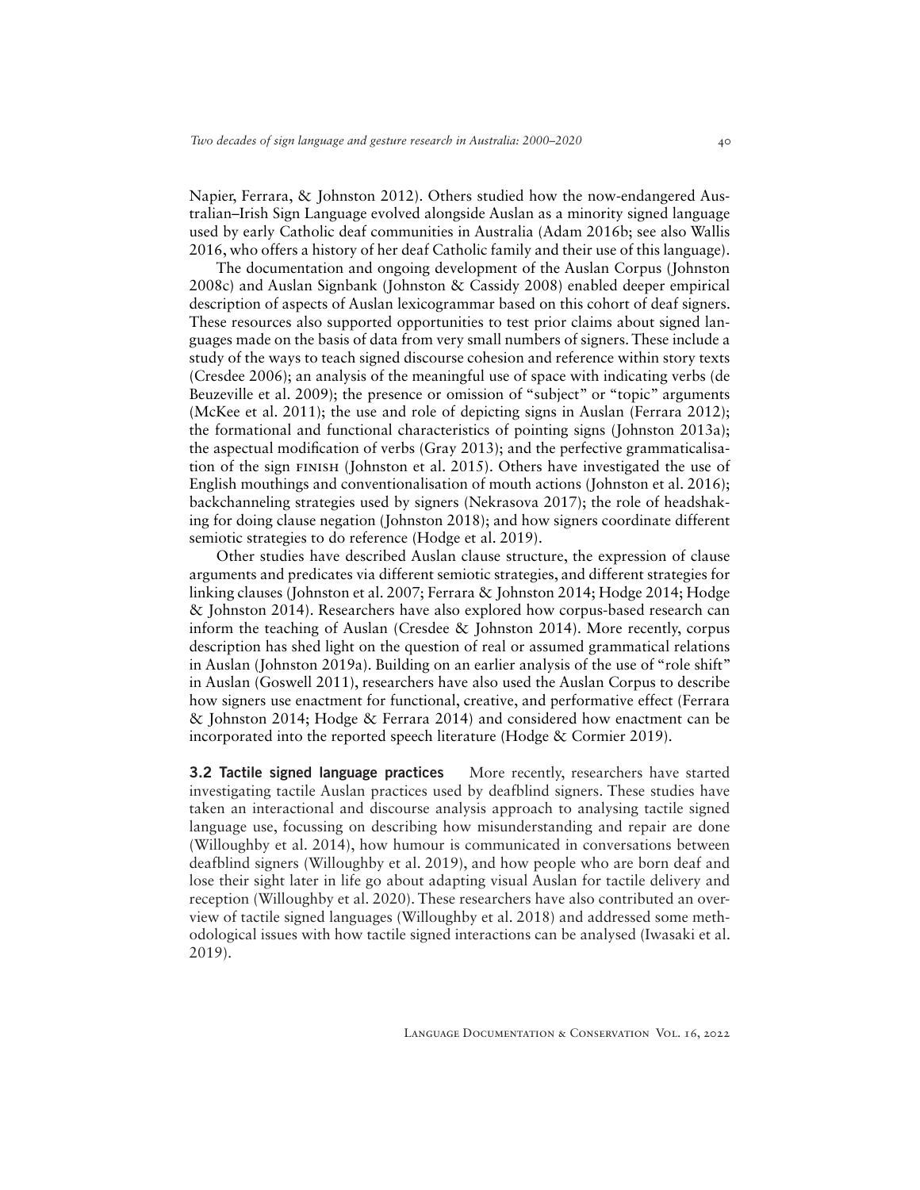Napier, Ferrara, & Johnston 2012). Others studied how the now-endangered Australian–Irish Sign Language evolved alongside Auslan as a minority signed language used by early Catholic deaf communities in Australia (Adam 2016b; see also Wallis 2016, who offers a history of her deaf Catholic family and their use of this language).

The documentation and ongoing development of the Auslan Corpus (Johnston 2008c) and Auslan Signbank (Johnston & Cassidy 2008) enabled deeper empirical description of aspects of Auslan lexicogrammar based on this cohort of deaf signers. These resources also supported opportunities to test prior claims about signed languages made on the basis of data from very small numbers of signers. These include a study of the ways to teach signed discourse cohesion and reference within story texts (Cresdee 2006); an analysis of the meaningful use of space with indicating verbs (de Beuzeville et al. 2009); the presence or omission of "subject" or "topic" arguments (McKee et al. 2011); the use and role of depicting signs in Auslan (Ferrara 2012); the formational and functional characteristics of pointing signs (Johnston 2013a); the aspectual modification of verbs (Gray 2013); and the perfective grammaticalisation of the sign FINISH (Johnston et al. 2015). Others have investigated the use of English mouthings and conventionalisation of mouth actions (Johnston et al. 2016); backchanneling strategies used by signers (Nekrasova 2017); the role of headshaking for doing clause negation (Johnston 2018); and how signers coordinate different semiotic strategies to do reference (Hodge et al. 2019).

Other studies have described Auslan clause structure, the expression of clause arguments and predicates via different semiotic strategies, and different strategies for linking clauses (Johnston et al. 2007; Ferrara & Johnston 2014; Hodge 2014; Hodge & Johnston 2014). Researchers have also explored how corpus-based research can inform the teaching of Auslan (Cresdee & Johnston 2014). More recently, corpus description has shed light on the question of real or assumed grammatical relations in Auslan (Johnston 2019a). Building on an earlier analysis of the use of "role shift" in Auslan (Goswell 2011), researchers have also used the Auslan Corpus to describe how signers use enactment for functional, creative, and performative effect (Ferrara & Johnston 2014; Hodge & Ferrara 2014) and considered how enactment can be incorporated into the reported speech literature (Hodge & Cormier 2019).

**3.2 Tactile signed language practices** More recently, researchers have started investigating tactile Auslan practices used by deafblind signers. These studies have taken an interactional and discourse analysis approach to analysing tactile signed language use, focussing on describing how misunderstanding and repair are done (Willoughby et al. 2014), how humour is communicated in conversations between deafblind signers (Willoughby et al. 2019), and how people who are born deaf and lose their sight later in life go about adapting visual Auslan for tactile delivery and reception (Willoughby et al. 2020). These researchers have also contributed an overview of tactile signed languages (Willoughby et al. 2018) and addressed some methodological issues with how tactile signed interactions can be analysed (Iwasaki et al. 2019).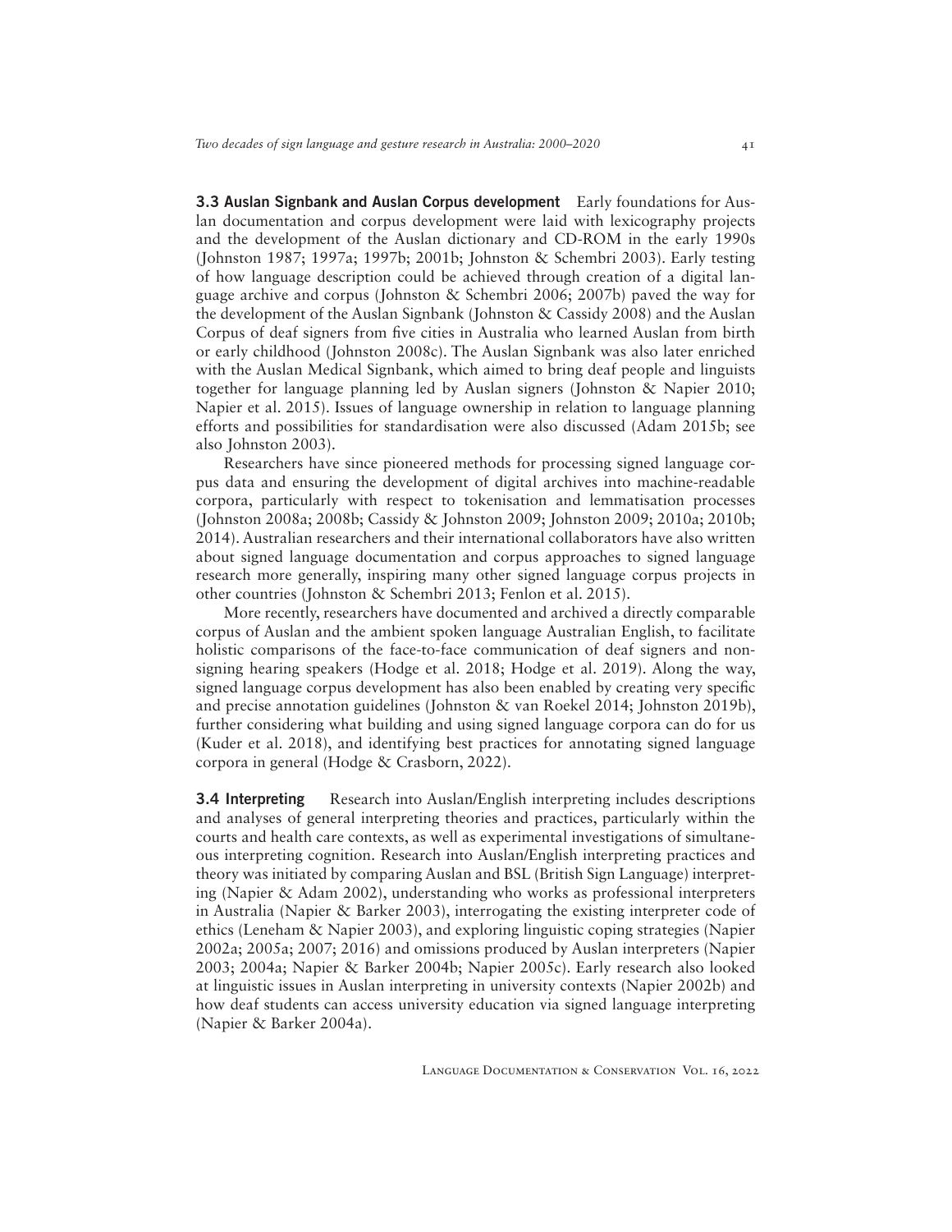**3.3 Auslan Signbank and Auslan Corpus development** Early foundations for Auslan documentation and corpus development were laid with lexicography projects and the development of the Auslan dictionary and CD-ROM in the early 1990s (Johnston 1987; 1997a; 1997b; 2001b; Johnston & Schembri 2003). Early testing of how language description could be achieved through creation of a digital language archive and corpus (Johnston & Schembri 2006; 2007b) paved the way for the development of the Auslan Signbank (Johnston & Cassidy 2008) and the Auslan Corpus of deaf signers from five cities in Australia who learned Auslan from birth or early childhood (Johnston 2008c). The Auslan Signbank was also later enriched with the Auslan Medical Signbank, which aimed to bring deaf people and linguists together for language planning led by Auslan signers (Johnston & Napier 2010; Napier et al. 2015). Issues of language ownership in relation to language planning efforts and possibilities for standardisation were also discussed (Adam 2015b; see also Johnston 2003).

Researchers have since pioneered methods for processing signed language corpus data and ensuring the development of digital archives into machine-readable corpora, particularly with respect to tokenisation and lemmatisation processes (Johnston 2008a; 2008b; Cassidy & Johnston 2009; Johnston 2009; 2010a; 2010b; 2014). Australian researchers and their international collaborators have also written about signed language documentation and corpus approaches to signed language research more generally, inspiring many other signed language corpus projects in other countries (Johnston & Schembri 2013; Fenlon et al. 2015).

More recently, researchers have documented and archived a directly comparable corpus of Auslan and the ambient spoken language Australian English, to facilitate holistic comparisons of the face-to-face communication of deaf signers and non-signing hearing speakers (Hodge et al. 2018; Hodge et al. 2019). Along the way, signed language corpus development has also been enabled by creating very specific and precise annotation guidelines (Johnston & van Roekel 2014; Johnston 2019b), further considering what building and using signed language corpora can do for us (Kuder et al. 2018), and identifying best practices for annotating signed language corpora in general (Hodge & Crasborn, 2022).

**3.4 Interpreting** Research into Auslan/English interpreting includes descriptions and analyses of general interpreting theories and practices, particularly within the courts and health care contexts, as well as experimental investigations of simultaneous interpreting cognition. Research into Auslan/English interpreting practices and theory was initiated by comparing Auslan and BSL (British Sign Language) interpreting (Napier & Adam 2002), understanding who works as professional interpreters in Australia (Napier & Barker 2003), interrogating the existing interpreter code of ethics (Leneham & Napier 2003), and exploring linguistic coping strategies (Napier 2002a; 2005a; 2007; 2016) and omissions produced by Auslan interpreters (Napier 2003; 2004a; Napier & Barker 2004b; Napier 2005c). Early research also looked at linguistic issues in Auslan interpreting in university contexts (Napier 2002b) and how deaf students can access university education via signed language interpreting (Napier & Barker 2004a).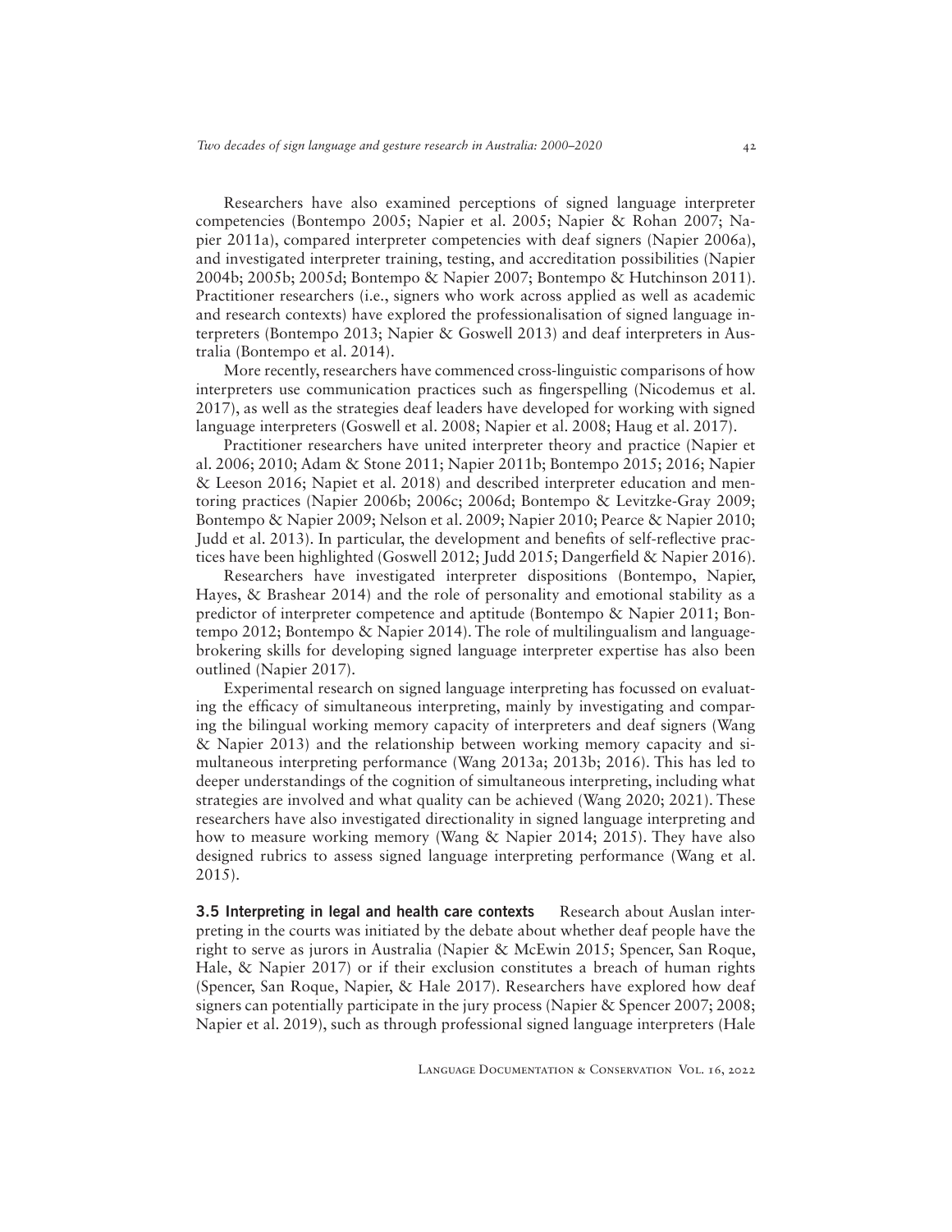Researchers have also examined perceptions of signed language interpreter competencies (Bontempo 2005; Napier et al. 2005; Napier & Rohan 2007; Napier 2011a), compared interpreter competencies with deaf signers (Napier 2006a), and investigated interpreter training, testing, and accreditation possibilities (Napier 2004b; 2005b; 2005d; Bontempo & Napier 2007; Bontempo & Hutchinson 2011). Practitioner researchers (i.e., signers who work across applied as well as academic and research contexts) have explored the professionalisation of signed language interpreters (Bontempo 2013; Napier & Goswell 2013) and deaf interpreters in Australia (Bontempo et al. 2014).

More recently, researchers have commenced cross-linguistic comparisons of how interpreters use communication practices such as fingerspelling (Nicodemus et al. 2017), as well as the strategies deaf leaders have developed for working with signed language interpreters (Goswell et al. 2008; Napier et al. 2008; Haug et al. 2017).

Practitioner researchers have united interpreter theory and practice (Napier et al. 2006; 2010; Adam & Stone 2011; Napier 2011b; Bontempo 2015; 2016; Napier & Leeson 2016; Napiet et al. 2018) and described interpreter education and mentoring practices (Napier 2006b; 2006c; 2006d; Bontempo & Levitzke-Gray 2009; Bontempo & Napier 2009; Nelson et al. 2009; Napier 2010; Pearce & Napier 2010; Judd et al. 2013). In particular, the development and benefits of self-reflective practices have been highlighted (Goswell 2012; Judd 2015; Dangerfield & Napier 2016).

Researchers have investigated interpreter dispositions (Bontempo, Napier, Hayes, & Brashear 2014) and the role of personality and emotional stability as a predictor of interpreter competence and aptitude (Bontempo & Napier 2011; Bontempo 2012; Bontempo & Napier 2014). The role of multilingualism and language-brokering skills for developing signed language interpreter expertise has also been outlined (Napier 2017).

Experimental research on signed language interpreting has focussed on evaluating the efficacy of simultaneous interpreting, mainly by investigating and comparing the bilingual working memory capacity of interpreters and deaf signers (Wang & Napier 2013) and the relationship between working memory capacity and simultaneous interpreting performance (Wang 2013a; 2013b; 2016). This has led to deeper understandings of the cognition of simultaneous interpreting, including what strategies are involved and what quality can be achieved (Wang 2020; 2021). These researchers have also investigated directionality in signed language interpreting and how to measure working memory (Wang & Napier 2014; 2015). They have also designed rubrics to assess signed language interpreting performance (Wang et al. 2015).

**3.5 Interpreting in legal and health care contexts** Research about Auslan interpreting in the courts was initiated by the debate about whether deaf people have the right to serve as jurors in Australia (Napier & McEwin 2015; Spencer, San Roque, Hale, & Napier 2017) or if their exclusion constitutes a breach of human rights (Spencer, San Roque, Napier, & Hale 2017). Researchers have explored how deaf signers can potentially participate in the jury process (Napier & Spencer 2007; 2008; Napier et al. 2019), such as through professional signed language interpreters (Hale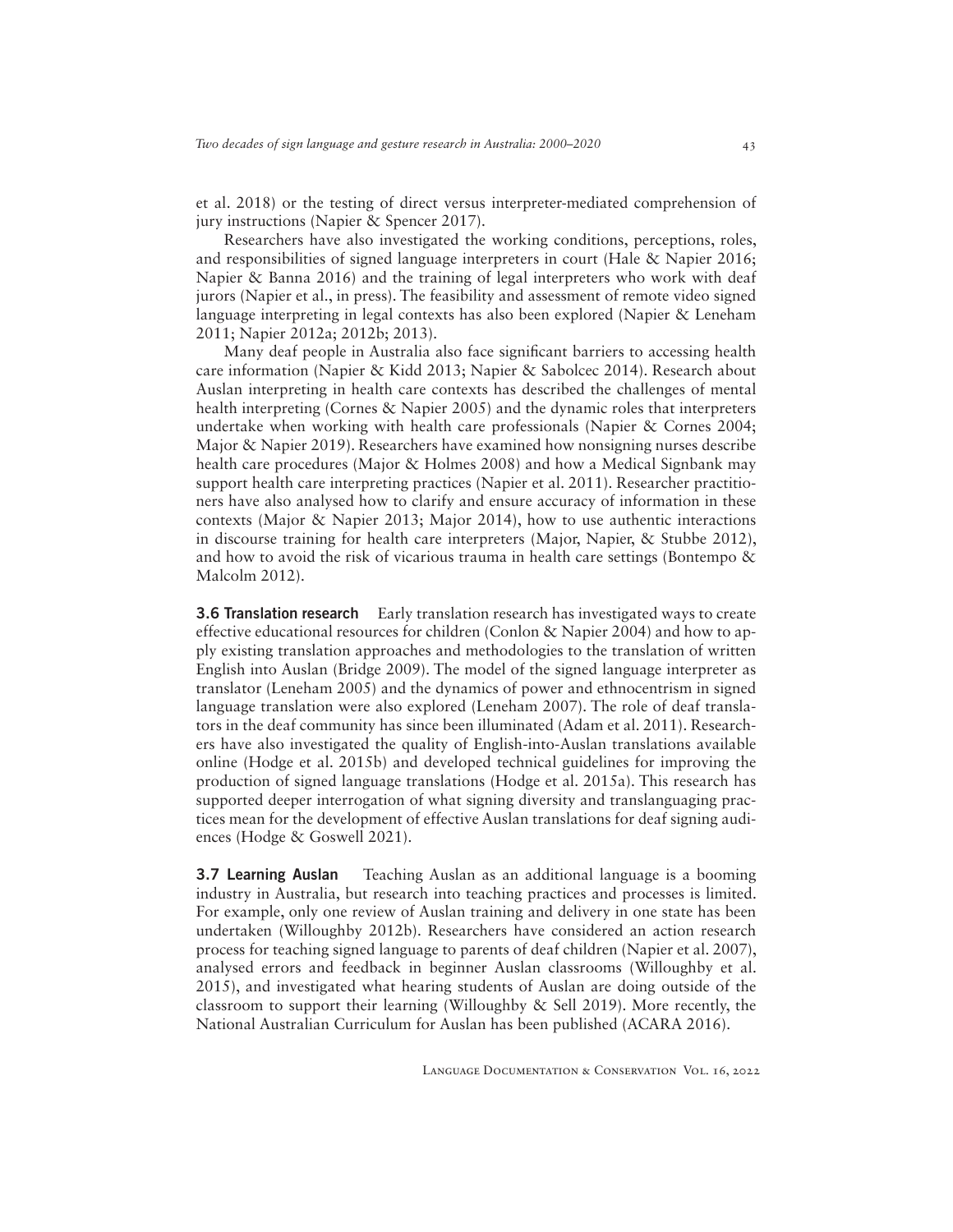et al. 2018) or the testing of direct versus interpreter-mediated comprehension of jury instructions (Napier & Spencer 2017).

Researchers have also investigated the working conditions, perceptions, roles, and responsibilities of signed language interpreters in court (Hale & Napier 2016; Napier & Banna 2016) and the training of legal interpreters who work with deaf jurors (Napier et al., in press). The feasibility and assessment of remote video signed language interpreting in legal contexts has also been explored (Napier & Leneham 2011; Napier 2012a; 2012b; 2013).

Many deaf people in Australia also face significant barriers to accessing health care information (Napier & Kidd 2013; Napier & Sabolcec 2014). Research about Auslan interpreting in health care contexts has described the challenges of mental health interpreting (Cornes & Napier 2005) and the dynamic roles that interpreters undertake when working with health care professionals (Napier & Cornes 2004; Major & Napier 2019). Researchers have examined how nonsigning nurses describe health care procedures (Major & Holmes 2008) and how a Medical Signbank may support health care interpreting practices (Napier et al. 2011). Researcher practitioners have also analysed how to clarify and ensure accuracy of information in these contexts (Major & Napier 2013; Major 2014), how to use authentic interactions in discourse training for health care interpreters (Major, Napier, & Stubbe 2012), and how to avoid the risk of vicarious trauma in health care settings (Bontempo & Malcolm 2012).

**3.6 Translation research** Early translation research has investigated ways to create effective educational resources for children (Conlon & Napier 2004) and how to apply existing translation approaches and methodologies to the translation of written English into Auslan (Bridge 2009). The model of the signed language interpreter as translator (Leneham 2005) and the dynamics of power and ethnocentrism in signed language translation were also explored (Leneham 2007). The role of deaf translators in the deaf community has since been illuminated (Adam et al. 2011). Researchers have also investigated the quality of English-into-Auslan translations available online (Hodge et al. 2015b) and developed technical guidelines for improving the production of signed language translations (Hodge et al. 2015a). This research has supported deeper interrogation of what signing diversity and translanguaging practices mean for the development of effective Auslan translations for deaf signing audiences (Hodge & Goswell 2021).

**3.7 Learning Auslan** Teaching Auslan as an additional language is a booming industry in Australia, but research into teaching practices and processes is limited. For example, only one review of Auslan training and delivery in one state has been undertaken (Willoughby 2012b). Researchers have considered an action research process for teaching signed language to parents of deaf children (Napier et al. 2007), analysed errors and feedback in beginner Auslan classrooms (Willoughby et al. 2015), and investigated what hearing students of Auslan are doing outside of the classroom to support their learning (Willoughby & Sell 2019). More recently, the National Australian Curriculum for Auslan has been published (ACARA 2016).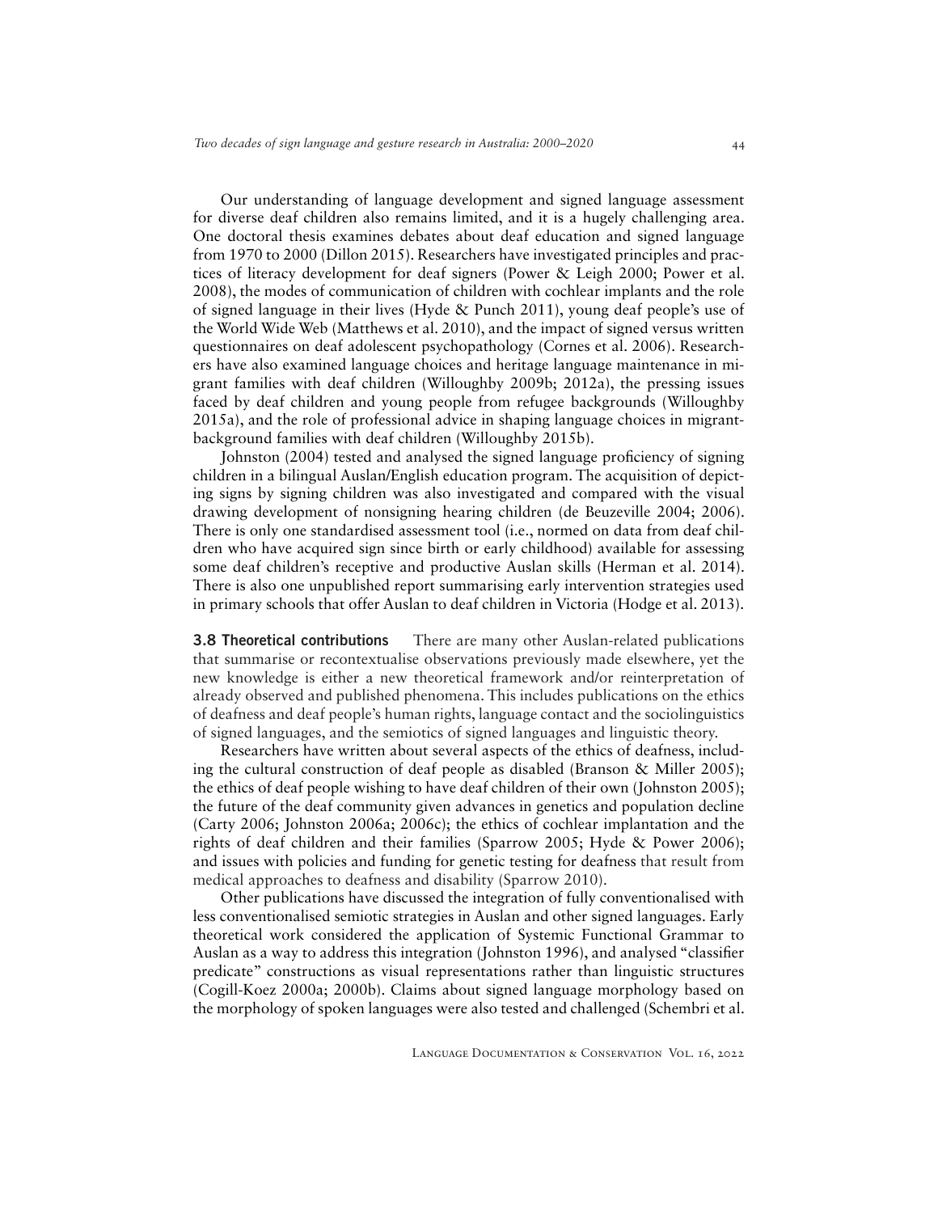Our understanding of language development and signed language assessment for diverse deaf children also remains limited, and it is a hugely challenging area. One doctoral thesis examines debates about deaf education and signed language from 1970 to 2000 (Dillon 2015). Researchers have investigated principles and practices of literacy development for deaf signers (Power & Leigh 2000; Power et al. 2008), the modes of communication of children with cochlear implants and the role of signed language in their lives (Hyde & Punch 2011), young deaf people's use of the World Wide Web (Matthews et al. 2010), and the impact of signed versus written questionnaires on deaf adolescent psychopathology (Cornes et al. 2006). Researchers have also examined language choices and heritage language maintenance in migrant families with deaf children (Willoughby 2009b; 2012a), the pressing issues faced by deaf children and young people from refugee backgrounds (Willoughby 2015a), and the role of professional advice in shaping language choices in migrant-background families with deaf children (Willoughby 2015b).

Johnston (2004) tested and analysed the signed language proficiency of signing children in a bilingual Auslan/English education program. The acquisition of depicting signs by signing children was also investigated and compared with the visual drawing development of nonsigning hearing children (de Beuzeville 2004; 2006). There is only one standardised assessment tool (i.e., normed on data from deaf children who have acquired sign since birth or early childhood) available for assessing some deaf children's receptive and productive Auslan skills (Herman et al. 2014). There is also one unpublished report summarising early intervention strategies used in primary schools that offer Auslan to deaf children in Victoria (Hodge et al. 2013).

### 3.8 Theoretical contributions

There are many other Auslan-related publications that summarise or recontextualise observations previously made elsewhere, yet the new knowledge is either a new theoretical framework and/or reinterpretation of already observed and published phenomena. This includes publications on the ethics of deafness and deaf people's human rights, language contact and the sociolinguistics of signed languages, and the semiotics of signed languages and linguistic theory.

Researchers have written about several aspects of the ethics of deafness, including the cultural construction of deaf people as disabled (Branson & Miller 2005); the ethics of deaf people wishing to have deaf children of their own (Johnston 2005); the future of the deaf community given advances in genetics and population decline (Carty 2006; Johnston 2006a; 2006c); the ethics of cochlear implantation and the rights of deaf children and their families (Sparrow 2005; Hyde & Power 2006); and issues with policies and funding for genetic testing for deafness that result from medical approaches to deafness and disability (Sparrow 2010).

Other publications have discussed the integration of fully conventionalised with less conventionalised semiotic strategies in Auslan and other signed languages. Early theoretical work considered the application of Systemic Functional Grammar to Auslan as a way to address this integration (Johnston 1996), and analysed "classifier predicate" constructions as visual representations rather than linguistic structures (Cogill-Koez 2000a; 2000b). Claims about signed language morphology based on the morphology of spoken languages were also tested and challenged (Schembri et al.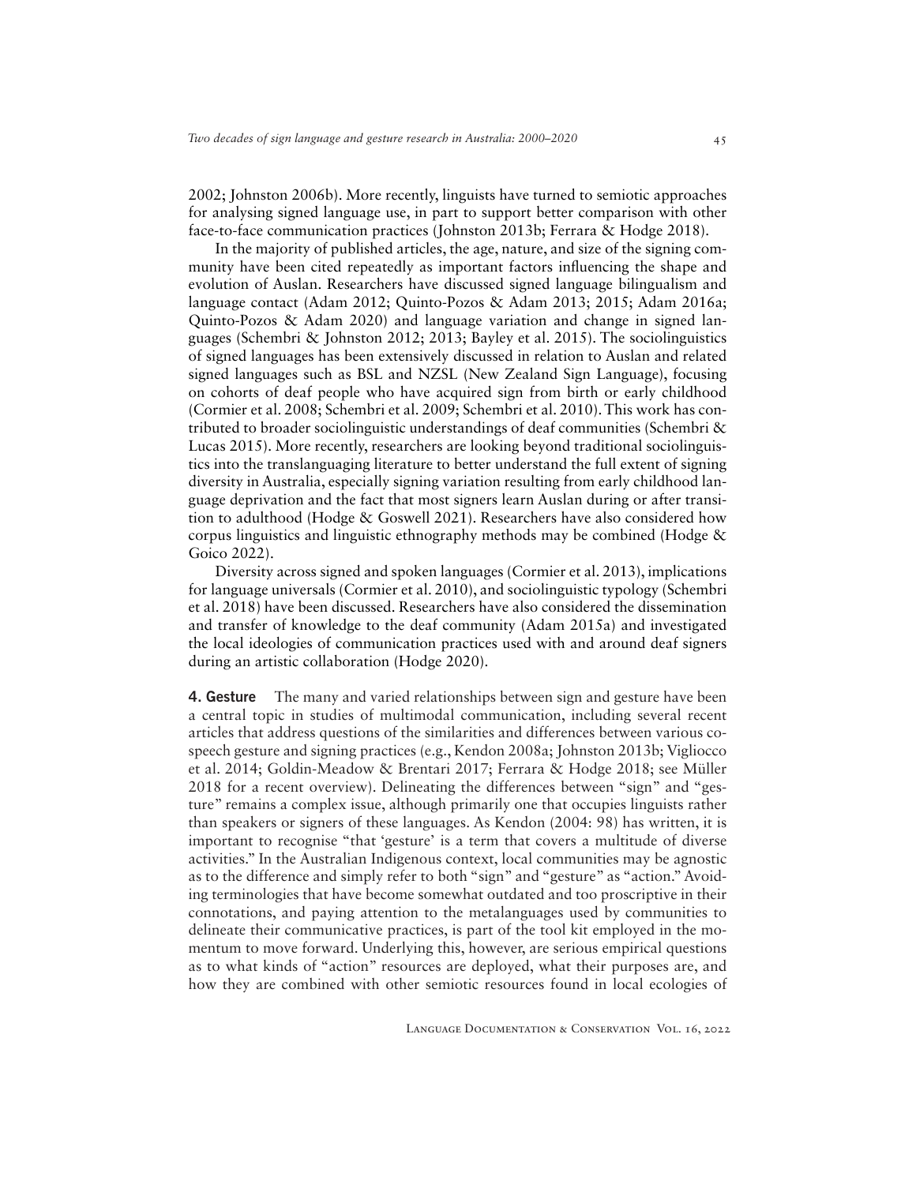2002; Johnston 2006b). More recently, linguists have turned to semiotic approaches for analysing signed language use, in part to support better comparison with other face-to-face communication practices (Johnston 2013b; Ferrara & Hodge 2018).

In the majority of published articles, the age, nature, and size of the signing community have been cited repeatedly as important factors influencing the shape and evolution of Auslan. Researchers have discussed signed language bilingualism and language contact (Adam 2012; Quinto-Pozos & Adam 2013; 2015; Adam 2016a; Quinto-Pozos & Adam 2020) and language variation and change in signed languages (Schembri & Johnston 2012; 2013; Bayley et al. 2015). The sociolinguistics of signed languages has been extensively discussed in relation to Auslan and related signed languages such as BSL and NZSL (New Zealand Sign Language), focusing on cohorts of deaf people who have acquired sign from birth or early childhood (Cormier et al. 2008; Schembri et al. 2009; Schembri et al. 2010). This work has contributed to broader sociolinguistic understandings of deaf communities (Schembri & Lucas 2015). More recently, researchers are looking beyond traditional sociolinguistics into the translanguaging literature to better understand the full extent of signing diversity in Australia, especially signing variation resulting from early childhood language deprivation and the fact that most signers learn Auslan during or after transition to adulthood (Hodge & Goswell 2021). Researchers have also considered how corpus linguistics and linguistic ethnography methods may be combined (Hodge & Goico 2022).

Diversity across signed and spoken languages (Cormier et al. 2013), implications for language universals (Cormier et al. 2010), and sociolinguistic typology (Schembri et al. 2018) have been discussed. Researchers have also considered the dissemination and transfer of knowledge to the deaf community (Adam 2015a) and investigated the local ideologies of communication practices used with and around deaf signers during an artistic collaboration (Hodge 2020).

**4. Gesture** The many and varied relationships between sign and gesture have been a central topic in studies of multimodal communication, including several recent articles that address questions of the similarities and differences between various co-speech gesture and signing practices (e.g., Kendon 2008a; Johnston 2013b; Vigliocco et al. 2014; Goldin-Meadow & Brentari 2017; Ferrara & Hodge 2018; see Müller 2018 for a recent overview). Delineating the differences between "sign" and "gesture" remains a complex issue, although primarily one that occupies linguists rather than speakers or signers of these languages. As Kendon (2004: 98) has written, it is important to recognise "that 'gesture' is a term that covers a multitude of diverse activities." In the Australian Indigenous context, local communities may be agnostic as to the difference and simply refer to both "sign" and "gesture" as "action." Avoiding terminologies that have become somewhat outdated and too proscriptive in their connotations, and paying attention to the metalanguages used by communities to delineate their communicative practices, is part of the tool kit employed in the momentum to move forward. Underlying this, however, are serious empirical questions as to what kinds of "action" resources are deployed, what their purposes are, and how they are combined with other semiotic resources found in local ecologies of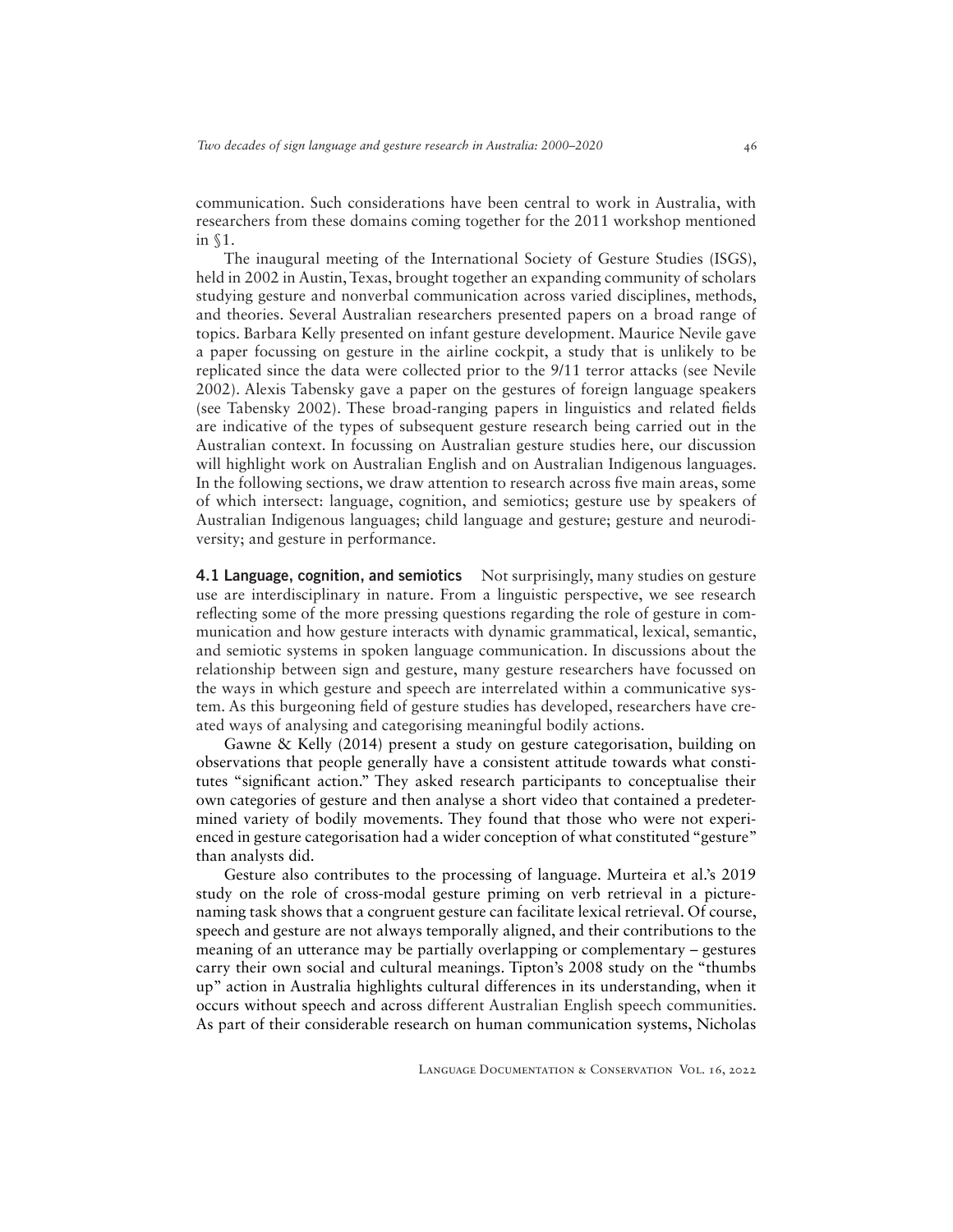communication. Such considerations have been central to work in Australia, with researchers from these domains coming together for the 2011 workshop mentioned in §1.

The inaugural meeting of the International Society of Gesture Studies (ISGS), held in 2002 in Austin, Texas, brought together an expanding community of scholars studying gesture and nonverbal communication across varied disciplines, methods, and theories. Several Australian researchers presented papers on a broad range of topics. Barbara Kelly presented on infant gesture development. Maurice Nevile gave a paper focussing on gesture in the airline cockpit, a study that is unlikely to be replicated since the data were collected prior to the 9/11 terror attacks (see Nevile 2002). Alexis Tabensky gave a paper on the gestures of foreign language speakers (see Tabensky 2002). These broad-ranging papers in linguistics and related fields are indicative of the types of subsequent gesture research being carried out in the Australian context. In focussing on Australian gesture studies here, our discussion will highlight work on Australian English and on Australian Indigenous languages. In the following sections, we draw attention to research across five main areas, some of which intersect: language, cognition, and semiotics; gesture use by speakers of Australian Indigenous languages; child language and gesture; gesture and neurodiversity; and gesture in performance.

**4.1 Language, cognition, and semiotics** Not surprisingly, many studies on gesture use are interdisciplinary in nature. From a linguistic perspective, we see research reflecting some of the more pressing questions regarding the role of gesture in communication and how gesture interacts with dynamic grammatical, lexical, semantic, and semiotic systems in spoken language communication. In discussions about the relationship between sign and gesture, many gesture researchers have focussed on the ways in which gesture and speech are interrelated within a communicative system. As this burgeoning field of gesture studies has developed, researchers have created ways of analysing and categorising meaningful bodily actions.

Gawne & Kelly (2014) present a study on gesture categorisation, building on observations that people generally have a consistent attitude towards what constitutes "significant action." They asked research participants to conceptualise their own categories of gesture and then analyse a short video that contained a predetermined variety of bodily movements. They found that those who were not experienced in gesture categorisation had a wider conception of what constituted "gesture" than analysts did.

Gesture also contributes to the processing of language. Murteira et al.'s 2019 study on the role of cross-modal gesture priming on verb retrieval in a picture-naming task shows that a congruent gesture can facilitate lexical retrieval. Of course, speech and gesture are not always temporally aligned, and their contributions to the meaning of an utterance may be partially overlapping or complementary – gestures carry their own social and cultural meanings. Tipton's 2008 study on the "thumbs up" action in Australia highlights cultural differences in its understanding, when it occurs without speech and across different Australian English speech communities. As part of their considerable research on human communication systems, Nicholas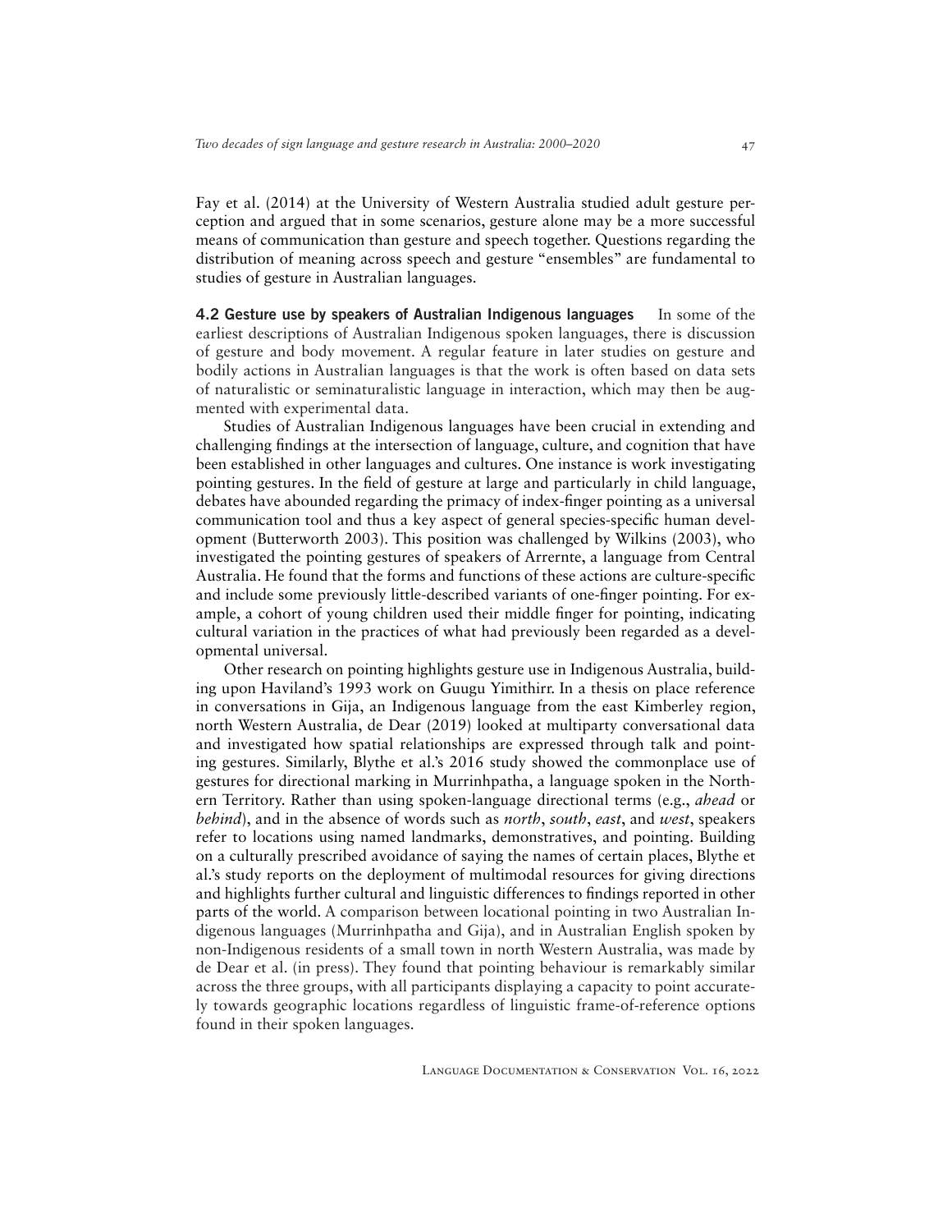Fay et al. (2014) at the University of Western Australia studied adult gesture perception and argued that in some scenarios, gesture alone may be a more successful means of communication than gesture and speech together. Questions regarding the distribution of meaning across speech and gesture "ensembles" are fundamental to studies of gesture in Australian languages.

### 4.2 Gesture use by speakers of Australian Indigenous languages

In some of the earliest descriptions of Australian Indigenous spoken languages, there is discussion of gesture and body movement. A regular feature in later studies on gesture and bodily actions in Australian languages is that the work is often based on data sets of naturalistic or seminaturalistic language in interaction, which may then be augmented with experimental data.

Studies of Australian Indigenous languages have been crucial in extending and challenging findings at the intersection of language, culture, and cognition that have been established in other languages and cultures. One instance is work investigating pointing gestures. In the field of gesture at large and particularly in child language, debates have abounded regarding the primacy of index-finger pointing as a universal communication tool and thus a key aspect of general species-specific human development (Butterworth 2003). This position was challenged by Wilkins (2003), who investigated the pointing gestures of speakers of Arrernte, a language from Central Australia. He found that the forms and functions of these actions are culture-specific and include some previously little-described variants of one-finger pointing. For example, a cohort of young children used their middle finger for pointing, indicating cultural variation in the practices of what had previously been regarded as a developmental universal.

Other research on pointing highlights gesture use in Indigenous Australia, building upon Haviland's 1993 work on Guugu Yimithirr. In a thesis on place reference in conversations in Gija, an Indigenous language from the east Kimberley region, north Western Australia, de Dear (2019) looked at multiparty conversational data and investigated how spatial relationships are expressed through talk and pointing gestures. Similarly, Blythe et al.'s 2016 study showed the commonplace use of gestures for directional marking in Murrinhpatha, a language spoken in the Northern Territory. Rather than using spoken-language directional terms (e.g., *ahead* or *behind*), and in the absence of words such as *north*, *south*, *east*, and *west*, speakers refer to locations using named landmarks, demonstratives, and pointing. Building on a culturally prescribed avoidance of saying the names of certain places, Blythe et al.'s study reports on the deployment of multimodal resources for giving directions and highlights further cultural and linguistic differences to findings reported in other parts of the world. A comparison between locational pointing in two Australian Indigenous languages (Murrinhpatha and Gija), and in Australian English spoken by non-Indigenous residents of a small town in north Western Australia, was made by de Dear et al. (in press). They found that pointing behaviour is remarkably similar across the three groups, with all participants displaying a capacity to point accurately towards geographic locations regardless of linguistic frame-of-reference options found in their spoken languages.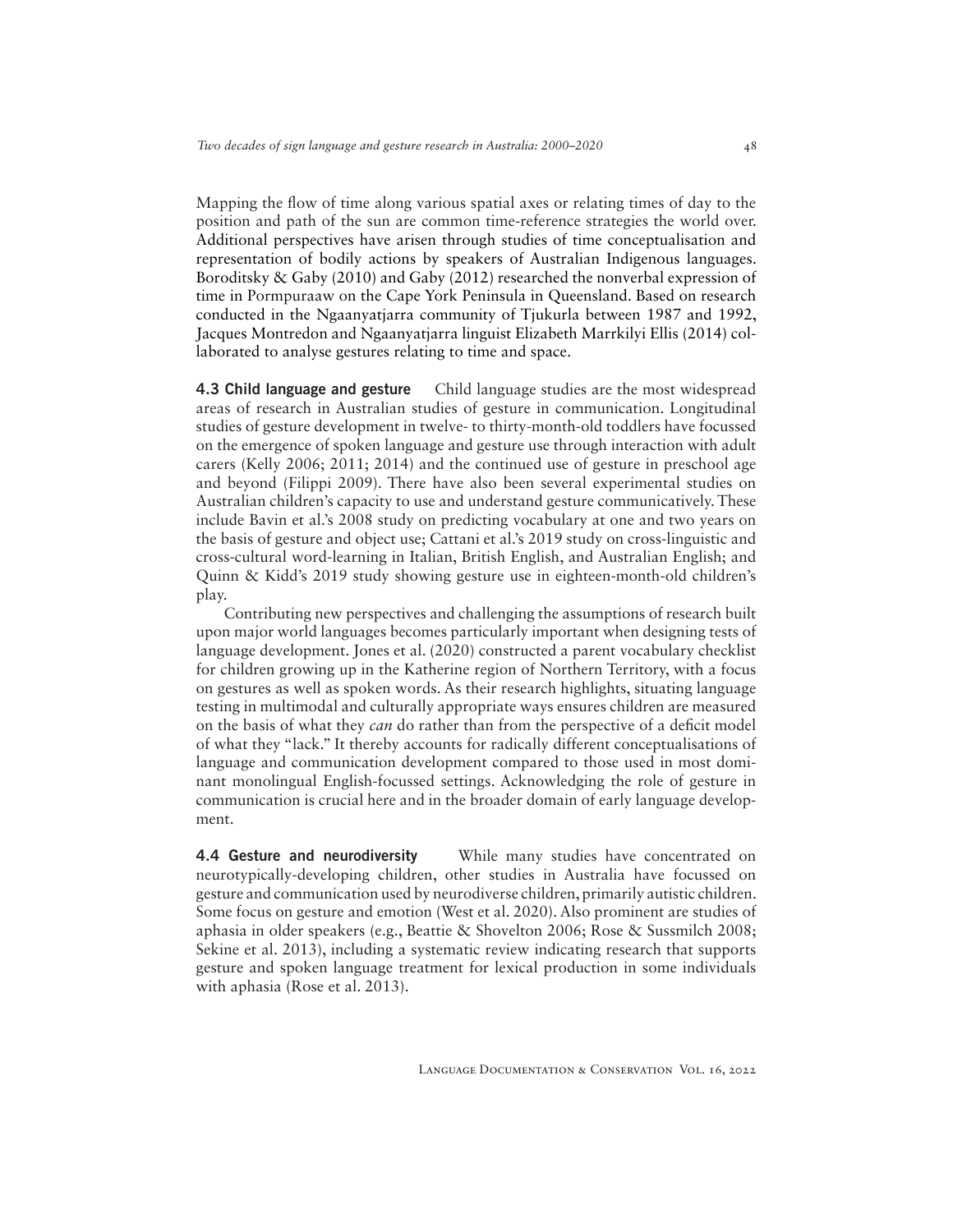Mapping the flow of time along various spatial axes or relating times of day to the position and path of the sun are common time-reference strategies the world over. Additional perspectives have arisen through studies of time conceptualisation and representation of bodily actions by speakers of Australian Indigenous languages. Boroditsky & Gaby (2010) and Gaby (2012) researched the nonverbal expression of time in Pormpuraaw on the Cape York Peninsula in Queensland. Based on research conducted in the Ngaanyatjarra community of Tjukurla between 1987 and 1992, Jacques Montredon and Ngaanyatjarra linguist Elizabeth Marrkilyi Ellis (2014) collaborated to analyse gestures relating to time and space.

**4.3 Child language and gesture** Child language studies are the most widespread areas of research in Australian studies of gesture in communication. Longitudinal studies of gesture development in twelve- to thirty-month-old toddlers have focussed on the emergence of spoken language and gesture use through interaction with adult carers (Kelly 2006; 2011; 2014) and the continued use of gesture in preschool age and beyond (Filippi 2009). There have also been several experimental studies on Australian children's capacity to use and understand gesture communicatively. These include Bavin et al.'s 2008 study on predicting vocabulary at one and two years on the basis of gesture and object use; Cattani et al.'s 2019 study on cross-linguistic and cross-cultural word-learning in Italian, British English, and Australian English; and Quinn & Kidd's 2019 study showing gesture use in eighteen-month-old children's play.

Contributing new perspectives and challenging the assumptions of research built upon major world languages becomes particularly important when designing tests of language development. Jones et al. (2020) constructed a parent vocabulary checklist for children growing up in the Katherine region of Northern Territory, with a focus on gestures as well as spoken words. As their research highlights, situating language testing in multimodal and culturally appropriate ways ensures children are measured on the basis of what they *can* do rather than from the perspective of a deficit model of what they "lack." It thereby accounts for radically different conceptualisations of language and communication development compared to those used in most dominant monolingual English-focussed settings. Acknowledging the role of gesture in communication is crucial here and in the broader domain of early language development.

**4.4 Gesture and neurodiversity** While many studies have concentrated on neurotypically-developing children, other studies in Australia have focussed on gesture and communication used by neurodiverse children, primarily autistic children. Some focus on gesture and emotion (West et al. 2020). Also prominent are studies of aphasia in older speakers (e.g., Beattie & Shovelton 2006; Rose & Sussmilch 2008; Sekine et al. 2013), including a systematic review indicating research that supports gesture and spoken language treatment for lexical production in some individuals with aphasia (Rose et al. 2013).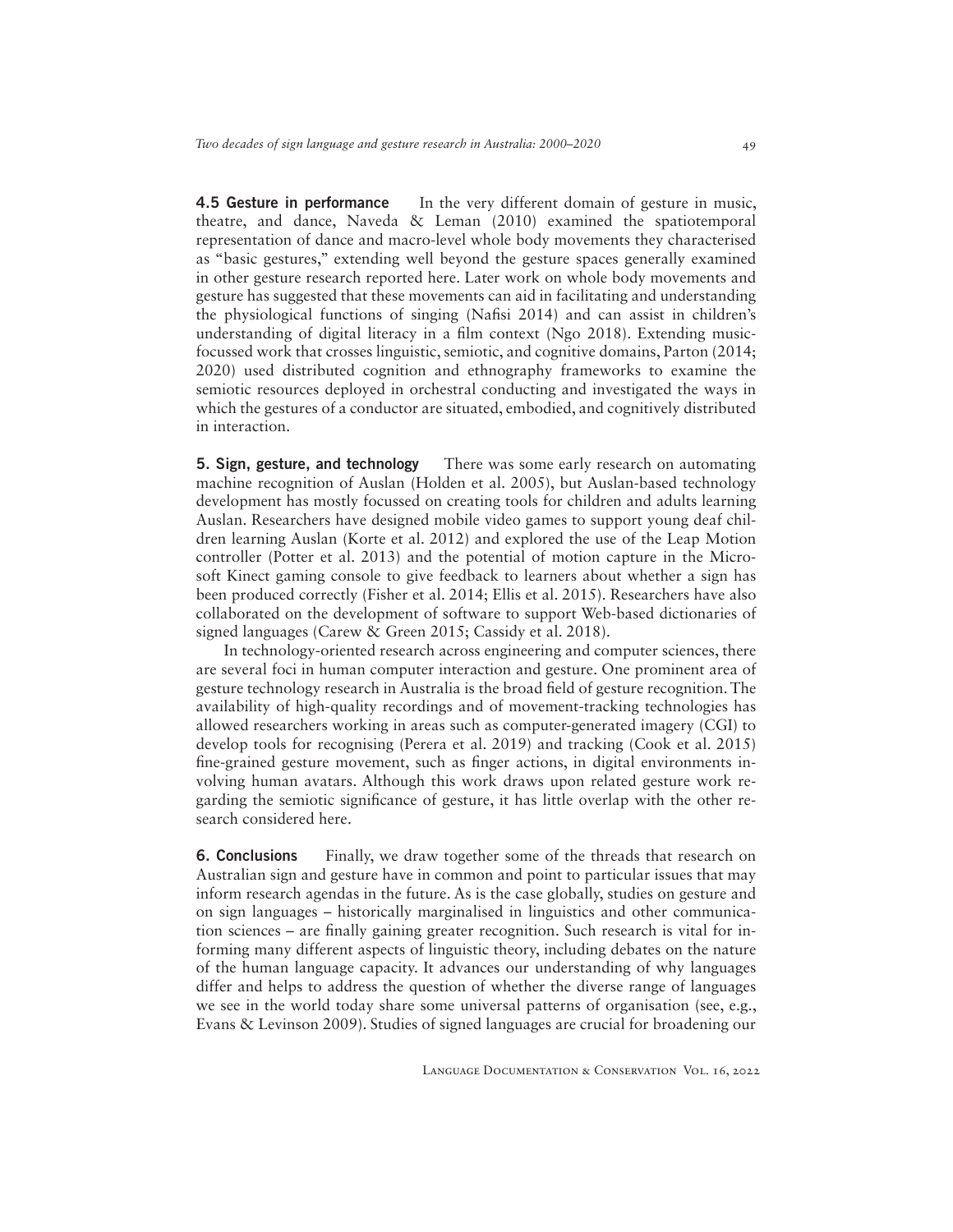**4.5 Gesture in performance** In the very different domain of gesture in music, theatre, and dance, Naveda & Leman (2010) examined the spatiotemporal representation of dance and macro-level whole body movements they characterised as "basic gestures," extending well beyond the gesture spaces generally examined in other gesture research reported here. Later work on whole body movements and gesture has suggested that these movements can aid in facilitating and understanding the physiological functions of singing (Nafisi 2014) and can assist in children's understanding of digital literacy in a film context (Ngo 2018). Extending music-focussed work that crosses linguistic, semiotic, and cognitive domains, Parton (2014; 2020) used distributed cognition and ethnography frameworks to examine the semiotic resources deployed in orchestral conducting and investigated the ways in which the gestures of a conductor are situated, embodied, and cognitively distributed in interaction.

## 5. Sign, gesture, and technology

There was some early research on automating machine recognition of Auslan (Holden et al. 2005), but Auslan-based technology development has mostly focussed on creating tools for children and adults learning Auslan. Researchers have designed mobile video games to support young deaf children learning Auslan (Korte et al. 2012) and explored the use of the Leap Motion controller (Potter et al. 2013) and the potential of motion capture in the Microsoft Kinect gaming console to give feedback to learners about whether a sign has been produced correctly (Fisher et al. 2014; Ellis et al. 2015). Researchers have also collaborated on the development of software to support Web-based dictionaries of signed languages (Carew & Green 2015; Cassidy et al. 2018).

In technology-oriented research across engineering and computer sciences, there are several foci in human computer interaction and gesture. One prominent area of gesture technology research in Australia is the broad field of gesture recognition. The availability of high-quality recordings and of movement-tracking technologies has allowed researchers working in areas such as computer-generated imagery (CGI) to develop tools for recognising (Perera et al. 2019) and tracking (Cook et al. 2015) fine-grained gesture movement, such as finger actions, in digital environments involving human avatars. Although this work draws upon related gesture work regarding the semiotic significance of gesture, it has little overlap with the other research considered here.

## 6. Conclusions

Finally, we draw together some of the threads that research on Australian sign and gesture have in common and point to particular issues that may inform research agendas in the future. As is the case globally, studies on gesture and on sign languages – historically marginalised in linguistics and other communication sciences – are finally gaining greater recognition. Such research is vital for informing many different aspects of linguistic theory, including debates on the nature of the human language capacity. It advances our understanding of why languages differ and helps to address the question of whether the diverse range of languages we see in the world today share some universal patterns of organisation (see, e.g., Evans & Levinson 2009). Studies of signed languages are crucial for broadening our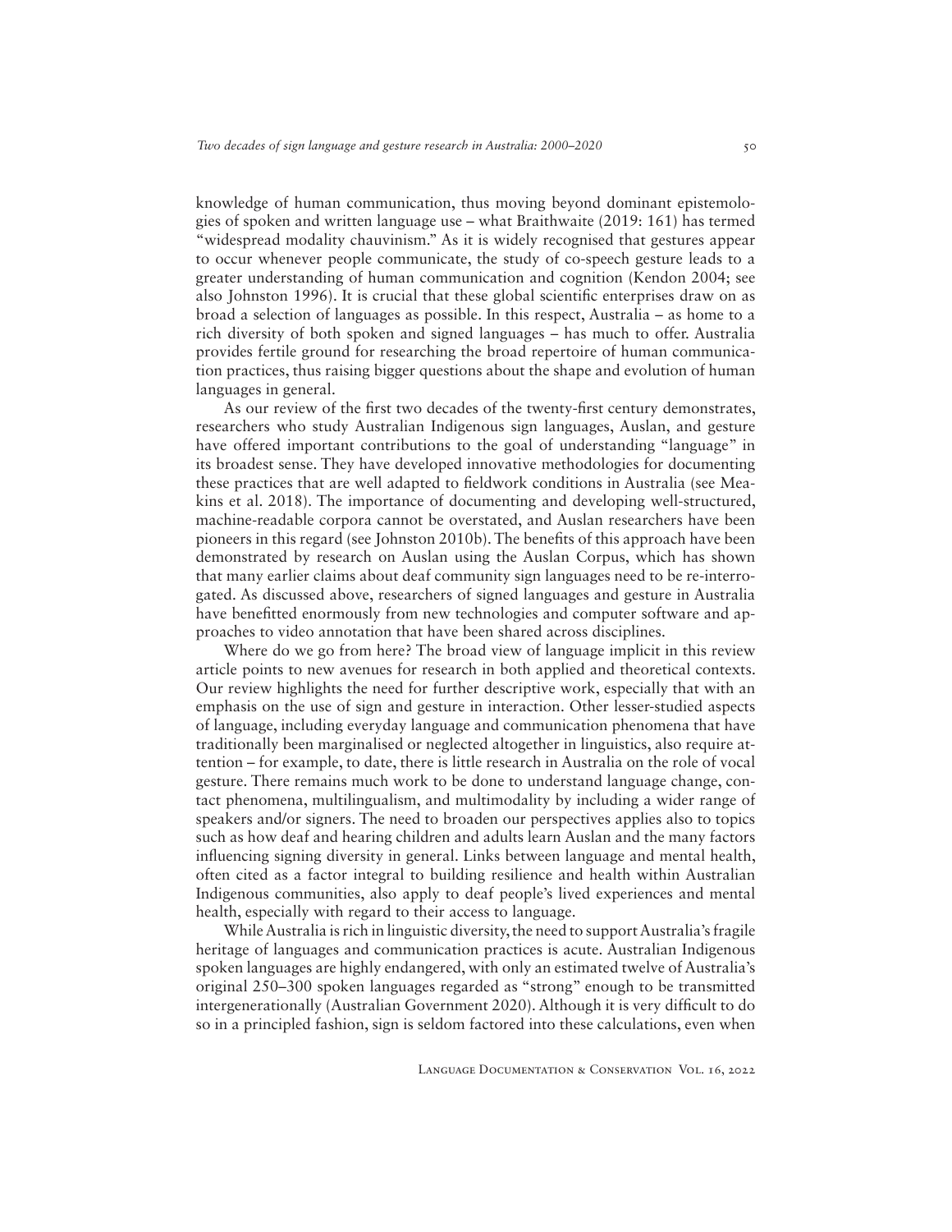knowledge of human communication, thus moving beyond dominant epistemologies of spoken and written language use – what Braithwaite (2019: 161) has termed "widespread modality chauvinism." As it is widely recognised that gestures appear to occur whenever people communicate, the study of co-speech gesture leads to a greater understanding of human communication and cognition (Kendon 2004; see also Johnston 1996). It is crucial that these global scientific enterprises draw on as broad a selection of languages as possible. In this respect, Australia – as home to a rich diversity of both spoken and signed languages – has much to offer. Australia provides fertile ground for researching the broad repertoire of human communication practices, thus raising bigger questions about the shape and evolution of human languages in general.

As our review of the first two decades of the twenty-first century demonstrates, researchers who study Australian Indigenous sign languages, Auslan, and gesture have offered important contributions to the goal of understanding "language" in its broadest sense. They have developed innovative methodologies for documenting these practices that are well adapted to fieldwork conditions in Australia (see Meakins et al. 2018). The importance of documenting and developing well-structured, machine-readable corpora cannot be overstated, and Auslan researchers have been pioneers in this regard (see Johnston 2010b). The benefits of this approach have been demonstrated by research on Auslan using the Auslan Corpus, which has shown that many earlier claims about deaf community sign languages need to be re-interrogated. As discussed above, researchers of signed languages and gesture in Australia have benefitted enormously from new technologies and computer software and approaches to video annotation that have been shared across disciplines.

Where do we go from here? The broad view of language implicit in this review article points to new avenues for research in both applied and theoretical contexts. Our review highlights the need for further descriptive work, especially that with an emphasis on the use of sign and gesture in interaction. Other lesser-studied aspects of language, including everyday language and communication phenomena that have traditionally been marginalised or neglected altogether in linguistics, also require attention – for example, to date, there is little research in Australia on the role of vocal gesture. There remains much work to be done to understand language change, contact phenomena, multilingualism, and multimodality by including a wider range of speakers and/or signers. The need to broaden our perspectives applies also to topics such as how deaf and hearing children and adults learn Auslan and the many factors influencing signing diversity in general. Links between language and mental health, often cited as a factor integral to building resilience and health within Australian Indigenous communities, also apply to deaf people's lived experiences and mental health, especially with regard to their access to language.

While Australia is rich in linguistic diversity, the need to support Australia's fragile heritage of languages and communication practices is acute. Australian Indigenous spoken languages are highly endangered, with only an estimated twelve of Australia's original 250–300 spoken languages regarded as "strong" enough to be transmitted intergenerationally (Australian Government 2020). Although it is very difficult to do so in a principled fashion, sign is seldom factored into these calculations, even when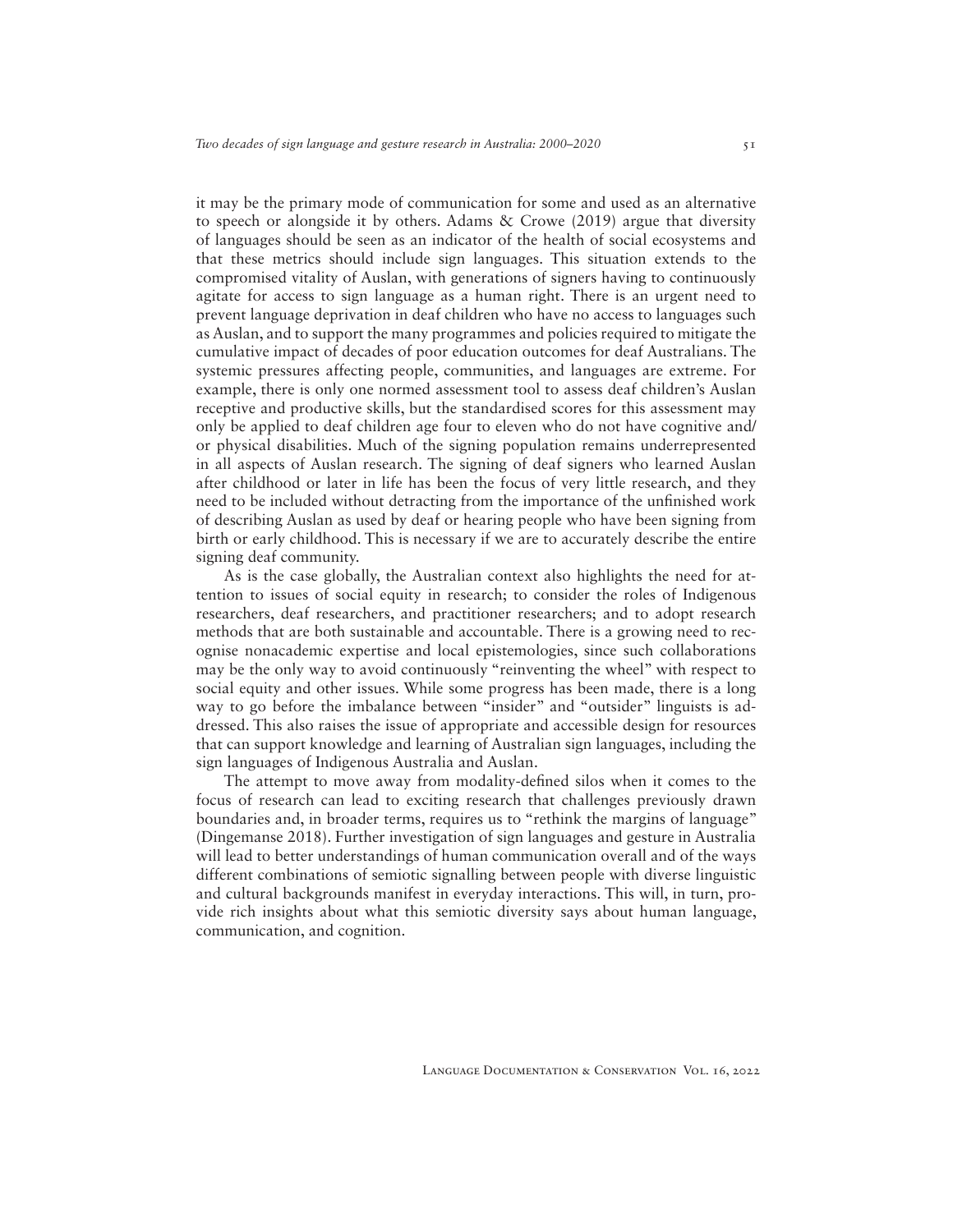it may be the primary mode of communication for some and used as an alternative to speech or alongside it by others. Adams & Crowe (2019) argue that diversity of languages should be seen as an indicator of the health of social ecosystems and that these metrics should include sign languages. This situation extends to the compromised vitality of Auslan, with generations of signers having to continuously agitate for access to sign language as a human right. There is an urgent need to prevent language deprivation in deaf children who have no access to languages such as Auslan, and to support the many programmes and policies required to mitigate the cumulative impact of decades of poor education outcomes for deaf Australians. The systemic pressures affecting people, communities, and languages are extreme. For example, there is only one normed assessment tool to assess deaf children's Auslan receptive and productive skills, but the standardised scores for this assessment may only be applied to deaf children age four to eleven who do not have cognitive and/or physical disabilities. Much of the signing population remains underrepresented in all aspects of Auslan research. The signing of deaf signers who learned Auslan after childhood or later in life has been the focus of very little research, and they need to be included without detracting from the importance of the unfinished work of describing Auslan as used by deaf or hearing people who have been signing from birth or early childhood. This is necessary if we are to accurately describe the entire signing deaf community.

As is the case globally, the Australian context also highlights the need for attention to issues of social equity in research; to consider the roles of Indigenous researchers, deaf researchers, and practitioner researchers; and to adopt research methods that are both sustainable and accountable. There is a growing need to recognise nonacademic expertise and local epistemologies, since such collaborations may be the only way to avoid continuously "reinventing the wheel" with respect to social equity and other issues. While some progress has been made, there is a long way to go before the imbalance between "insider" and "outsider" linguists is addressed. This also raises the issue of appropriate and accessible design for resources that can support knowledge and learning of Australian sign languages, including the sign languages of Indigenous Australia and Auslan.

The attempt to move away from modality-defined silos when it comes to the focus of research can lead to exciting research that challenges previously drawn boundaries and, in broader terms, requires us to "rethink the margins of language" (Dingemanse 2018). Further investigation of sign languages and gesture in Australia will lead to better understandings of human communication overall and of the ways different combinations of semiotic signalling between people with diverse linguistic and cultural backgrounds manifest in everyday interactions. This will, in turn, provide rich insights about what this semiotic diversity says about human language, communication, and cognition.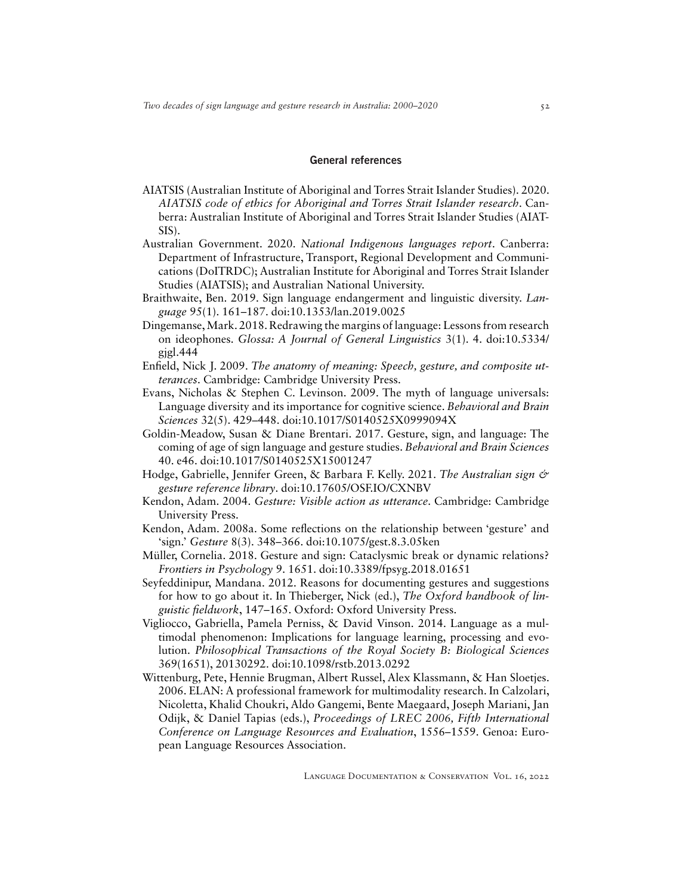## General references

AIATSIS (Australian Institute of Aboriginal and Torres Strait Islander Studies). 2020. *AIATSIS code of ethics for Aboriginal and Torres Strait Islander research*. Canberra: Australian Institute of Aboriginal and Torres Strait Islander Studies (AIATSIS).

Australian Government. 2020. *National Indigenous languages report*. Canberra: Department of Infrastructure, Transport, Regional Development and Communications (DoITRDC); Australian Institute for Aboriginal and Torres Strait Islander Studies (AIATSIS); and Australian National University.

Braithwaite, Ben. 2019. Sign language endangerment and linguistic diversity. *Language* 95(1). 161–187. doi:10.1353/lan.2019.0025

Dingemanse, Mark. 2018. Redrawing the margins of language: Lessons from research on ideophones. *Glossa: A Journal of General Linguistics* 3(1). 4. doi:10.5334/gjgl.444

Enfield, Nick J. 2009. *The anatomy of meaning: Speech, gesture, and composite utterances*. Cambridge: Cambridge University Press.

Evans, Nicholas & Stephen C. Levinson. 2009. The myth of language universals: Language diversity and its importance for cognitive science. *Behavioral and Brain Sciences* 32(5). 429–448. doi:10.1017/S0140525X0999094X

Goldin-Meadow, Susan & Diane Brentari. 2017. Gesture, sign, and language: The coming of age of sign language and gesture studies. *Behavioral and Brain Sciences* 40. e46. doi:10.1017/S0140525X15001247

Hodge, Gabrielle, Jennifer Green, & Barbara F. Kelly. 2021. *The Australian sign & gesture reference library*. doi:10.17605/OSF.IO/CXNBV

Kendon, Adam. 2004. *Gesture: Visible action as utterance*. Cambridge: Cambridge University Press.

Kendon, Adam. 2008a. Some reflections on the relationship between 'gesture' and 'sign.' *Gesture* 8(3). 348–366. doi:10.1075/gest.8.3.05ken

Müller, Cornelia. 2018. Gesture and sign: Cataclysmic break or dynamic relations? *Frontiers in Psychology* 9. 1651. doi:10.3389/fpsyg.2018.01651

Seyfeddinipur, Mandana. 2012. Reasons for documenting gestures and suggestions for how to go about it. In Thieberger, Nick (ed.), *The Oxford handbook of linguistic fieldwork*, 147–165. Oxford: Oxford University Press.

Vigliocco, Gabriella, Pamela Perniss, & David Vinson. 2014. Language as a multimodal phenomenon: Implications for language learning, processing and evolution. *Philosophical Transactions of the Royal Society B: Biological Sciences* 369(1651), 20130292. doi:10.1098/rstb.2013.0292

Wittenburg, Pete, Hennie Brugman, Albert Russel, Alex Klassmann, & Han Sloetjes. 2006. ELAN: A professional framework for multimodality research. In Calzolari, Nicoletta, Khalid Choukri, Aldo Gangemi, Bente Maegaard, Joseph Mariani, Jan Odijk, & Daniel Tapias (eds.), *Proceedings of LREC 2006, Fifth International Conference on Language Resources and Evaluation*, 1556–1559. Genoa: European Language Resources Association.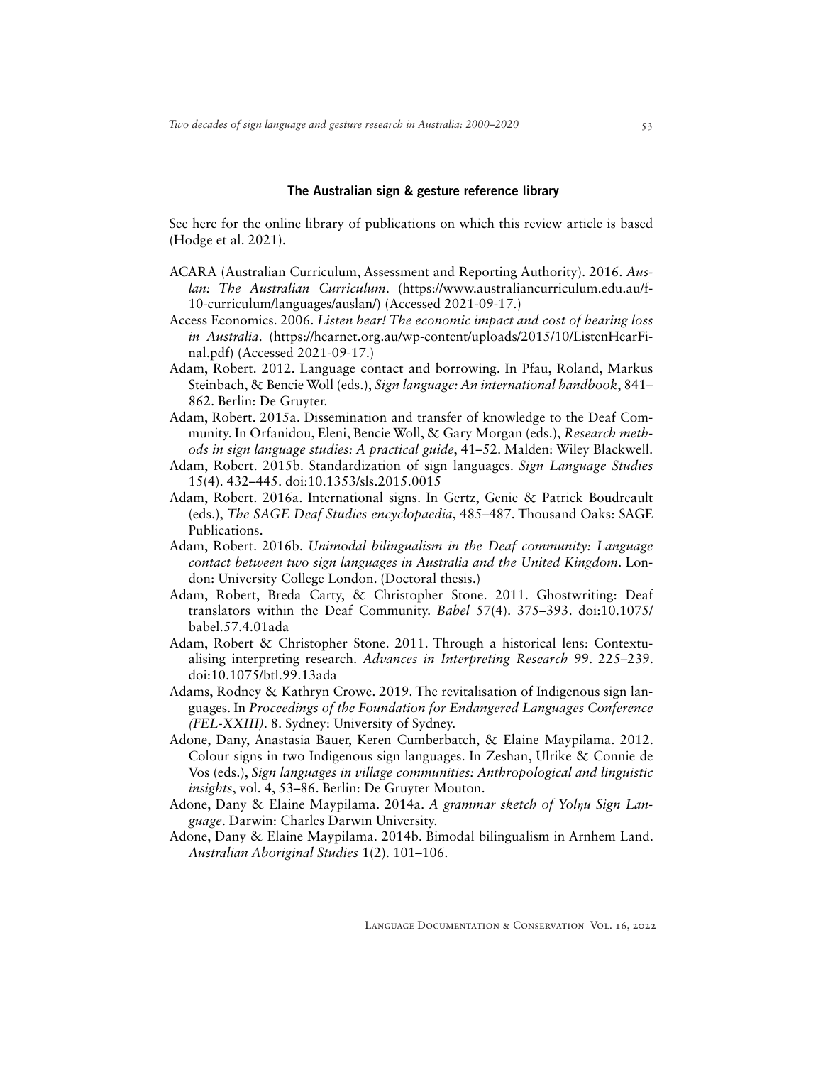## The Australian sign & gesture reference library

See here for the online library of publications on which this review article is based (Hodge et al. 2021).

ACARA (Australian Curriculum, Assessment and Reporting Authority). 2016. *Auslan: The Australian Curriculum*. (https://www.australiancurriculum.edu.au/f-10-curriculum/languages/auslan/) (Accessed 2021-09-17.)

Access Economics. 2006. *Listen hear! The economic impact and cost of hearing loss in Australia*. (https://hearnet.org.au/wp-content/uploads/2015/10/ListenHearFinal.pdf) (Accessed 2021-09-17.)

Adam, Robert. 2012. Language contact and borrowing. In Pfau, Roland, Markus Steinbach, & Bencie Woll (eds.), *Sign language: An international handbook*, 841–862. Berlin: De Gruyter.

Adam, Robert. 2015a. Dissemination and transfer of knowledge to the Deaf Community. In Orfanidou, Eleni, Bencie Woll, & Gary Morgan (eds.), *Research methods in sign language studies: A practical guide*, 41–52. Malden: Wiley Blackwell.

Adam, Robert. 2015b. Standardization of sign languages. *Sign Language Studies* 15(4). 432–445. doi:10.1353/sls.2015.0015

Adam, Robert. 2016a. International signs. In Gertz, Genie & Patrick Boudreault (eds.), *The SAGE Deaf Studies encyclopaedia*, 485–487. Thousand Oaks: SAGE Publications.

Adam, Robert. 2016b. *Unimodal bilingualism in the Deaf community: Language contact between two sign languages in Australia and the United Kingdom*. London: University College London. (Doctoral thesis.)

Adam, Robert, Breda Carty, & Christopher Stone. 2011. Ghostwriting: Deaf translators within the Deaf Community. *Babel* 57(4). 375–393. doi:10.1075/babel.57.4.01ada

Adam, Robert & Christopher Stone. 2011. Through a historical lens: Contextualising interpreting research. *Advances in Interpreting Research* 99. 225–239. doi:10.1075/btl.99.13ada

Adams, Rodney & Kathryn Crowe. 2019. The revitalisation of Indigenous sign languages. In *Proceedings of the Foundation for Endangered Languages Conference (FEL-XXIII)*. 8. Sydney: University of Sydney.

Adone, Dany, Anastasia Bauer, Keren Cumberbatch, & Elaine Maypilama. 2012. Colour signs in two Indigenous sign languages. In Zeshan, Ulrike & Connie de Vos (eds.), *Sign languages in village communities: Anthropological and linguistic insights*, vol. 4, 53–86. Berlin: De Gruyter Mouton.

Adone, Dany & Elaine Maypilama. 2014a. *A grammar sketch of Yolŋu Sign Language*. Darwin: Charles Darwin University.

Adone, Dany & Elaine Maypilama. 2014b. Bimodal bilingualism in Arnhem Land. *Australian Aboriginal Studies* 1(2). 101–106.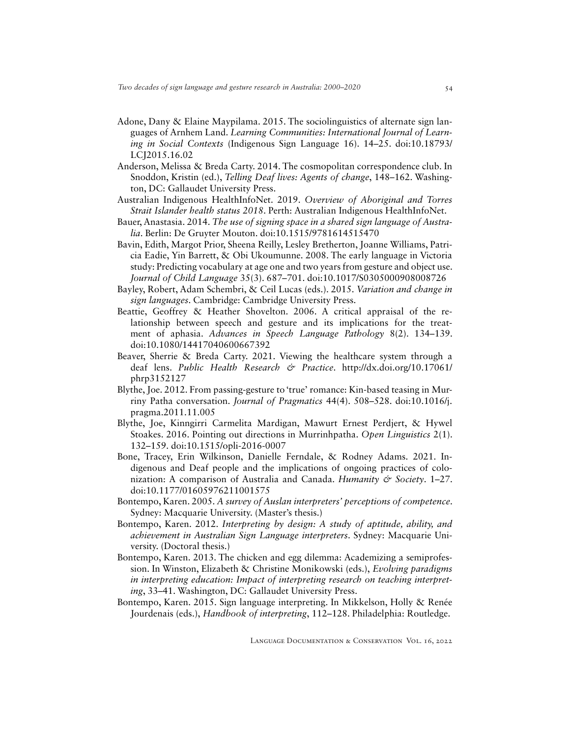Adone, Dany & Elaine Maypilama. 2015. The sociolinguistics of alternate sign languages of Arnhem Land. *Learning Communities: International Journal of Learning in Social Contexts* (Indigenous Sign Language 16). 14–25. doi:10.18793/LCJ2015.16.02

Anderson, Melissa & Breda Carty. 2014. The cosmopolitan correspondence club. In Snoddon, Kristin (ed.), *Telling Deaf lives: Agents of change*, 148–162. Washington, DC: Gallaudet University Press.

Australian Indigenous HealthInfoNet. 2019. *Overview of Aboriginal and Torres Strait Islander health status 2018*. Perth: Australian Indigenous HealthInfoNet.

Bauer, Anastasia. 2014. *The use of signing space in a shared sign language of Australia*. Berlin: De Gruyter Mouton. doi:10.1515/9781614515470

Bavin, Edith, Margot Prior, Sheena Reilly, Lesley Bretherton, Joanne Williams, Patricia Eadie, Yin Barrett, & Obi Ukoumunne. 2008. The early language in Victoria study: Predicting vocabulary at age one and two years from gesture and object use. *Journal of Child Language* 35(3). 687–701. doi:10.1017/S0305000908008726

Bayley, Robert, Adam Schembri, & Ceil Lucas (eds.). 2015. *Variation and change in sign languages*. Cambridge: Cambridge University Press.

Beattie, Geoffrey & Heather Shovelton. 2006. A critical appraisal of the relationship between speech and gesture and its implications for the treatment of aphasia. *Advances in Speech Language Pathology* 8(2). 134–139. doi:10.1080/14417040600667392

Beaver, Sherrie & Breda Carty. 2021. Viewing the healthcare system through a deaf lens. *Public Health Research & Practice*. http://dx.doi.org/10.17061/phrp3152127

Blythe, Joe. 2012. From passing-gesture to 'true' romance: Kin-based teasing in Murriny Patha conversation. *Journal of Pragmatics* 44(4). 508–528. doi:10.1016/j.pragma.2011.11.005

Blythe, Joe, Kinngirri Carmelita Mardigan, Mawurt Ernest Perdjert, & Hywel Stoakes. 2016. Pointing out directions in Murrinhpatha. *Open Linguistics* 2(1). 132–159. doi:10.1515/opli-2016-0007

Bone, Tracey, Erin Wilkinson, Danielle Ferndale, & Rodney Adams. 2021. Indigenous and Deaf people and the implications of ongoing practices of colonization: A comparison of Australia and Canada. *Humanity & Society*. 1–27. doi:10.1177/01605976211001575

Bontempo, Karen. 2005. *A survey of Auslan interpreters' perceptions of competence*. Sydney: Macquarie University. (Master's thesis.)

Bontempo, Karen. 2012. *Interpreting by design: A study of aptitude, ability, and achievement in Australian Sign Language interpreters*. Sydney: Macquarie University. (Doctoral thesis.)

Bontempo, Karen. 2013. The chicken and egg dilemma: Academizing a semiprofession. In Winston, Elizabeth & Christine Monikowski (eds.), *Evolving paradigms in interpreting education: Impact of interpreting research on teaching interpreting*, 33–41. Washington, DC: Gallaudet University Press.

Bontempo, Karen. 2015. Sign language interpreting. In Mikkelson, Holly & Renée Jourdenais (eds.), *Handbook of interpreting*, 112–128. Philadelphia: Routledge.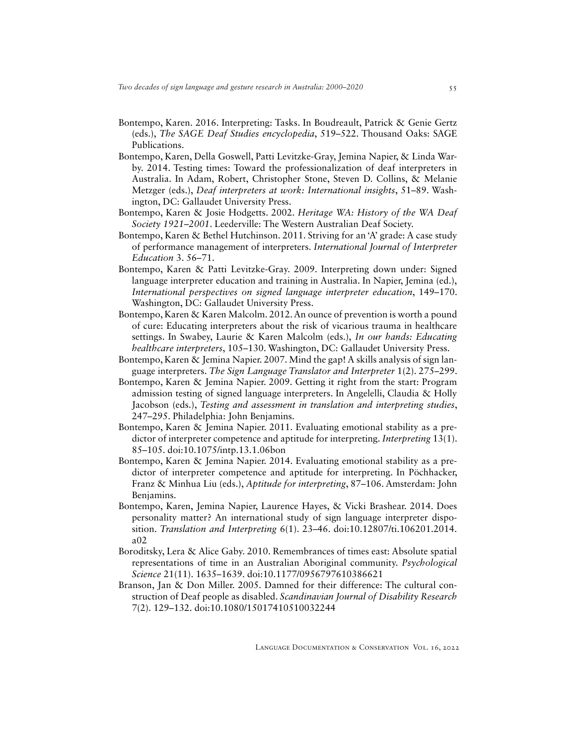Bontempo, Karen. 2016. Interpreting: Tasks. In Boudreault, Patrick & Genie Gertz (eds.), *The SAGE Deaf Studies encyclopedia*, 519–522. Thousand Oaks: SAGE Publications.

Bontempo, Karen, Della Goswell, Patti Levitzke-Gray, Jemina Napier, & Linda Warby. 2014. Testing times: Toward the professionalization of deaf interpreters in Australia. In Adam, Robert, Christopher Stone, Steven D. Collins, & Melanie Metzger (eds.), *Deaf interpreters at work: International insights*, 51–89. Washington, DC: Gallaudet University Press.

Bontempo, Karen & Josie Hodgetts. 2002. *Heritage WA: History of the WA Deaf Society 1921–2001*. Leederville: The Western Australian Deaf Society.

Bontempo, Karen & Bethel Hutchinson. 2011. Striving for an 'A' grade: A case study of performance management of interpreters. *International Journal of Interpreter Education* 3. 56–71.

Bontempo, Karen & Patti Levitzke-Gray. 2009. Interpreting down under: Signed language interpreter education and training in Australia. In Napier, Jemina (ed.), *International perspectives on signed language interpreter education*, 149–170. Washington, DC: Gallaudet University Press.

Bontempo, Karen & Karen Malcolm. 2012. An ounce of prevention is worth a pound of cure: Educating interpreters about the risk of vicarious trauma in healthcare settings. In Swabey, Laurie & Karen Malcolm (eds.), *In our hands: Educating healthcare interpreters*, 105–130. Washington, DC: Gallaudet University Press.

Bontempo, Karen & Jemina Napier. 2007. Mind the gap! A skills analysis of sign language interpreters. *The Sign Language Translator and Interpreter* 1(2). 275–299.

Bontempo, Karen & Jemina Napier. 2009. Getting it right from the start: Program admission testing of signed language interpreters. In Angelelli, Claudia & Holly Jacobson (eds.), *Testing and assessment in translation and interpreting studies*, 247–295. Philadelphia: John Benjamins.

Bontempo, Karen & Jemina Napier. 2011. Evaluating emotional stability as a predictor of interpreter competence and aptitude for interpreting. *Interpreting* 13(1). 85–105. doi:10.1075/intp.13.1.06bon

Bontempo, Karen & Jemina Napier. 2014. Evaluating emotional stability as a predictor of interpreter competence and aptitude for interpreting. In Pöchhacker, Franz & Minhua Liu (eds.), *Aptitude for interpreting*, 87–106. Amsterdam: John Benjamins.

Bontempo, Karen, Jemina Napier, Laurence Hayes, & Vicki Brashear. 2014. Does personality matter? An international study of sign language interpreter disposition. *Translation and Interpreting* 6(1). 23–46. doi:10.12807/ti.106201.2014.a02

Boroditsky, Lera & Alice Gaby. 2010. Remembrances of times east: Absolute spatial representations of time in an Australian Aboriginal community. *Psychological Science* 21(11). 1635–1639. doi:10.1177/0956797610386621

Branson, Jan & Don Miller. 2005. Damned for their difference: The cultural construction of Deaf people as disabled. *Scandinavian Journal of Disability Research* 7(2). 129–132. doi:10.1080/15017410510032244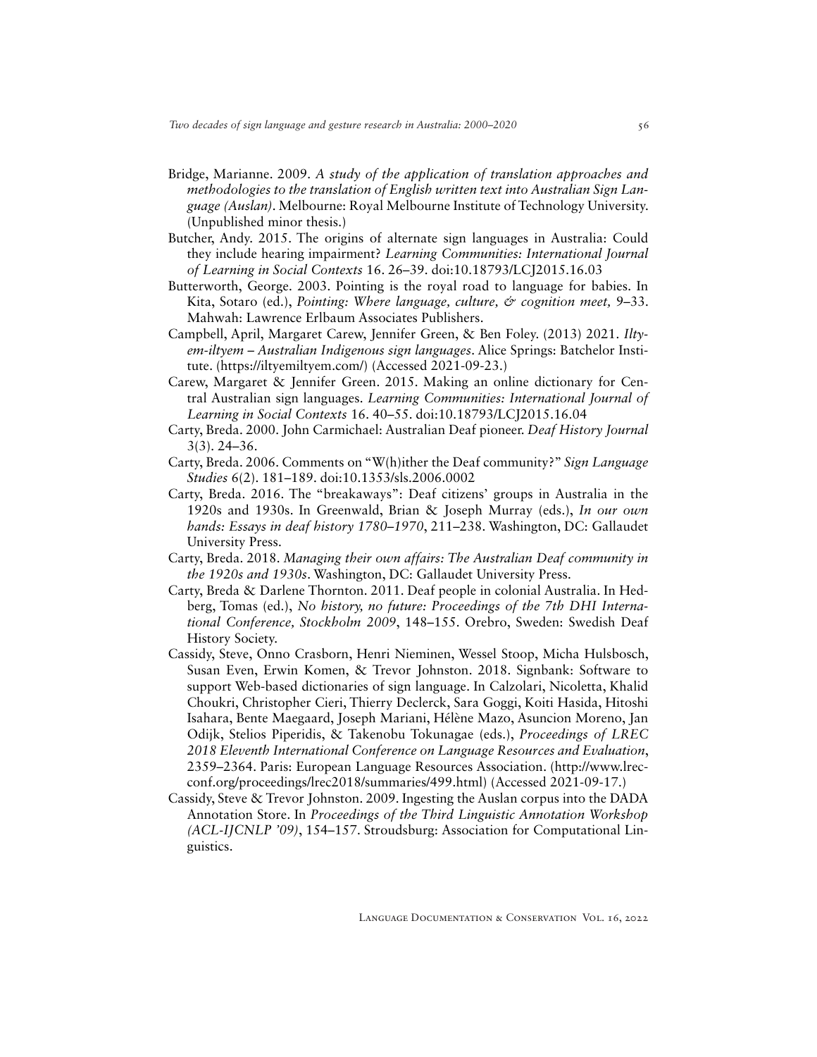Bridge, Marianne. 2009. *A study of the application of translation approaches and methodologies to the translation of English written text into Australian Sign Language (Auslan)*. Melbourne: Royal Melbourne Institute of Technology University. (Unpublished minor thesis.)

Butcher, Andy. 2015. The origins of alternate sign languages in Australia: Could they include hearing impairment? *Learning Communities: International Journal of Learning in Social Contexts* 16. 26–39. doi:10.18793/LCJ2015.16.03

Butterworth, George. 2003. Pointing is the royal road to language for babies. In Kita, Sotaro (ed.), *Pointing: Where language, culture, & cognition meet,* 9–33. Mahwah: Lawrence Erlbaum Associates Publishers.

Campbell, April, Margaret Carew, Jennifer Green, & Ben Foley. (2013) 2021. *Iltyem-iltyem – Australian Indigenous sign languages*. Alice Springs: Batchelor Institute. (https://iltyemiltyem.com/) (Accessed 2021-09-23.)

Carew, Margaret & Jennifer Green. 2015. Making an online dictionary for Central Australian sign languages. *Learning Communities: International Journal of Learning in Social Contexts* 16. 40–55. doi:10.18793/LCJ2015.16.04

Carty, Breda. 2000. John Carmichael: Australian Deaf pioneer. *Deaf History Journal* 3(3). 24–36.

Carty, Breda. 2006. Comments on "W(h)ither the Deaf community?" *Sign Language Studies* 6(2). 181–189. doi:10.1353/sls.2006.0002

Carty, Breda. 2016. The "breakaways": Deaf citizens' groups in Australia in the 1920s and 1930s. In Greenwald, Brian & Joseph Murray (eds.), *In our own hands: Essays in deaf history 1780–1970*, 211–238. Washington, DC: Gallaudet University Press.

Carty, Breda. 2018. *Managing their own affairs: The Australian Deaf community in the 1920s and 1930s*. Washington, DC: Gallaudet University Press.

Carty, Breda & Darlene Thornton. 2011. Deaf people in colonial Australia. In Hedberg, Tomas (ed.), *No history, no future: Proceedings of the 7th DHI International Conference, Stockholm 2009*, 148–155. Orebro, Sweden: Swedish Deaf History Society.

Cassidy, Steve, Onno Crasborn, Henri Nieminen, Wessel Stoop, Micha Hulsbosch, Susan Even, Erwin Komen, & Trevor Johnston. 2018. Signbank: Software to support Web-based dictionaries of sign language. In Calzolari, Nicoletta, Khalid Choukri, Christopher Cieri, Thierry Declerck, Sara Goggi, Koiti Hasida, Hitoshi Isahara, Bente Maegaard, Joseph Mariani, Hélène Mazo, Asuncion Moreno, Jan Odijk, Stelios Piperidis, & Takenobu Tokunagae (eds.), *Proceedings of LREC 2018 Eleventh International Conference on Language Resources and Evaluation*, 2359–2364. Paris: European Language Resources Association. (http://www.lrec-conf.org/proceedings/lrec2018/summaries/499.html) (Accessed 2021-09-17.)

Cassidy, Steve & Trevor Johnston. 2009. Ingesting the Auslan corpus into the DADA Annotation Store. In *Proceedings of the Third Linguistic Annotation Workshop (ACL-IJCNLP '09)*, 154–157. Stroudsburg: Association for Computational Linguistics.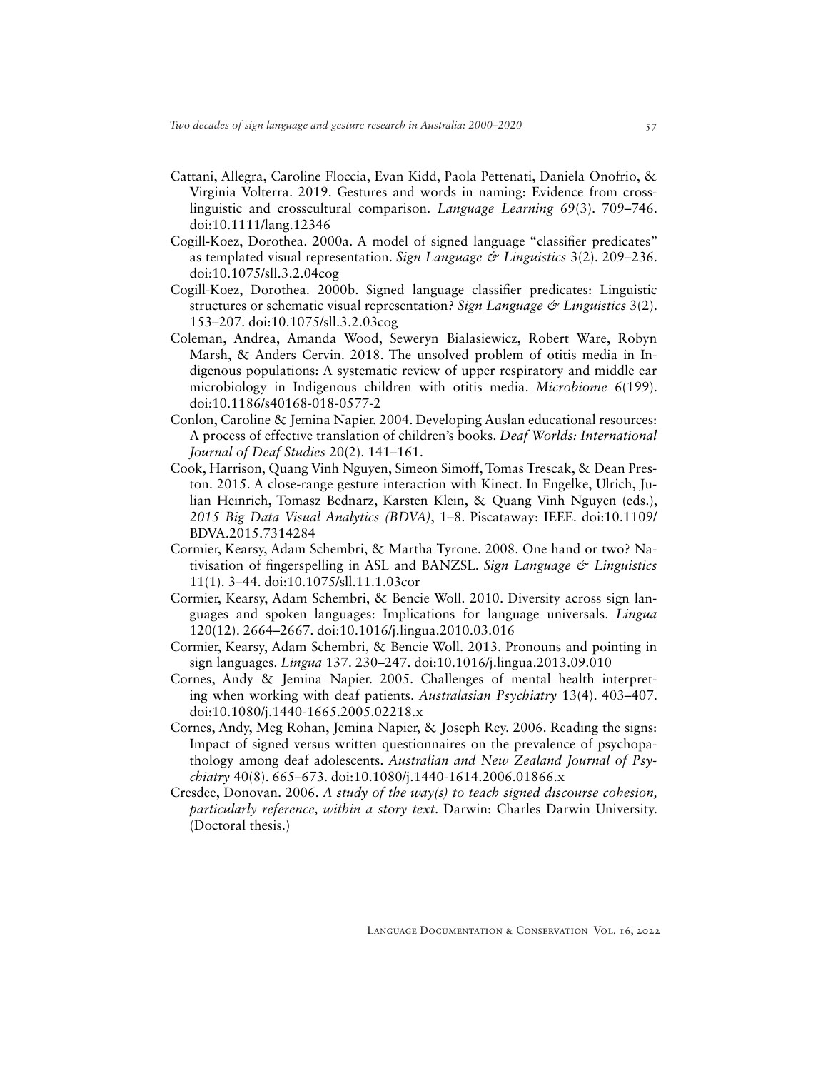Cattani, Allegra, Caroline Floccia, Evan Kidd, Paola Pettenati, Daniela Onofrio, & Virginia Volterra. 2019. Gestures and words in naming: Evidence from crosslinguistic and crosscultural comparison. *Language Learning* 69(3). 709–746. doi:10.1111/lang.12346

Cogill-Koez, Dorothea. 2000a. A model of signed language "classifier predicates" as templated visual representation. *Sign Language & Linguistics* 3(2). 209–236. doi:10.1075/sll.3.2.04cog

Cogill-Koez, Dorothea. 2000b. Signed language classifier predicates: Linguistic structures or schematic visual representation? *Sign Language & Linguistics* 3(2). 153–207. doi:10.1075/sll.3.2.03cog

Coleman, Andrea, Amanda Wood, Seweryn Bialasiewicz, Robert Ware, Robyn Marsh, & Anders Cervin. 2018. The unsolved problem of otitis media in Indigenous populations: A systematic review of upper respiratory and middle ear microbiology in Indigenous children with otitis media. *Microbiome* 6(199). doi:10.1186/s40168-018-0577-2

Conlon, Caroline & Jemina Napier. 2004. Developing Auslan educational resources: A process of effective translation of children's books. *Deaf Worlds: International Journal of Deaf Studies* 20(2). 141–161.

Cook, Harrison, Quang Vinh Nguyen, Simeon Simoff, Tomas Trescak, & Dean Preston. 2015. A close-range gesture interaction with Kinect. In Engelke, Ulrich, Julian Heinrich, Tomasz Bednarz, Karsten Klein, & Quang Vinh Nguyen (eds.), *2015 Big Data Visual Analytics (BDVA)*, 1–8. Piscataway: IEEE. doi:10.1109/BDVA.2015.7314284

Cormier, Kearsy, Adam Schembri, & Martha Tyrone. 2008. One hand or two? Nativisation of fingerspelling in ASL and BANZSL. *Sign Language & Linguistics* 11(1). 3–44. doi:10.1075/sll.11.1.03cor

Cormier, Kearsy, Adam Schembri, & Bencie Woll. 2010. Diversity across sign languages and spoken languages: Implications for language universals. *Lingua* 120(12). 2664–2667. doi:10.1016/j.lingua.2010.03.016

Cormier, Kearsy, Adam Schembri, & Bencie Woll. 2013. Pronouns and pointing in sign languages. *Lingua* 137. 230–247. doi:10.1016/j.lingua.2013.09.010

Cornes, Andy & Jemina Napier. 2005. Challenges of mental health interpreting when working with deaf patients. *Australasian Psychiatry* 13(4). 403–407. doi:10.1080/j.1440-1665.2005.02218.x

Cornes, Andy, Meg Rohan, Jemina Napier, & Joseph Rey. 2006. Reading the signs: Impact of signed versus written questionnaires on the prevalence of psychopathology among deaf adolescents. *Australian and New Zealand Journal of Psychiatry* 40(8). 665–673. doi:10.1080/j.1440-1614.2006.01866.x

Cresdee, Donovan. 2006. *A study of the way(s) to teach signed discourse cohesion, particularly reference, within a story text*. Darwin: Charles Darwin University. (Doctoral thesis.)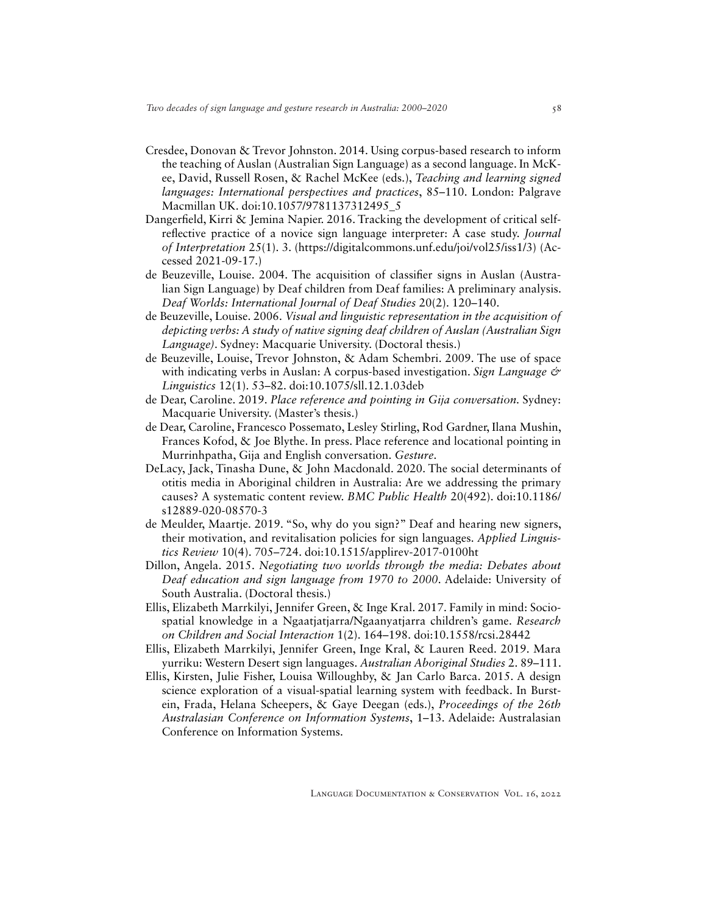Cresdee, Donovan & Trevor Johnston. 2014. Using corpus-based research to inform the teaching of Auslan (Australian Sign Language) as a second language. In McKee, David, Russell Rosen, & Rachel McKee (eds.), *Teaching and learning signed languages: International perspectives and practices*, 85–110. London: Palgrave Macmillan UK. doi:10.1057/9781137312495_5

Dangerfield, Kirri & Jemina Napier. 2016. Tracking the development of critical self-reflective practice of a novice sign language interpreter: A case study. *Journal of Interpretation* 25(1). 3. (https://digitalcommons.unf.edu/joi/vol25/iss1/3) (Accessed 2021-09-17.)

de Beuzeville, Louise. 2004. The acquisition of classifier signs in Auslan (Australian Sign Language) by Deaf children from Deaf families: A preliminary analysis. *Deaf Worlds: International Journal of Deaf Studies* 20(2). 120–140.

de Beuzeville, Louise. 2006. *Visual and linguistic representation in the acquisition of depicting verbs: A study of native signing deaf children of Auslan (Australian Sign Language)*. Sydney: Macquarie University. (Doctoral thesis.)

de Beuzeville, Louise, Trevor Johnston, & Adam Schembri. 2009. The use of space with indicating verbs in Auslan: A corpus-based investigation. *Sign Language & Linguistics* 12(1). 53–82. doi:10.1075/sll.12.1.03deb

de Dear, Caroline. 2019. *Place reference and pointing in Gija conversation*. Sydney: Macquarie University. (Master's thesis.)

de Dear, Caroline, Francesco Possemato, Lesley Stirling, Rod Gardner, Ilana Mushin, Frances Kofod, & Joe Blythe. In press. Place reference and locational pointing in Murrinhpatha, Gija and English conversation. *Gesture*.

DeLacy, Jack, Tinasha Dune, & John Macdonald. 2020. The social determinants of otitis media in Aboriginal children in Australia: Are we addressing the primary causes? A systematic content review. *BMC Public Health* 20(492). doi:10.1186/s12889-020-08570-3

de Meulder, Maartje. 2019. "So, why do you sign?" Deaf and hearing new signers, their motivation, and revitalisation policies for sign languages. *Applied Linguistics Review* 10(4). 705–724. doi:10.1515/applirev-2017-0100ht

Dillon, Angela. 2015. *Negotiating two worlds through the media: Debates about Deaf education and sign language from 1970 to 2000*. Adelaide: University of South Australia. (Doctoral thesis.)

Ellis, Elizabeth Marrkilyi, Jennifer Green, & Inge Kral. 2017. Family in mind: Socio-spatial knowledge in a Ngaatjatjarra/Ngaanyatjarra children's game. *Research on Children and Social Interaction* 1(2). 164–198. doi:10.1558/rcsi.28442

Ellis, Elizabeth Marrkilyi, Jennifer Green, Inge Kral, & Lauren Reed. 2019. Mara yurriku: Western Desert sign languages. *Australian Aboriginal Studies* 2. 89–111.

Ellis, Kirsten, Julie Fisher, Louisa Willoughby, & Jan Carlo Barca. 2015. A design science exploration of a visual-spatial learning system with feedback. In Burstein, Frada, Helana Scheepers, & Gaye Deegan (eds.), *Proceedings of the 26th Australasian Conference on Information Systems*, 1–13. Adelaide: Australasian Conference on Information Systems.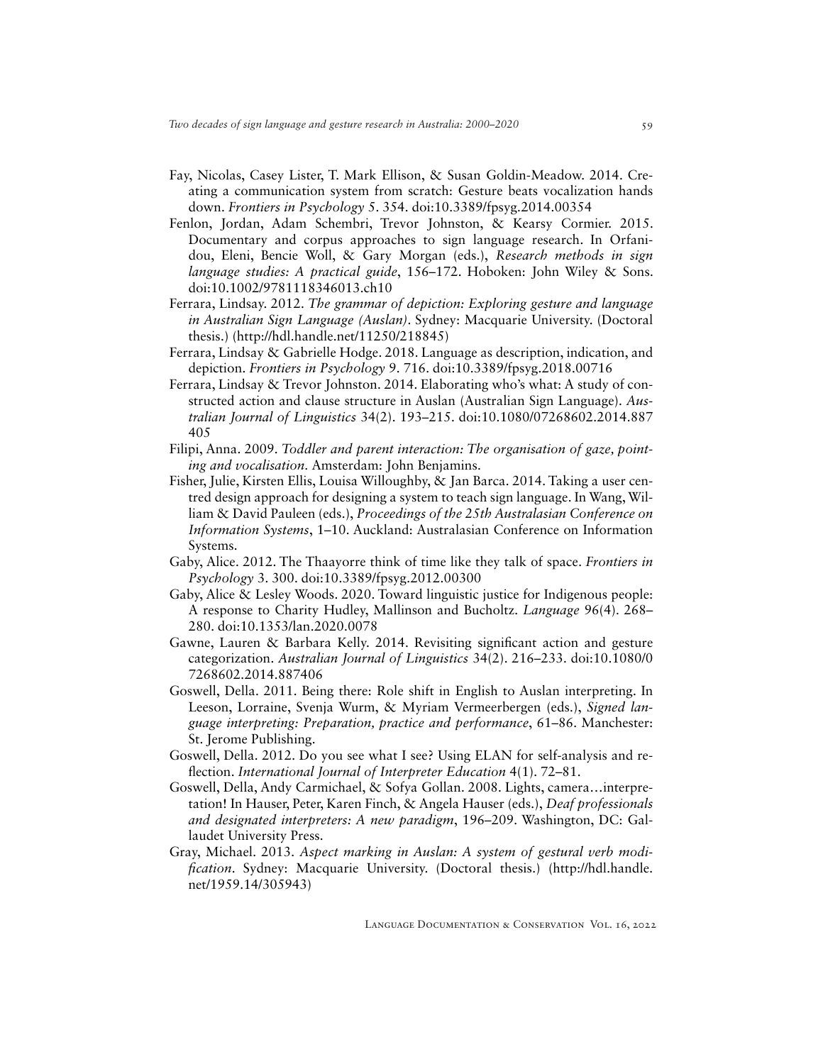Fay, Nicolas, Casey Lister, T. Mark Ellison, & Susan Goldin-Meadow. 2014. Creating a communication system from scratch: Gesture beats vocalization hands down. *Frontiers in Psychology* 5. 354. doi:10.3389/fpsyg.2014.00354

Fenlon, Jordan, Adam Schembri, Trevor Johnston, & Kearsy Cormier. 2015. Documentary and corpus approaches to sign language research. In Orfanidou, Eleni, Bencie Woll, & Gary Morgan (eds.), *Research methods in sign language studies: A practical guide*, 156–172. Hoboken: John Wiley & Sons. doi:10.1002/9781118346013.ch10

Ferrara, Lindsay. 2012. *The grammar of depiction: Exploring gesture and language in Australian Sign Language (Auslan)*. Sydney: Macquarie University. (Doctoral thesis.) (http://hdl.handle.net/11250/218845)

Ferrara, Lindsay & Gabrielle Hodge. 2018. Language as description, indication, and depiction. *Frontiers in Psychology* 9. 716. doi:10.3389/fpsyg.2018.00716

Ferrara, Lindsay & Trevor Johnston. 2014. Elaborating who's what: A study of constructed action and clause structure in Auslan (Australian Sign Language). *Australian Journal of Linguistics* 34(2). 193–215. doi:10.1080/07268602.2014.887405

Filipi, Anna. 2009. *Toddler and parent interaction: The organisation of gaze, pointing and vocalisation*. Amsterdam: John Benjamins.

Fisher, Julie, Kirsten Ellis, Louisa Willoughby, & Jan Barca. 2014. Taking a user centred design approach for designing a system to teach sign language. In Wang, William & David Pauleen (eds.), *Proceedings of the 25th Australasian Conference on Information Systems*, 1–10. Auckland: Australasian Conference on Information Systems.

Gaby, Alice. 2012. The Thaayorre think of time like they talk of space. *Frontiers in Psychology* 3. 300. doi:10.3389/fpsyg.2012.00300

Gaby, Alice & Lesley Woods. 2020. Toward linguistic justice for Indigenous people: A response to Charity Hudley, Mallinson and Bucholtz. *Language* 96(4). 268–280. doi:10.1353/lan.2020.0078

Gawne, Lauren & Barbara Kelly. 2014. Revisiting significant action and gesture categorization. *Australian Journal of Linguistics* 34(2). 216–233. doi:10.1080/07268602.2014.887406

Goswell, Della. 2011. Being there: Role shift in English to Auslan interpreting. In Leeson, Lorraine, Svenja Wurm, & Myriam Vermeerbergen (eds.), *Signed language interpreting: Preparation, practice and performance*, 61–86. Manchester: St. Jerome Publishing.

Goswell, Della. 2012. Do you see what I see? Using ELAN for self-analysis and reflection. *International Journal of Interpreter Education* 4(1). 72–81.

Goswell, Della, Andy Carmichael, & Sofya Gollan. 2008. Lights, camera…interpretation! In Hauser, Peter, Karen Finch, & Angela Hauser (eds.), *Deaf professionals and designated interpreters: A new paradigm*, 196–209. Washington, DC: Gallaudet University Press.

Gray, Michael. 2013. *Aspect marking in Auslan: A system of gestural verb modification*. Sydney: Macquarie University. (Doctoral thesis.) (http://hdl.handle.net/1959.14/305943)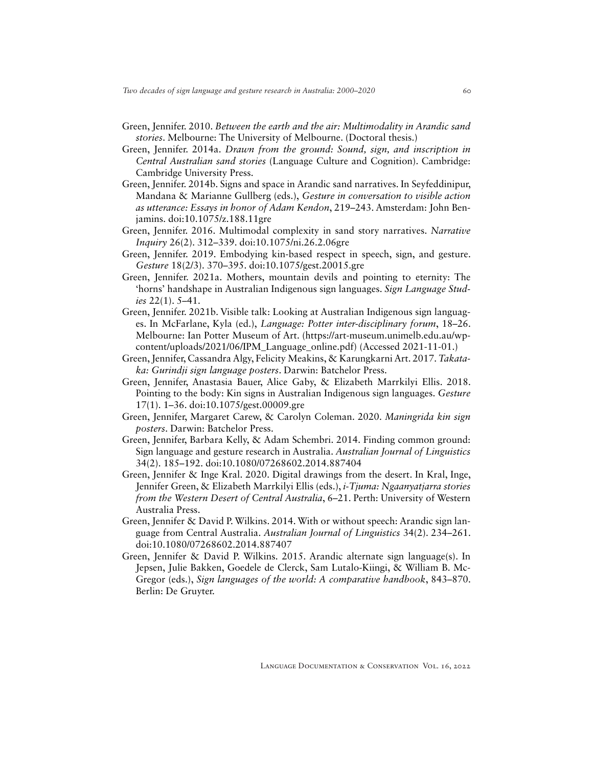Green, Jennifer. 2010. *Between the earth and the air: Multimodality in Arandic sand stories*. Melbourne: The University of Melbourne. (Doctoral thesis.)

Green, Jennifer. 2014a. *Drawn from the ground: Sound, sign, and inscription in Central Australian sand stories* (Language Culture and Cognition). Cambridge: Cambridge University Press.

Green, Jennifer. 2014b. Signs and space in Arandic sand narratives. In Seyfeddinipur, Mandana & Marianne Gullberg (eds.), *Gesture in conversation to visible action as utterance: Essays in honor of Adam Kendon*, 219–243. Amsterdam: John Benjamins. doi:10.1075/z.188.11gre

Green, Jennifer. 2016. Multimodal complexity in sand story narratives. *Narrative Inquiry* 26(2). 312–339. doi:10.1075/ni.26.2.06gre

Green, Jennifer. 2019. Embodying kin-based respect in speech, sign, and gesture. *Gesture* 18(2/3). 370–395. doi:10.1075/gest.20015.gre

Green, Jennifer. 2021a. Mothers, mountain devils and pointing to eternity: The 'horns' handshape in Australian Indigenous sign languages. *Sign Language Studies* 22(1). 5–41.

Green, Jennifer. 2021b. Visible talk: Looking at Australian Indigenous sign languages. In McFarlane, Kyla (ed.), *Language: Potter inter-disciplinary forum*, 18–26. Melbourne: Ian Potter Museum of Art. (https://art-museum.unimelb.edu.au/wp-content/uploads/2021/06/IPM_Language_online.pdf) (Accessed 2021-11-01.)

Green, Jennifer, Cassandra Algy, Felicity Meakins, & Karungkarni Art. 2017. *Takataka: Gurindji sign language posters*. Darwin: Batchelor Press.

Green, Jennifer, Anastasia Bauer, Alice Gaby, & Elizabeth Marrkilyi Ellis. 2018. Pointing to the body: Kin signs in Australian Indigenous sign languages. *Gesture* 17(1). 1–36. doi:10.1075/gest.00009.gre

Green, Jennifer, Margaret Carew, & Carolyn Coleman. 2020. *Maningrida kin sign posters*. Darwin: Batchelor Press.

Green, Jennifer, Barbara Kelly, & Adam Schembri. 2014. Finding common ground: Sign language and gesture research in Australia. *Australian Journal of Linguistics* 34(2). 185–192. doi:10.1080/07268602.2014.887404

Green, Jennifer & Inge Kral. 2020. Digital drawings from the desert. In Kral, Inge, Jennifer Green, & Elizabeth Marrkilyi Ellis (eds.), *i-Tjuma: Ngaanyatjarra stories from the Western Desert of Central Australia*, 6–21. Perth: University of Western Australia Press.

Green, Jennifer & David P. Wilkins. 2014. With or without speech: Arandic sign language from Central Australia. *Australian Journal of Linguistics* 34(2). 234–261. doi:10.1080/07268602.2014.887407

Green, Jennifer & David P. Wilkins. 2015. Arandic alternate sign language(s). In Jepsen, Julie Bakken, Goedele de Clerck, Sam Lutalo-Kiingi, & William B. McGregor (eds.), *Sign languages of the world: A comparative handbook*, 843–870. Berlin: De Gruyter.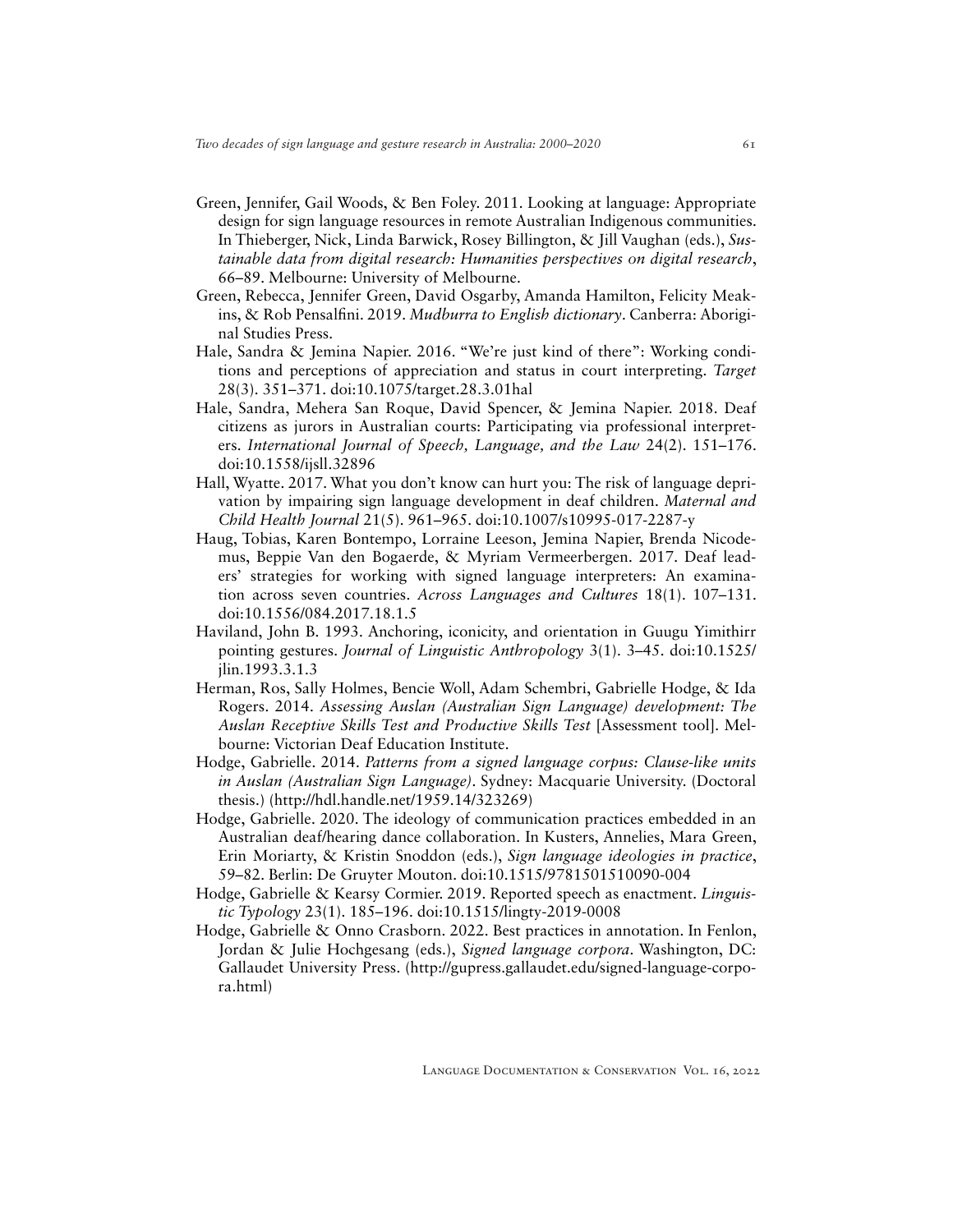Green, Jennifer, Gail Woods, & Ben Foley. 2011. Looking at language: Appropriate design for sign language resources in remote Australian Indigenous communities. In Thieberger, Nick, Linda Barwick, Rosey Billington, & Jill Vaughan (eds.), *Sustainable data from digital research: Humanities perspectives on digital research*, 66–89. Melbourne: University of Melbourne.

Green, Rebecca, Jennifer Green, David Osgarby, Amanda Hamilton, Felicity Meakins, & Rob Pensalfini. 2019. *Mudburra to English dictionary*. Canberra: Aboriginal Studies Press.

Hale, Sandra & Jemina Napier. 2016. "We're just kind of there": Working conditions and perceptions of appreciation and status in court interpreting. *Target* 28(3). 351–371. doi:10.1075/target.28.3.01hal

Hale, Sandra, Mehera San Roque, David Spencer, & Jemina Napier. 2018. Deaf citizens as jurors in Australian courts: Participating via professional interpreters. *International Journal of Speech, Language, and the Law* 24(2). 151–176. doi:10.1558/ijsll.32896

Hall, Wyatte. 2017. What you don't know can hurt you: The risk of language deprivation by impairing sign language development in deaf children. *Maternal and Child Health Journal* 21(5). 961–965. doi:10.1007/s10995-017-2287-y

Haug, Tobias, Karen Bontempo, Lorraine Leeson, Jemina Napier, Brenda Nicodemus, Beppie Van den Bogaerde, & Myriam Vermeerbergen. 2017. Deaf leaders' strategies for working with signed language interpreters: An examination across seven countries. *Across Languages and Cultures* 18(1). 107–131. doi:10.1556/084.2017.18.1.5

Haviland, John B. 1993. Anchoring, iconicity, and orientation in Guugu Yimithirr pointing gestures. *Journal of Linguistic Anthropology* 3(1). 3–45. doi:10.1525/jlin.1993.3.1.3

Herman, Ros, Sally Holmes, Bencie Woll, Adam Schembri, Gabrielle Hodge, & Ida Rogers. 2014. *Assessing Auslan (Australian Sign Language) development: The Auslan Receptive Skills Test and Productive Skills Test* [Assessment tool]. Melbourne: Victorian Deaf Education Institute.

Hodge, Gabrielle. 2014. *Patterns from a signed language corpus: Clause-like units in Auslan (Australian Sign Language)*. Sydney: Macquarie University. (Doctoral thesis.) (http://hdl.handle.net/1959.14/323269)

Hodge, Gabrielle. 2020. The ideology of communication practices embedded in an Australian deaf/hearing dance collaboration. In Kusters, Annelies, Mara Green, Erin Moriarty, & Kristin Snoddon (eds.), *Sign language ideologies in practice*, 59–82. Berlin: De Gruyter Mouton. doi:10.1515/9781501510090-004

Hodge, Gabrielle & Kearsy Cormier. 2019. Reported speech as enactment. *Linguistic Typology* 23(1). 185–196. doi:10.1515/lingty-2019-0008

Hodge, Gabrielle & Onno Crasborn. 2022. Best practices in annotation. In Fenlon, Jordan & Julie Hochgesang (eds.), *Signed language corpora*. Washington, DC: Gallaudet University Press. (http://gupress.gallaudet.edu/signed-language-corpora.html)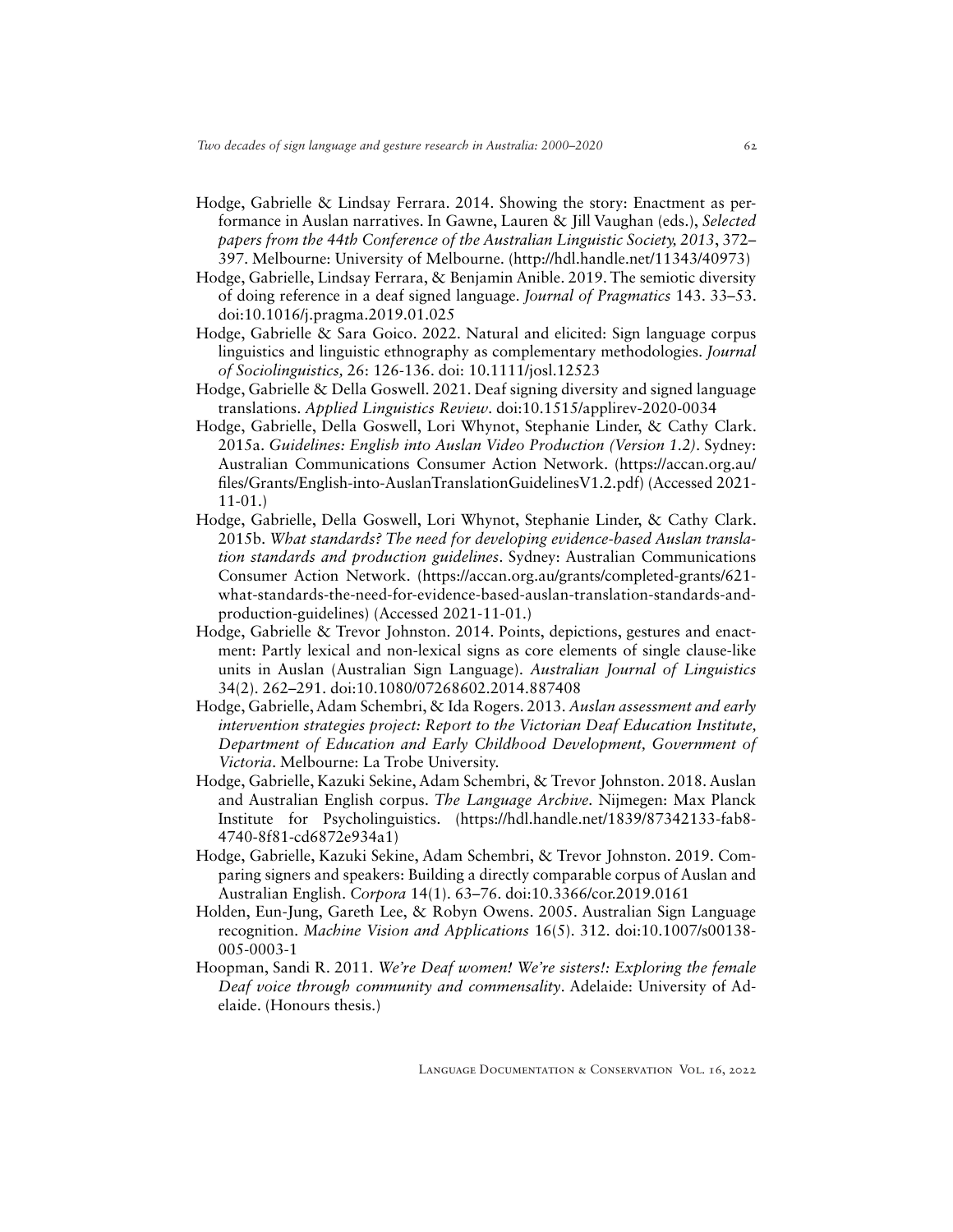Hodge, Gabrielle & Lindsay Ferrara. 2014. Showing the story: Enactment as performance in Auslan narratives. In Gawne, Lauren & Jill Vaughan (eds.), *Selected papers from the 44th Conference of the Australian Linguistic Society, 2013*, 372–397. Melbourne: University of Melbourne. (http://hdl.handle.net/11343/40973)

Hodge, Gabrielle, Lindsay Ferrara, & Benjamin Anible. 2019. The semiotic diversity of doing reference in a deaf signed language. *Journal of Pragmatics* 143. 33–53. doi:10.1016/j.pragma.2019.01.025

Hodge, Gabrielle & Sara Goico. 2022. Natural and elicited: Sign language corpus linguistics and linguistic ethnography as complementary methodologies. *Journal of Sociolinguistics,* 26: 126-136. doi: 10.1111/josl.12523

Hodge, Gabrielle & Della Goswell. 2021. Deaf signing diversity and signed language translations. *Applied Linguistics Review*. doi:10.1515/applirev-2020-0034

Hodge, Gabrielle, Della Goswell, Lori Whynot, Stephanie Linder, & Cathy Clark. 2015a. *Guidelines: English into Auslan Video Production (Version 1.2)*. Sydney: Australian Communications Consumer Action Network. (https://accan.org.au/files/Grants/English-into-AuslanTranslationGuidelinesV1.2.pdf) (Accessed 2021-11-01.)

Hodge, Gabrielle, Della Goswell, Lori Whynot, Stephanie Linder, & Cathy Clark. 2015b. *What standards? The need for developing evidence-based Auslan translation standards and production guidelines*. Sydney: Australian Communications Consumer Action Network. (https://accan.org.au/grants/completed-grants/621-what-standards-the-need-for-evidence-based-auslan-translation-standards-and-production-guidelines) (Accessed 2021-11-01.)

Hodge, Gabrielle & Trevor Johnston. 2014. Points, depictions, gestures and enactment: Partly lexical and non-lexical signs as core elements of single clause-like units in Auslan (Australian Sign Language). *Australian Journal of Linguistics* 34(2). 262–291. doi:10.1080/07268602.2014.887408

Hodge, Gabrielle, Adam Schembri, & Ida Rogers. 2013. *Auslan assessment and early intervention strategies project: Report to the Victorian Deaf Education Institute, Department of Education and Early Childhood Development, Government of Victoria*. Melbourne: La Trobe University.

Hodge, Gabrielle, Kazuki Sekine, Adam Schembri, & Trevor Johnston. 2018. Auslan and Australian English corpus. *The Language Archive*. Nijmegen: Max Planck Institute for Psycholinguistics. (https://hdl.handle.net/1839/87342133-fab8-4740-8f81-cd6872e934a1)

Hodge, Gabrielle, Kazuki Sekine, Adam Schembri, & Trevor Johnston. 2019. Comparing signers and speakers: Building a directly comparable corpus of Auslan and Australian English. *Corpora* 14(1). 63–76. doi:10.3366/cor.2019.0161

Holden, Eun-Jung, Gareth Lee, & Robyn Owens. 2005. Australian Sign Language recognition. *Machine Vision and Applications* 16(5). 312. doi:10.1007/s00138-005-0003-1

Hoopman, Sandi R. 2011. *We're Deaf women! We're sisters!: Exploring the female Deaf voice through community and commensality*. Adelaide: University of Adelaide. (Honours thesis.)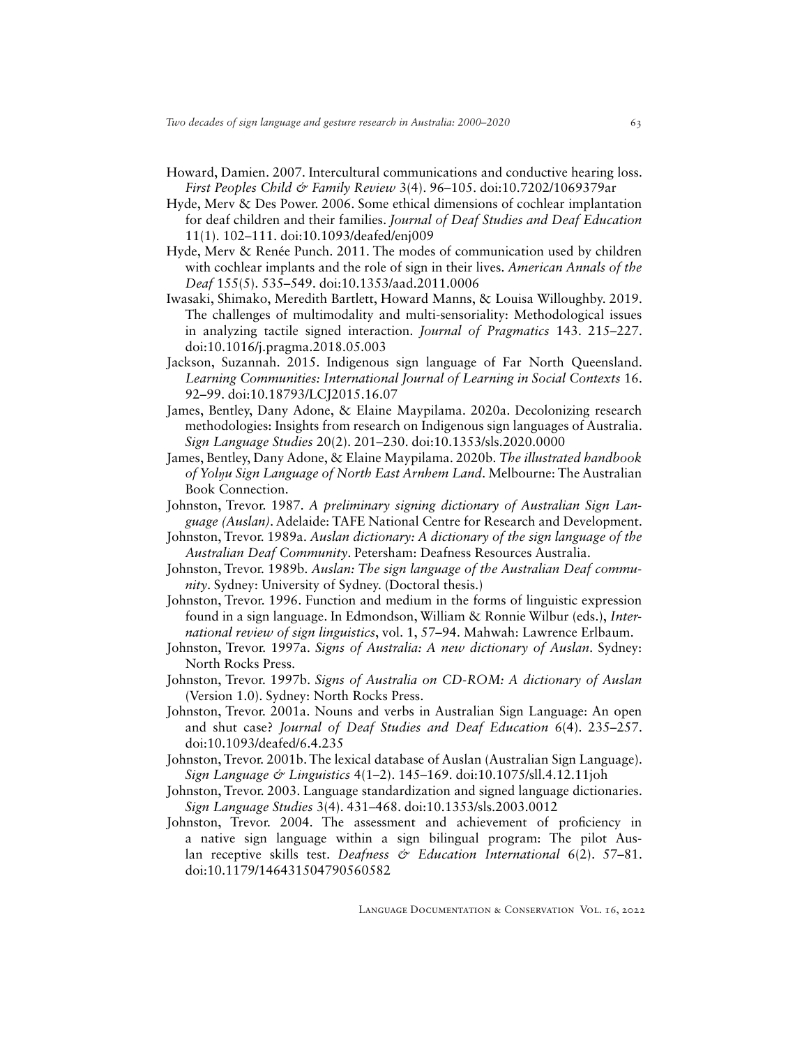Howard, Damien. 2007. Intercultural communications and conductive hearing loss. *First Peoples Child & Family Review* 3(4). 96–105. doi:10.7202/1069379ar

Hyde, Merv & Des Power. 2006. Some ethical dimensions of cochlear implantation for deaf children and their families. *Journal of Deaf Studies and Deaf Education* 11(1). 102–111. doi:10.1093/deafed/enj009

Hyde, Merv & Renée Punch. 2011. The modes of communication used by children with cochlear implants and the role of sign in their lives. *American Annals of the Deaf* 155(5). 535–549. doi:10.1353/aad.2011.0006

Iwasaki, Shimako, Meredith Bartlett, Howard Manns, & Louisa Willoughby. 2019. The challenges of multimodality and multi-sensoriality: Methodological issues in analyzing tactile signed interaction. *Journal of Pragmatics* 143. 215–227. doi:10.1016/j.pragma.2018.05.003

Jackson, Suzannah. 2015. Indigenous sign language of Far North Queensland. *Learning Communities: International Journal of Learning in Social Contexts* 16. 92–99. doi:10.18793/LCJ2015.16.07

James, Bentley, Dany Adone, & Elaine Maypilama. 2020a. Decolonizing research methodologies: Insights from research on Indigenous sign languages of Australia. *Sign Language Studies* 20(2). 201–230. doi:10.1353/sls.2020.0000

James, Bentley, Dany Adone, & Elaine Maypilama. 2020b. *The illustrated handbook of Yolŋu Sign Language of North East Arnhem Land*. Melbourne: The Australian Book Connection.

Johnston, Trevor. 1987. *A preliminary signing dictionary of Australian Sign Language (Auslan)*. Adelaide: TAFE National Centre for Research and Development.

Johnston, Trevor. 1989a. *Auslan dictionary: A dictionary of the sign language of the Australian Deaf Community*. Petersham: Deafness Resources Australia.

Johnston, Trevor. 1989b. *Auslan: The sign language of the Australian Deaf community*. Sydney: University of Sydney. (Doctoral thesis.)

Johnston, Trevor. 1996. Function and medium in the forms of linguistic expression found in a sign language. In Edmondson, William & Ronnie Wilbur (eds.), *International review of sign linguistics*, vol. 1, 57–94. Mahwah: Lawrence Erlbaum.

Johnston, Trevor. 1997a. *Signs of Australia: A new dictionary of Auslan*. Sydney: North Rocks Press.

Johnston, Trevor. 1997b. *Signs of Australia on CD-ROM: A dictionary of Auslan* (Version 1.0). Sydney: North Rocks Press.

Johnston, Trevor. 2001a. Nouns and verbs in Australian Sign Language: An open and shut case? *Journal of Deaf Studies and Deaf Education* 6(4). 235–257. doi:10.1093/deafed/6.4.235

Johnston, Trevor. 2001b. The lexical database of Auslan (Australian Sign Language). *Sign Language & Linguistics* 4(1–2). 145–169. doi:10.1075/sll.4.12.11joh

Johnston, Trevor. 2003. Language standardization and signed language dictionaries. *Sign Language Studies* 3(4). 431–468. doi:10.1353/sls.2003.0012

Johnston, Trevor. 2004. The assessment and achievement of proficiency in a native sign language within a sign bilingual program: The pilot Auslan receptive skills test. *Deafness & Education International* 6(2). 57–81. doi:10.1179/146431504790560582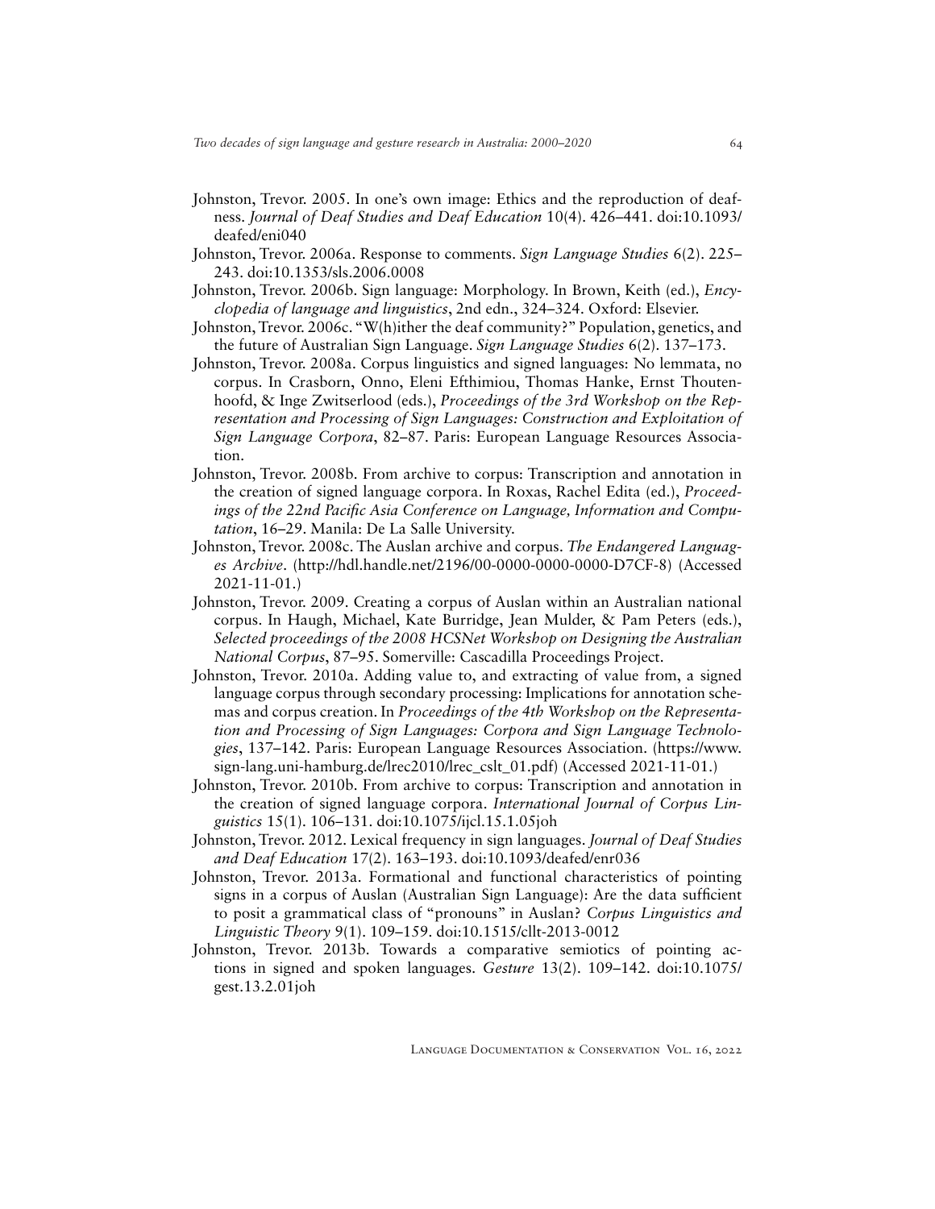Johnston, Trevor. 2005. In one's own image: Ethics and the reproduction of deafness. *Journal of Deaf Studies and Deaf Education* 10(4). 426–441. doi:10.1093/deafed/eni040

Johnston, Trevor. 2006a. Response to comments. *Sign Language Studies* 6(2). 225–243. doi:10.1353/sls.2006.0008

Johnston, Trevor. 2006b. Sign language: Morphology. In Brown, Keith (ed.), *Encyclopedia of language and linguistics*, 2nd edn., 324–324. Oxford: Elsevier.

Johnston, Trevor. 2006c. "W(h)ither the deaf community?" Population, genetics, and the future of Australian Sign Language. *Sign Language Studies* 6(2). 137–173.

Johnston, Trevor. 2008a. Corpus linguistics and signed languages: No lemmata, no corpus. In Crasborn, Onno, Eleni Efthimiou, Thomas Hanke, Ernst Thoutenhoofd, & Inge Zwitserlood (eds.), *Proceedings of the 3rd Workshop on the Representation and Processing of Sign Languages: Construction and Exploitation of Sign Language Corpora*, 82–87. Paris: European Language Resources Association.

Johnston, Trevor. 2008b. From archive to corpus: Transcription and annotation in the creation of signed language corpora. In Roxas, Rachel Edita (ed.), *Proceedings of the 22nd Pacific Asia Conference on Language, Information and Computation*, 16–29. Manila: De La Salle University.

Johnston, Trevor. 2008c. The Auslan archive and corpus. *The Endangered Languages Archive*. (http://hdl.handle.net/2196/00-0000-0000-0000-D7CF-8) (Accessed 2021-11-01.)

Johnston, Trevor. 2009. Creating a corpus of Auslan within an Australian national corpus. In Haugh, Michael, Kate Burridge, Jean Mulder, & Pam Peters (eds.), *Selected proceedings of the 2008 HCSNet Workshop on Designing the Australian National Corpus*, 87–95. Somerville: Cascadilla Proceedings Project.

Johnston, Trevor. 2010a. Adding value to, and extracting of value from, a signed language corpus through secondary processing: Implications for annotation schemas and corpus creation. In *Proceedings of the 4th Workshop on the Representation and Processing of Sign Languages: Corpora and Sign Language Technologies*, 137–142. Paris: European Language Resources Association. (https://www.sign-lang.uni-hamburg.de/lrec2010/lrec_cslt_01.pdf) (Accessed 2021-11-01.)

Johnston, Trevor. 2010b. From archive to corpus: Transcription and annotation in the creation of signed language corpora. *International Journal of Corpus Linguistics* 15(1). 106–131. doi:10.1075/ijcl.15.1.05joh

Johnston, Trevor. 2012. Lexical frequency in sign languages. *Journal of Deaf Studies and Deaf Education* 17(2). 163–193. doi:10.1093/deafed/enr036

Johnston, Trevor. 2013a. Formational and functional characteristics of pointing signs in a corpus of Auslan (Australian Sign Language): Are the data sufficient to posit a grammatical class of "pronouns" in Auslan? *Corpus Linguistics and Linguistic Theory* 9(1). 109–159. doi:10.1515/cllt-2013-0012

Johnston, Trevor. 2013b. Towards a comparative semiotics of pointing actions in signed and spoken languages. *Gesture* 13(2). 109–142. doi:10.1075/gest.13.2.01joh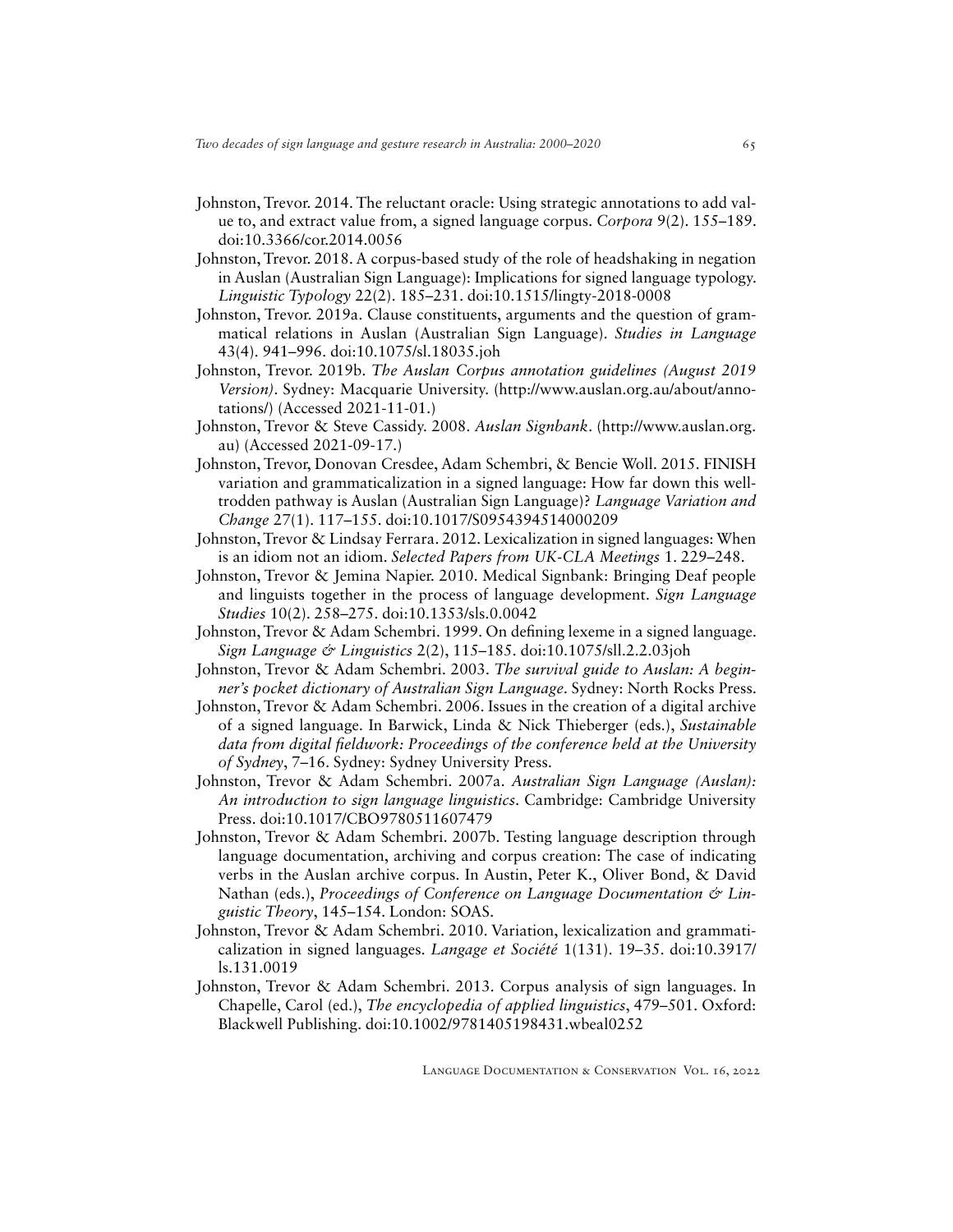Johnston, Trevor. 2014. The reluctant oracle: Using strategic annotations to add value to, and extract value from, a signed language corpus. *Corpora* 9(2). 155–189. doi:10.3366/cor.2014.0056

Johnston, Trevor. 2018. A corpus-based study of the role of headshaking in negation in Auslan (Australian Sign Language): Implications for signed language typology. *Linguistic Typology* 22(2). 185–231. doi:10.1515/lingty-2018-0008

Johnston, Trevor. 2019a. Clause constituents, arguments and the question of grammatical relations in Auslan (Australian Sign Language). *Studies in Language* 43(4). 941–996. doi:10.1075/sl.18035.joh

Johnston, Trevor. 2019b. *The Auslan Corpus annotation guidelines (August 2019 Version)*. Sydney: Macquarie University. (http://www.auslan.org.au/about/annotations/) (Accessed 2021-11-01.)

Johnston, Trevor & Steve Cassidy. 2008. *Auslan Signbank*. (http://www.auslan.org.au) (Accessed 2021-09-17.)

Johnston, Trevor, Donovan Cresdee, Adam Schembri, & Bencie Woll. 2015. FINISH variation and grammaticalization in a signed language: How far down this well-trodden pathway is Auslan (Australian Sign Language)? *Language Variation and Change* 27(1). 117–155. doi:10.1017/S0954394514000209

Johnston, Trevor & Lindsay Ferrara. 2012. Lexicalization in signed languages: When is an idiom not an idiom. *Selected Papers from UK-CLA Meetings* 1. 229–248.

Johnston, Trevor & Jemina Napier. 2010. Medical Signbank: Bringing Deaf people and linguists together in the process of language development. *Sign Language Studies* 10(2). 258–275. doi:10.1353/sls.0.0042

Johnston, Trevor & Adam Schembri. 1999. On defining lexeme in a signed language. *Sign Language & Linguistics* 2(2), 115–185. doi:10.1075/sll.2.2.03joh

Johnston, Trevor & Adam Schembri. 2003. *The survival guide to Auslan: A beginner's pocket dictionary of Australian Sign Language*. Sydney: North Rocks Press.

Johnston, Trevor & Adam Schembri. 2006. Issues in the creation of a digital archive of a signed language. In Barwick, Linda & Nick Thieberger (eds.), *Sustainable data from digital fieldwork: Proceedings of the conference held at the University of Sydney*, 7–16. Sydney: Sydney University Press.

Johnston, Trevor & Adam Schembri. 2007a. *Australian Sign Language (Auslan): An introduction to sign language linguistics*. Cambridge: Cambridge University Press. doi:10.1017/CBO9780511607479

Johnston, Trevor & Adam Schembri. 2007b. Testing language description through language documentation, archiving and corpus creation: The case of indicating verbs in the Auslan archive corpus. In Austin, Peter K., Oliver Bond, & David Nathan (eds.), *Proceedings of Conference on Language Documentation & Linguistic Theory*, 145–154. London: SOAS.

Johnston, Trevor & Adam Schembri. 2010. Variation, lexicalization and grammaticalization in signed languages. *Langage et Société* 1(131). 19–35. doi:10.3917/ls.131.0019

Johnston, Trevor & Adam Schembri. 2013. Corpus analysis of sign languages. In Chapelle, Carol (ed.), *The encyclopedia of applied linguistics*, 479–501. Oxford: Blackwell Publishing. doi:10.1002/9781405198431.wbeal0252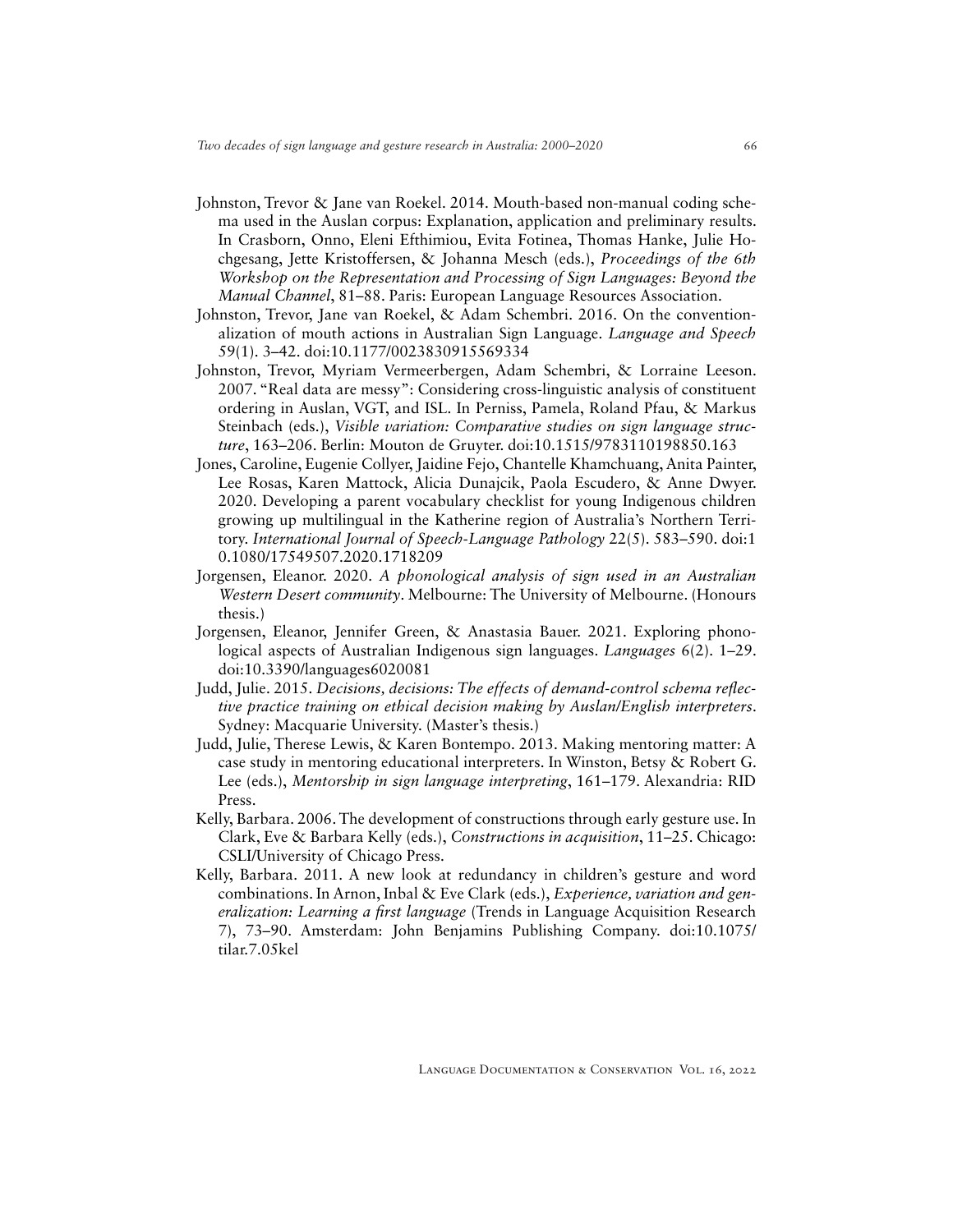Johnston, Trevor & Jane van Roekel. 2014. Mouth-based non-manual coding schema used in the Auslan corpus: Explanation, application and preliminary results. In Crasborn, Onno, Eleni Efthimiou, Evita Fotinea, Thomas Hanke, Julie Hochgesang, Jette Kristoffersen, & Johanna Mesch (eds.), *Proceedings of the 6th Workshop on the Representation and Processing of Sign Languages: Beyond the Manual Channel*, 81–88. Paris: European Language Resources Association.

Johnston, Trevor, Jane van Roekel, & Adam Schembri. 2016. On the conventionalization of mouth actions in Australian Sign Language. *Language and Speech* 59(1). 3–42. doi:10.1177/0023830915569334

Johnston, Trevor, Myriam Vermeerbergen, Adam Schembri, & Lorraine Leeson. 2007. "Real data are messy": Considering cross-linguistic analysis of constituent ordering in Auslan, VGT, and ISL. In Perniss, Pamela, Roland Pfau, & Markus Steinbach (eds.), *Visible variation: Comparative studies on sign language structure*, 163–206. Berlin: Mouton de Gruyter. doi:10.1515/9783110198850.163

Jones, Caroline, Eugenie Collyer, Jaidine Fejo, Chantelle Khamchuang, Anita Painter, Lee Rosas, Karen Mattock, Alicia Dunajcik, Paola Escudero, & Anne Dwyer. 2020. Developing a parent vocabulary checklist for young Indigenous children growing up multilingual in the Katherine region of Australia's Northern Territory. *International Journal of Speech-Language Pathology* 22(5). 583–590. doi:10.1080/17549507.2020.1718209

Jorgensen, Eleanor. 2020. *A phonological analysis of sign used in an Australian Western Desert community*. Melbourne: The University of Melbourne. (Honours thesis.)

Jorgensen, Eleanor, Jennifer Green, & Anastasia Bauer. 2021. Exploring phonological aspects of Australian Indigenous sign languages. *Languages* 6(2). 1–29. doi:10.3390/languages6020081

Judd, Julie. 2015. *Decisions, decisions: The effects of demand-control schema reflective practice training on ethical decision making by Auslan/English interpreters*. Sydney: Macquarie University. (Master's thesis.)

Judd, Julie, Therese Lewis, & Karen Bontempo. 2013. Making mentoring matter: A case study in mentoring educational interpreters. In Winston, Betsy & Robert G. Lee (eds.), *Mentorship in sign language interpreting*, 161–179. Alexandria: RID Press.

Kelly, Barbara. 2006. The development of constructions through early gesture use. In Clark, Eve & Barbara Kelly (eds.), *Constructions in acquisition*, 11–25. Chicago: CSLI/University of Chicago Press.

Kelly, Barbara. 2011. A new look at redundancy in children's gesture and word combinations. In Arnon, Inbal & Eve Clark (eds.), *Experience, variation and generalization: Learning a first language* (Trends in Language Acquisition Research 7), 73–90. Amsterdam: John Benjamins Publishing Company. doi:10.1075/tilar.7.05kel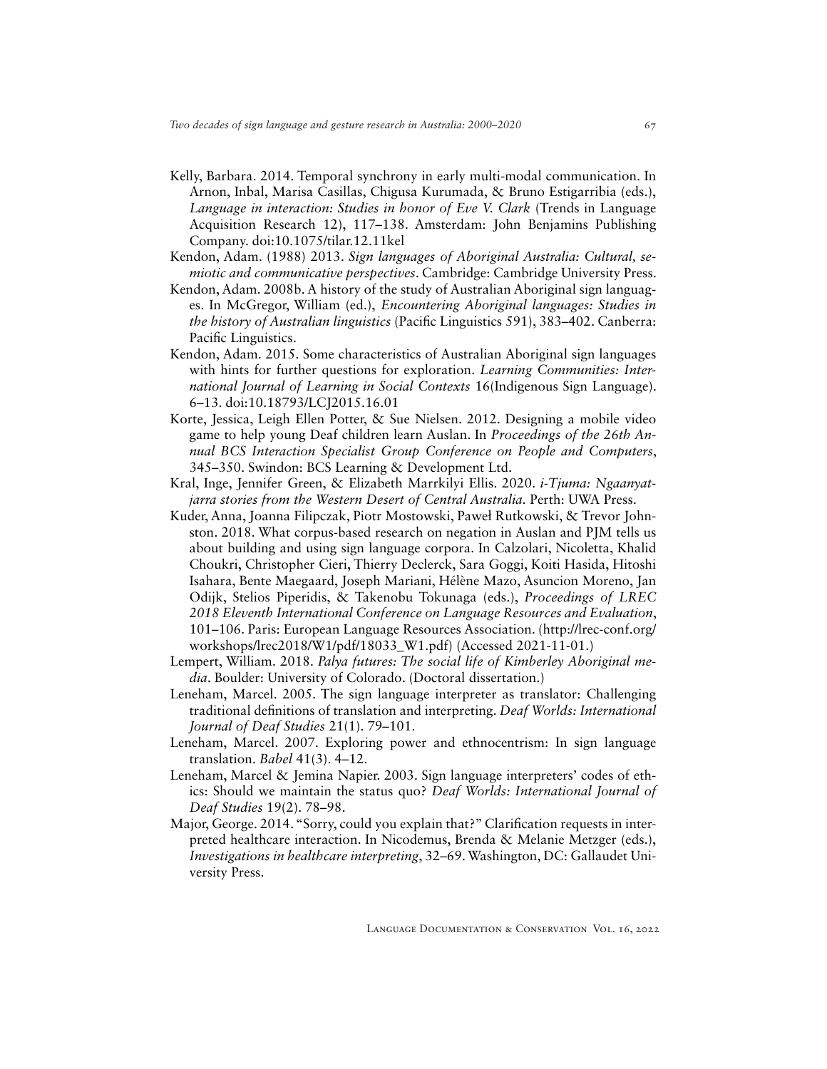Kelly, Barbara. 2014. Temporal synchrony in early multi-modal communication. In Arnon, Inbal, Marisa Casillas, Chigusa Kurumada, & Bruno Estigarribia (eds.), *Language in interaction: Studies in honor of Eve V. Clark* (Trends in Language Acquisition Research 12), 117–138. Amsterdam: John Benjamins Publishing Company. doi:10.1075/tilar.12.11kel

Kendon, Adam. (1988) 2013. *Sign languages of Aboriginal Australia: Cultural, semiotic and communicative perspectives*. Cambridge: Cambridge University Press.

Kendon, Adam. 2008b. A history of the study of Australian Aboriginal sign languages. In McGregor, William (ed.), *Encountering Aboriginal languages: Studies in the history of Australian linguistics* (Pacific Linguistics 591), 383–402. Canberra: Pacific Linguistics.

Kendon, Adam. 2015. Some characteristics of Australian Aboriginal sign languages with hints for further questions for exploration. *Learning Communities: International Journal of Learning in Social Contexts* 16(Indigenous Sign Language). 6–13. doi:10.18793/LCJ2015.16.01

Korte, Jessica, Leigh Ellen Potter, & Sue Nielsen. 2012. Designing a mobile video game to help young Deaf children learn Auslan. In *Proceedings of the 26th Annual BCS Interaction Specialist Group Conference on People and Computers*, 345–350. Swindon: BCS Learning & Development Ltd.

Kral, Inge, Jennifer Green, & Elizabeth Marrkilyi Ellis. 2020. *i-Tjuma: Ngaanyatjarra stories from the Western Desert of Central Australia*. Perth: UWA Press.

Kuder, Anna, Joanna Filipczak, Piotr Mostowski, Paweł Rutkowski, & Trevor Johnston. 2018. What corpus-based research on negation in Auslan and PJM tells us about building and using sign language corpora. In Calzolari, Nicoletta, Khalid Choukri, Christopher Cieri, Thierry Declerck, Sara Goggi, Koiti Hasida, Hitoshi Isahara, Bente Maegaard, Joseph Mariani, Hélène Mazo, Asuncion Moreno, Jan Odijk, Stelios Piperidis, & Takenobu Tokunaga (eds.), *Proceedings of LREC 2018 Eleventh International Conference on Language Resources and Evaluation*, 101–106. Paris: European Language Resources Association. (http://lrec-conf.org/workshops/lrec2018/W1/pdf/18033_W1.pdf) (Accessed 2021-11-01.)

Lempert, William. 2018. *Palya futures: The social life of Kimberley Aboriginal media*. Boulder: University of Colorado. (Doctoral dissertation.)

Leneham, Marcel. 2005. The sign language interpreter as translator: Challenging traditional definitions of translation and interpreting. *Deaf Worlds: International Journal of Deaf Studies* 21(1). 79–101.

Leneham, Marcel. 2007. Exploring power and ethnocentrism: In sign language translation. *Babel* 41(3). 4–12.

Leneham, Marcel & Jemina Napier. 2003. Sign language interpreters' codes of ethics: Should we maintain the status quo? *Deaf Worlds: International Journal of Deaf Studies* 19(2). 78–98.

Major, George. 2014. "Sorry, could you explain that?" Clarification requests in interpreted healthcare interaction. In Nicodemus, Brenda & Melanie Metzger (eds.), *Investigations in healthcare interpreting*, 32–69. Washington, DC: Gallaudet University Press.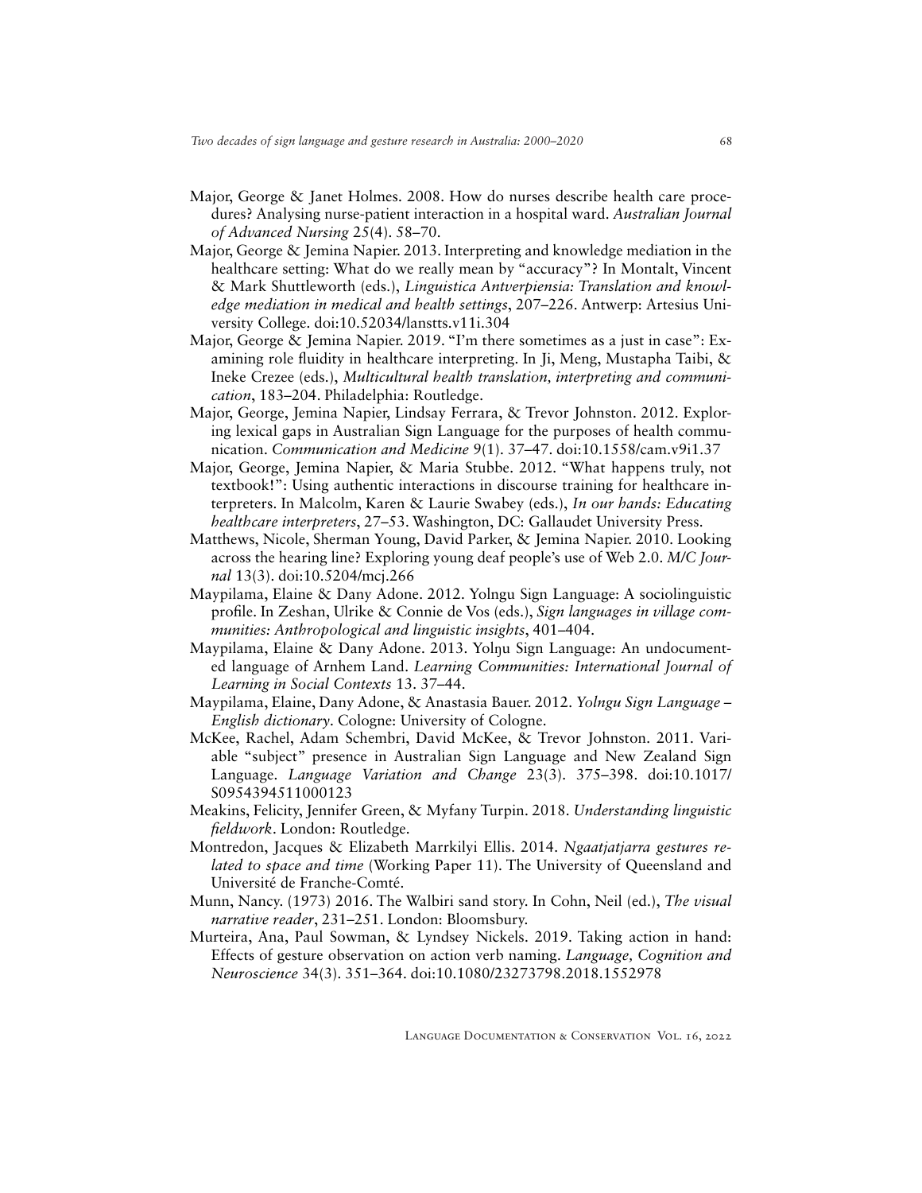Major, George & Janet Holmes. 2008. How do nurses describe health care procedures? Analysing nurse-patient interaction in a hospital ward. *Australian Journal of Advanced Nursing* 25(4). 58–70.

Major, George & Jemina Napier. 2013. Interpreting and knowledge mediation in the healthcare setting: What do we really mean by "accuracy"? In Montalt, Vincent & Mark Shuttleworth (eds.), *Linguistica Antverpiensia: Translation and knowledge mediation in medical and health settings*, 207–226. Antwerp: Artesius University College. doi:10.52034/lanstts.v11i.304

Major, George & Jemina Napier. 2019. "I'm there sometimes as a just in case": Examining role fluidity in healthcare interpreting. In Ji, Meng, Mustapha Taibi, & Ineke Crezee (eds.), *Multicultural health translation, interpreting and communication*, 183–204. Philadelphia: Routledge.

Major, George, Jemina Napier, Lindsay Ferrara, & Trevor Johnston. 2012. Exploring lexical gaps in Australian Sign Language for the purposes of health communication. *Communication and Medicine* 9(1). 37–47. doi:10.1558/cam.v9i1.37

Major, George, Jemina Napier, & Maria Stubbe. 2012. "What happens truly, not textbook!": Using authentic interactions in discourse training for healthcare interpreters. In Malcolm, Karen & Laurie Swabey (eds.), *In our hands: Educating healthcare interpreters*, 27–53. Washington, DC: Gallaudet University Press.

Matthews, Nicole, Sherman Young, David Parker, & Jemina Napier. 2010. Looking across the hearing line? Exploring young deaf people's use of Web 2.0. *M/C Journal* 13(3). doi:10.5204/mcj.266

Maypilama, Elaine & Dany Adone. 2012. Yolngu Sign Language: A sociolinguistic profile. In Zeshan, Ulrike & Connie de Vos (eds.), *Sign languages in village communities: Anthropological and linguistic insights*, 401–404.

Maypilama, Elaine & Dany Adone. 2013. Yolŋu Sign Language: An undocumented language of Arnhem Land. *Learning Communities: International Journal of Learning in Social Contexts* 13. 37–44.

Maypilama, Elaine, Dany Adone, & Anastasia Bauer. 2012. *Yolngu Sign Language – English dictionary*. Cologne: University of Cologne.

McKee, Rachel, Adam Schembri, David McKee, & Trevor Johnston. 2011. Variable "subject" presence in Australian Sign Language and New Zealand Sign Language. *Language Variation and Change* 23(3). 375–398. doi:10.1017/S0954394511000123

Meakins, Felicity, Jennifer Green, & Myfany Turpin. 2018. *Understanding linguistic fieldwork*. London: Routledge.

Montredon, Jacques & Elizabeth Marrkilyi Ellis. 2014. *Ngaatjatjarra gestures related to space and time* (Working Paper 11). The University of Queensland and Université de Franche-Comté.

Munn, Nancy. (1973) 2016. The Walbiri sand story. In Cohn, Neil (ed.), *The visual narrative reader*, 231–251. London: Bloomsbury.

Murteira, Ana, Paul Sowman, & Lyndsey Nickels. 2019. Taking action in hand: Effects of gesture observation on action verb naming. *Language, Cognition and Neuroscience* 34(3). 351–364. doi:10.1080/23273798.2018.1552978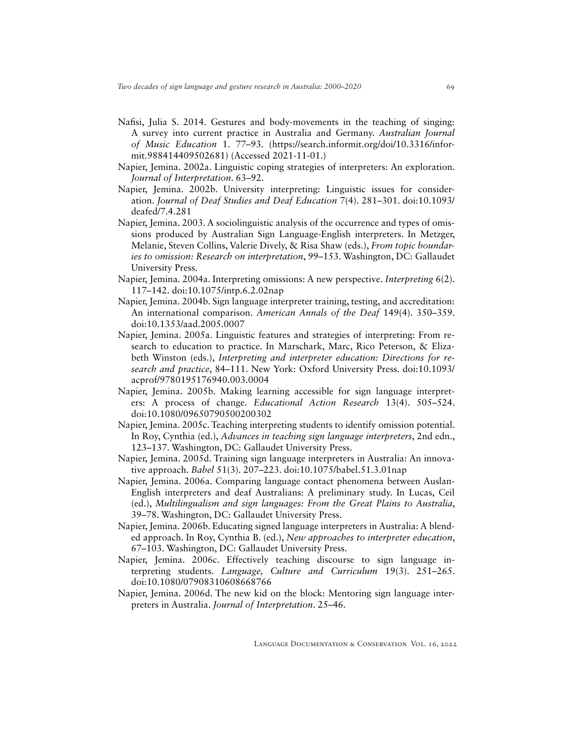Nafisi, Julia S. 2014. Gestures and body-movements in the teaching of singing: A survey into current practice in Australia and Germany. *Australian Journal of Music Education* 1. 77–93. (https://search.informit.org/doi/10.3316/informit.988414409502681) (Accessed 2021-11-01.)

Napier, Jemina. 2002a. Linguistic coping strategies of interpreters: An exploration. *Journal of Interpretation*. 63–92.

Napier, Jemina. 2002b. University interpreting: Linguistic issues for consideration. *Journal of Deaf Studies and Deaf Education* 7(4). 281–301. doi:10.1093/deafed/7.4.281

Napier, Jemina. 2003. A sociolinguistic analysis of the occurrence and types of omissions produced by Australian Sign Language-English interpreters. In Metzger, Melanie, Steven Collins, Valerie Dively, & Risa Shaw (eds.), *From topic boundaries to omission: Research on interpretation*, 99–153. Washington, DC: Gallaudet University Press.

Napier, Jemina. 2004a. Interpreting omissions: A new perspective. *Interpreting* 6(2). 117–142. doi:10.1075/intp.6.2.02nap

Napier, Jemina. 2004b. Sign language interpreter training, testing, and accreditation: An international comparison. *American Annals of the Deaf* 149(4). 350–359. doi:10.1353/aad.2005.0007

Napier, Jemina. 2005a. Linguistic features and strategies of interpreting: From research to education to practice. In Marschark, Marc, Rico Peterson, & Elizabeth Winston (eds.), *Interpreting and interpreter education: Directions for research and practice*, 84–111. New York: Oxford University Press. doi:10.1093/acprof/9780195176940.003.0004

Napier, Jemina. 2005b. Making learning accessible for sign language interpreters: A process of change. *Educational Action Research* 13(4). 505–524. doi:10.1080/09650790500200302

Napier, Jemina. 2005c. Teaching interpreting students to identify omission potential. In Roy, Cynthia (ed.), *Advances in teaching sign language interpreters*, 2nd edn., 123–137. Washington, DC: Gallaudet University Press.

Napier, Jemina. 2005d. Training sign language interpreters in Australia: An innovative approach. *Babel* 51(3). 207–223. doi:10.1075/babel.51.3.01nap

Napier, Jemina. 2006a. Comparing language contact phenomena between Auslan-English interpreters and deaf Australians: A preliminary study. In Lucas, Ceil (ed.), *Multilingualism and sign languages: From the Great Plains to Australia*, 39–78. Washington, DC: Gallaudet University Press.

Napier, Jemina. 2006b. Educating signed language interpreters in Australia: A blended approach. In Roy, Cynthia B. (ed.), *New approaches to interpreter education*, 67–103. Washington, DC: Gallaudet University Press.

Napier, Jemina. 2006c. Effectively teaching discourse to sign language interpreting students. *Language, Culture and Curriculum* 19(3). 251–265. doi:10.1080/07908310608668766

Napier, Jemina. 2006d. The new kid on the block: Mentoring sign language interpreters in Australia. *Journal of Interpretation*. 25–46.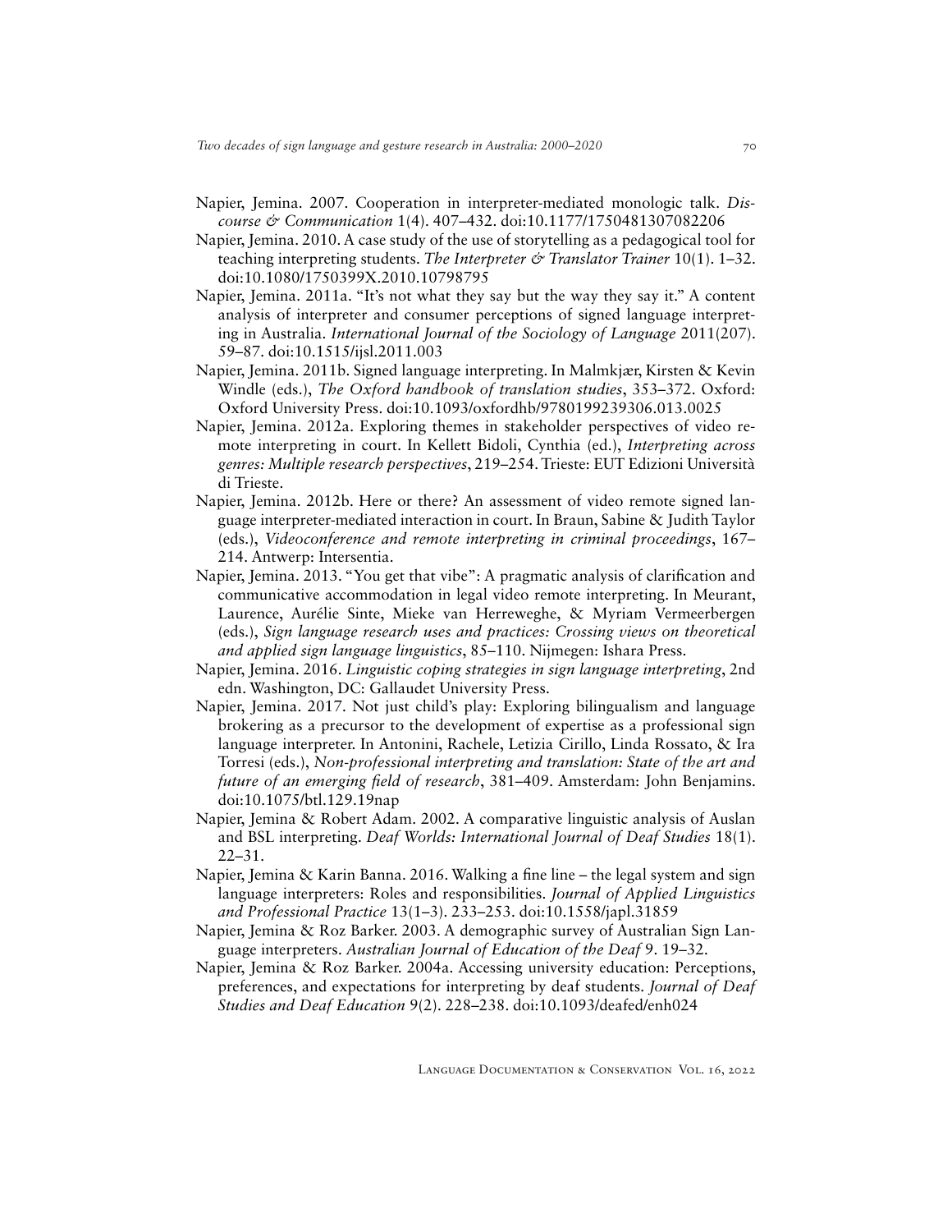Napier, Jemina. 2007. Cooperation in interpreter-mediated monologic talk. *Discourse & Communication* 1(4). 407–432. doi:10.1177/1750481307082206

Napier, Jemina. 2010. A case study of the use of storytelling as a pedagogical tool for teaching interpreting students. *The Interpreter & Translator Trainer* 10(1). 1–32. doi:10.1080/1750399X.2010.10798795

Napier, Jemina. 2011a. "It's not what they say but the way they say it." A content analysis of interpreter and consumer perceptions of signed language interpreting in Australia. *International Journal of the Sociology of Language* 2011(207). 59–87. doi:10.1515/ijsl.2011.003

Napier, Jemina. 2011b. Signed language interpreting. In Malmkjær, Kirsten & Kevin Windle (eds.), *The Oxford handbook of translation studies*, 353–372. Oxford: Oxford University Press. doi:10.1093/oxfordhb/9780199239306.013.0025

Napier, Jemina. 2012a. Exploring themes in stakeholder perspectives of video remote interpreting in court. In Kellett Bidoli, Cynthia (ed.), *Interpreting across genres: Multiple research perspectives*, 219–254. Trieste: EUT Edizioni Università di Trieste.

Napier, Jemina. 2012b. Here or there? An assessment of video remote signed language interpreter-mediated interaction in court. In Braun, Sabine & Judith Taylor (eds.), *Videoconference and remote interpreting in criminal proceedings*, 167–214. Antwerp: Intersentia.

Napier, Jemina. 2013. "You get that vibe": A pragmatic analysis of clarification and communicative accommodation in legal video remote interpreting. In Meurant, Laurence, Aurélie Sinte, Mieke van Herreweghe, & Myriam Vermeerbergen (eds.), *Sign language research uses and practices: Crossing views on theoretical and applied sign language linguistics*, 85–110. Nijmegen: Ishara Press.

Napier, Jemina. 2016. *Linguistic coping strategies in sign language interpreting*, 2nd edn. Washington, DC: Gallaudet University Press.

Napier, Jemina. 2017. Not just child's play: Exploring bilingualism and language brokering as a precursor to the development of expertise as a professional sign language interpreter. In Antonini, Rachele, Letizia Cirillo, Linda Rossato, & Ira Torresi (eds.), *Non-professional interpreting and translation: State of the art and future of an emerging field of research*, 381–409. Amsterdam: John Benjamins. doi:10.1075/btl.129.19nap

Napier, Jemina & Robert Adam. 2002. A comparative linguistic analysis of Auslan and BSL interpreting. *Deaf Worlds: International Journal of Deaf Studies* 18(1). 22–31.

Napier, Jemina & Karin Banna. 2016. Walking a fine line – the legal system and sign language interpreters: Roles and responsibilities. *Journal of Applied Linguistics and Professional Practice* 13(1–3). 233–253. doi:10.1558/japl.31859

Napier, Jemina & Roz Barker. 2003. A demographic survey of Australian Sign Language interpreters. *Australian Journal of Education of the Deaf* 9. 19–32.

Napier, Jemina & Roz Barker. 2004a. Accessing university education: Perceptions, preferences, and expectations for interpreting by deaf students. *Journal of Deaf Studies and Deaf Education* 9(2). 228–238. doi:10.1093/deafed/enh024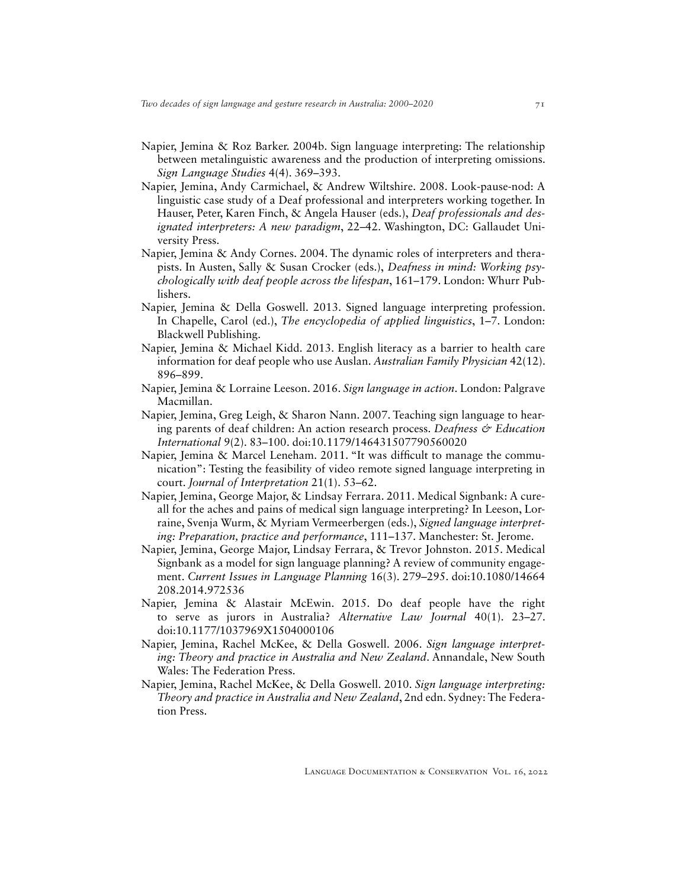Napier, Jemina & Roz Barker. 2004b. Sign language interpreting: The relationship between metalinguistic awareness and the production of interpreting omissions. *Sign Language Studies* 4(4). 369–393.

Napier, Jemina, Andy Carmichael, & Andrew Wiltshire. 2008. Look-pause-nod: A linguistic case study of a Deaf professional and interpreters working together. In Hauser, Peter, Karen Finch, & Angela Hauser (eds.), *Deaf professionals and designated interpreters: A new paradigm*, 22–42. Washington, DC: Gallaudet University Press.

Napier, Jemina & Andy Cornes. 2004. The dynamic roles of interpreters and therapists. In Austen, Sally & Susan Crocker (eds.), *Deafness in mind: Working psychologically with deaf people across the lifespan*, 161–179. London: Whurr Publishers.

Napier, Jemina & Della Goswell. 2013. Signed language interpreting profession. In Chapelle, Carol (ed.), *The encyclopedia of applied linguistics*, 1–7. London: Blackwell Publishing.

Napier, Jemina & Michael Kidd. 2013. English literacy as a barrier to health care information for deaf people who use Auslan. *Australian Family Physician* 42(12). 896–899.

Napier, Jemina & Lorraine Leeson. 2016. *Sign language in action*. London: Palgrave Macmillan.

Napier, Jemina, Greg Leigh, & Sharon Nann. 2007. Teaching sign language to hearing parents of deaf children: An action research process. *Deafness & Education International* 9(2). 83–100. doi:10.1179/146431507790560020

Napier, Jemina & Marcel Leneham. 2011. "It was difficult to manage the communication": Testing the feasibility of video remote signed language interpreting in court. *Journal of Interpretation* 21(1). 53–62.

Napier, Jemina, George Major, & Lindsay Ferrara. 2011. Medical Signbank: A cure-all for the aches and pains of medical sign language interpreting? In Leeson, Lorraine, Svenja Wurm, & Myriam Vermeerbergen (eds.), *Signed language interpreting: Preparation, practice and performance*, 111–137. Manchester: St. Jerome.

Napier, Jemina, George Major, Lindsay Ferrara, & Trevor Johnston. 2015. Medical Signbank as a model for sign language planning? A review of community engagement. *Current Issues in Language Planning* 16(3). 279–295. doi:10.1080/14664208.2014.972536

Napier, Jemina & Alastair McEwin. 2015. Do deaf people have the right to serve as jurors in Australia? *Alternative Law Journal* 40(1). 23–27. doi:10.1177/1037969X1504000106

Napier, Jemina, Rachel McKee, & Della Goswell. 2006. *Sign language interpreting: Theory and practice in Australia and New Zealand*. Annandale, New South Wales: The Federation Press.

Napier, Jemina, Rachel McKee, & Della Goswell. 2010. *Sign language interpreting: Theory and practice in Australia and New Zealand*, 2nd edn. Sydney: The Federation Press.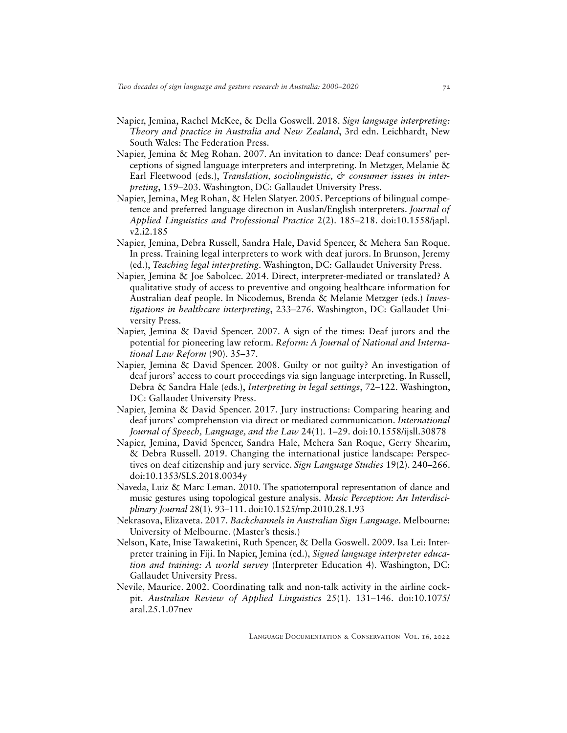Napier, Jemina, Rachel McKee, & Della Goswell. 2018. *Sign language interpreting: Theory and practice in Australia and New Zealand*, 3rd edn. Leichhardt, New South Wales: The Federation Press.

Napier, Jemina & Meg Rohan. 2007. An invitation to dance: Deaf consumers' perceptions of signed language interpreters and interpreting. In Metzger, Melanie & Earl Fleetwood (eds.), *Translation, sociolinguistic, & consumer issues in interpreting*, 159–203. Washington, DC: Gallaudet University Press.

Napier, Jemina, Meg Rohan, & Helen Slatyer. 2005. Perceptions of bilingual competence and preferred language direction in Auslan/English interpreters. *Journal of Applied Linguistics and Professional Practice* 2(2). 185–218. doi:10.1558/japl.v2.i2.185

Napier, Jemina, Debra Russell, Sandra Hale, David Spencer, & Mehera San Roque. In press. Training legal interpreters to work with deaf jurors. In Brunson, Jeremy (ed.), *Teaching legal interpreting*. Washington, DC: Gallaudet University Press.

Napier, Jemina & Joe Sabolcec. 2014. Direct, interpreter-mediated or translated? A qualitative study of access to preventive and ongoing healthcare information for Australian deaf people. In Nicodemus, Brenda & Melanie Metzger (eds.) *Investigations in healthcare interpreting*, 233–276. Washington, DC: Gallaudet University Press.

Napier, Jemina & David Spencer. 2007. A sign of the times: Deaf jurors and the potential for pioneering law reform. *Reform: A Journal of National and International Law Reform* (90). 35–37.

Napier, Jemina & David Spencer. 2008. Guilty or not guilty? An investigation of deaf jurors' access to court proceedings via sign language interpreting. In Russell, Debra & Sandra Hale (eds.), *Interpreting in legal settings*, 72–122. Washington, DC: Gallaudet University Press.

Napier, Jemina & David Spencer. 2017. Jury instructions: Comparing hearing and deaf jurors' comprehension via direct or mediated communication. *International Journal of Speech, Language, and the Law* 24(1). 1–29. doi:10.1558/ijsll.30878

Napier, Jemina, David Spencer, Sandra Hale, Mehera San Roque, Gerry Shearim, & Debra Russell. 2019. Changing the international justice landscape: Perspectives on deaf citizenship and jury service. *Sign Language Studies* 19(2). 240–266. doi:10.1353/SLS.2018.0034y

Naveda, Luiz & Marc Leman. 2010. The spatiotemporal representation of dance and music gestures using topological gesture analysis. *Music Perception: An Interdisciplinary Journal* 28(1). 93–111. doi:10.1525/mp.2010.28.1.93

Nekrasova, Elizaveta. 2017. *Backchannels in Australian Sign Language*. Melbourne: University of Melbourne. (Master's thesis.)

Nelson, Kate, Inise Tawaketini, Ruth Spencer, & Della Goswell. 2009. Isa Lei: Interpreter training in Fiji. In Napier, Jemina (ed.), *Signed language interpreter education and training: A world survey* (Interpreter Education 4). Washington, DC: Gallaudet University Press.

Nevile, Maurice. 2002. Coordinating talk and non-talk activity in the airline cockpit. *Australian Review of Applied Linguistics* 25(1). 131–146. doi:10.1075/aral.25.1.07nev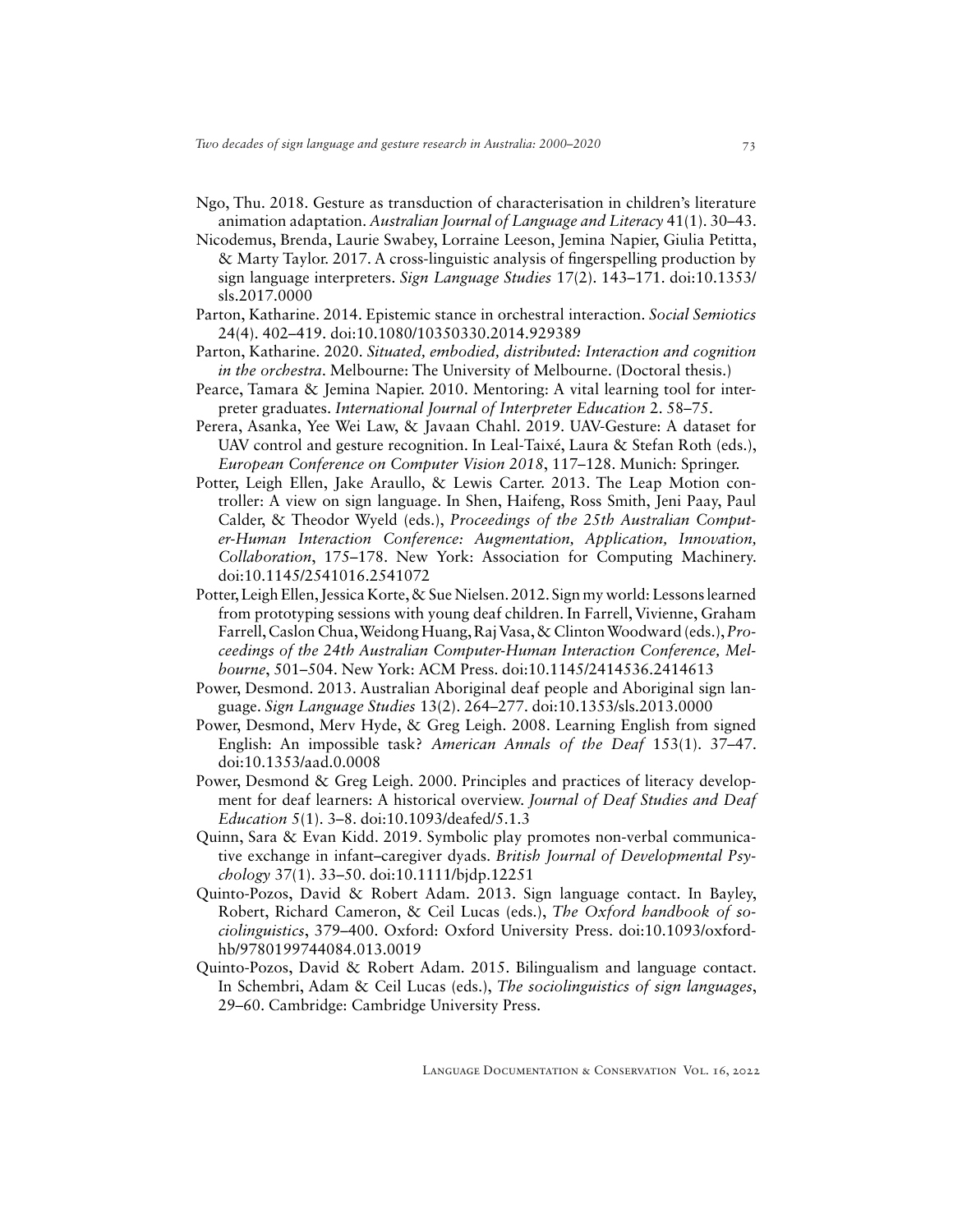Ngo, Thu. 2018. Gesture as transduction of characterisation in children's literature animation adaptation. *Australian Journal of Language and Literacy* 41(1). 30–43.

Nicodemus, Brenda, Laurie Swabey, Lorraine Leeson, Jemina Napier, Giulia Petitta, & Marty Taylor. 2017. A cross-linguistic analysis of fingerspelling production by sign language interpreters. *Sign Language Studies* 17(2). 143–171. doi:10.1353/sls.2017.0000

Parton, Katharine. 2014. Epistemic stance in orchestral interaction. *Social Semiotics* 24(4). 402–419. doi:10.1080/10350330.2014.929389

Parton, Katharine. 2020. *Situated, embodied, distributed: Interaction and cognition in the orchestra*. Melbourne: The University of Melbourne. (Doctoral thesis.)

Pearce, Tamara & Jemina Napier. 2010. Mentoring: A vital learning tool for interpreter graduates. *International Journal of Interpreter Education* 2. 58–75.

Perera, Asanka, Yee Wei Law, & Javaan Chahl. 2019. UAV-Gesture: A dataset for UAV control and gesture recognition. In Leal-Taixé, Laura & Stefan Roth (eds.), *European Conference on Computer Vision 2018*, 117–128. Munich: Springer.

Potter, Leigh Ellen, Jake Araullo, & Lewis Carter. 2013. The Leap Motion controller: A view on sign language. In Shen, Haifeng, Ross Smith, Jeni Paay, Paul Calder, & Theodor Wyeld (eds.), *Proceedings of the 25th Australian Computer-Human Interaction Conference: Augmentation, Application, Innovation, Collaboration*, 175–178. New York: Association for Computing Machinery. doi:10.1145/2541016.2541072

Potter, Leigh Ellen, Jessica Korte, & Sue Nielsen. 2012. Sign my world: Lessons learned from prototyping sessions with young deaf children. In Farrell, Vivienne, Graham Farrell, Caslon Chua, Weidong Huang, Raj Vasa, & Clinton Woodward (eds.), *Proceedings of the 24th Australian Computer-Human Interaction Conference, Melbourne*, 501–504. New York: ACM Press. doi:10.1145/2414536.2414613

Power, Desmond. 2013. Australian Aboriginal deaf people and Aboriginal sign language. *Sign Language Studies* 13(2). 264–277. doi:10.1353/sls.2013.0000

Power, Desmond, Merv Hyde, & Greg Leigh. 2008. Learning English from signed English: An impossible task? *American Annals of the Deaf* 153(1). 37–47. doi:10.1353/aad.0.0008

Power, Desmond & Greg Leigh. 2000. Principles and practices of literacy development for deaf learners: A historical overview. *Journal of Deaf Studies and Deaf Education* 5(1). 3–8. doi:10.1093/deafed/5.1.3

Quinn, Sara & Evan Kidd. 2019. Symbolic play promotes non-verbal communicative exchange in infant–caregiver dyads. *British Journal of Developmental Psychology* 37(1). 33–50. doi:10.1111/bjdp.12251

Quinto-Pozos, David & Robert Adam. 2013. Sign language contact. In Bayley, Robert, Richard Cameron, & Ceil Lucas (eds.), *The Oxford handbook of sociolinguistics*, 379–400. Oxford: Oxford University Press. doi:10.1093/oxfordhb/9780199744084.013.0019

Quinto-Pozos, David & Robert Adam. 2015. Bilingualism and language contact. In Schembri, Adam & Ceil Lucas (eds.), *The sociolinguistics of sign languages*, 29–60. Cambridge: Cambridge University Press.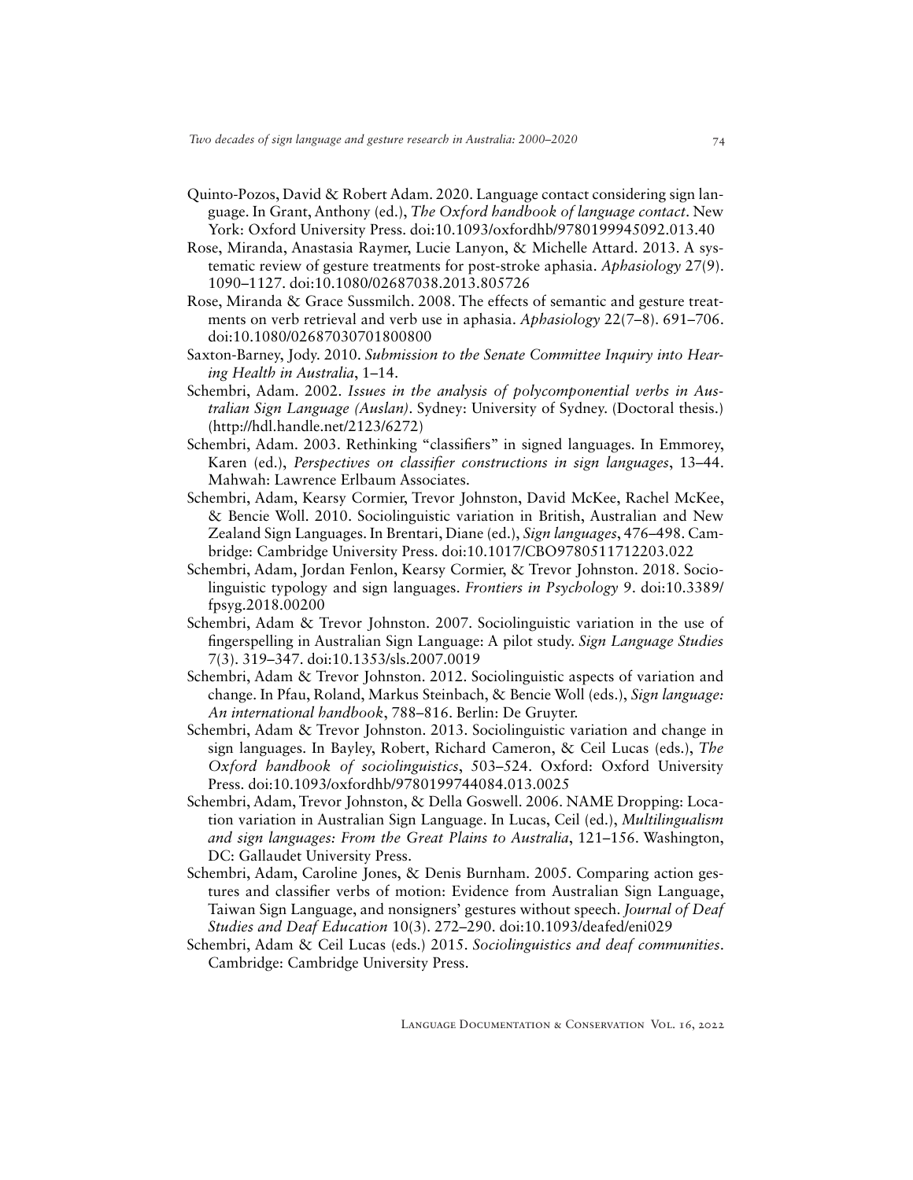Quinto-Pozos, David & Robert Adam. 2020. Language contact considering sign language. In Grant, Anthony (ed.), *The Oxford handbook of language contact*. New York: Oxford University Press. doi:10.1093/oxfordhb/9780199945092.013.40

Rose, Miranda, Anastasia Raymer, Lucie Lanyon, & Michelle Attard. 2013. A systematic review of gesture treatments for post-stroke aphasia. *Aphasiology* 27(9). 1090–1127. doi:10.1080/02687038.2013.805726

Rose, Miranda & Grace Sussmilch. 2008. The effects of semantic and gesture treatments on verb retrieval and verb use in aphasia. *Aphasiology* 22(7–8). 691–706. doi:10.1080/02687030701800800

Saxton-Barney, Jody. 2010. *Submission to the Senate Committee Inquiry into Hearing Health in Australia*, 1–14.

Schembri, Adam. 2002. *Issues in the analysis of polycomponential verbs in Australian Sign Language (Auslan)*. Sydney: University of Sydney. (Doctoral thesis.) (http://hdl.handle.net/2123/6272)

Schembri, Adam. 2003. Rethinking "classifiers" in signed languages. In Emmorey, Karen (ed.), *Perspectives on classifier constructions in sign languages*, 13–44. Mahwah: Lawrence Erlbaum Associates.

Schembri, Adam, Kearsy Cormier, Trevor Johnston, David McKee, Rachel McKee, & Bencie Woll. 2010. Sociolinguistic variation in British, Australian and New Zealand Sign Languages. In Brentari, Diane (ed.), *Sign languages*, 476–498. Cambridge: Cambridge University Press. doi:10.1017/CBO9780511712203.022

Schembri, Adam, Jordan Fenlon, Kearsy Cormier, & Trevor Johnston. 2018. Sociolinguistic typology and sign languages. *Frontiers in Psychology* 9. doi:10.3389/fpsyg.2018.00200

Schembri, Adam & Trevor Johnston. 2007. Sociolinguistic variation in the use of fingerspelling in Australian Sign Language: A pilot study. *Sign Language Studies* 7(3). 319–347. doi:10.1353/sls.2007.0019

Schembri, Adam & Trevor Johnston. 2012. Sociolinguistic aspects of variation and change. In Pfau, Roland, Markus Steinbach, & Bencie Woll (eds.), *Sign language: An international handbook*, 788–816. Berlin: De Gruyter.

Schembri, Adam & Trevor Johnston. 2013. Sociolinguistic variation and change in sign languages. In Bayley, Robert, Richard Cameron, & Ceil Lucas (eds.), *The Oxford handbook of sociolinguistics*, 503–524. Oxford: Oxford University Press. doi:10.1093/oxfordhb/9780199744084.013.0025

Schembri, Adam, Trevor Johnston, & Della Goswell. 2006. NAME Dropping: Location variation in Australian Sign Language. In Lucas, Ceil (ed.), *Multilingualism and sign languages: From the Great Plains to Australia*, 121–156. Washington, DC: Gallaudet University Press.

Schembri, Adam, Caroline Jones, & Denis Burnham. 2005. Comparing action gestures and classifier verbs of motion: Evidence from Australian Sign Language, Taiwan Sign Language, and nonsigners' gestures without speech. *Journal of Deaf Studies and Deaf Education* 10(3). 272–290. doi:10.1093/deafed/eni029

Schembri, Adam & Ceil Lucas (eds.) 2015. *Sociolinguistics and deaf communities*. Cambridge: Cambridge University Press.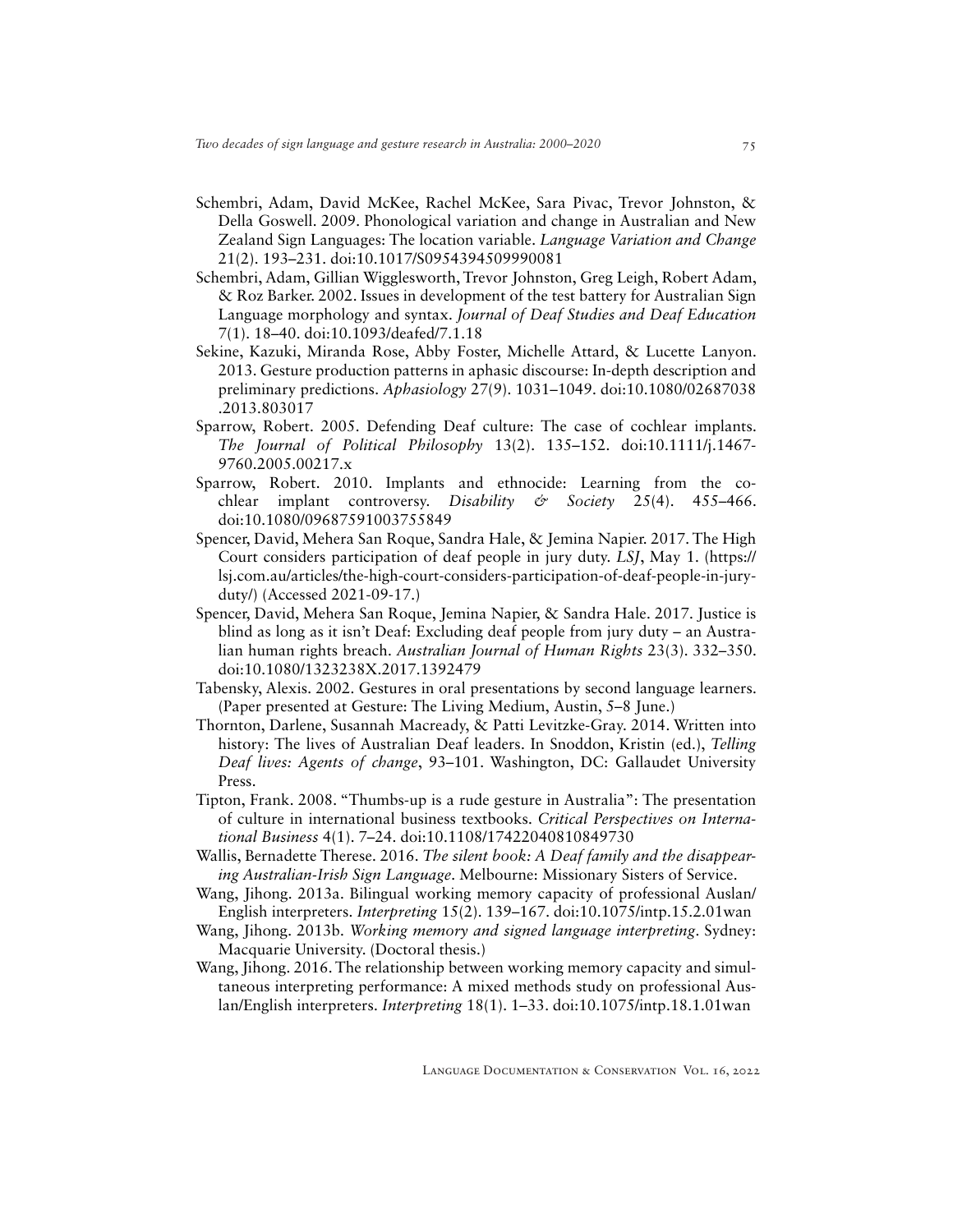Schembri, Adam, David McKee, Rachel McKee, Sara Pivac, Trevor Johnston, & Della Goswell. 2009. Phonological variation and change in Australian and New Zealand Sign Languages: The location variable. *Language Variation and Change* 21(2). 193–231. doi:10.1017/S0954394509990081

Schembri, Adam, Gillian Wigglesworth, Trevor Johnston, Greg Leigh, Robert Adam, & Roz Barker. 2002. Issues in development of the test battery for Australian Sign Language morphology and syntax. *Journal of Deaf Studies and Deaf Education* 7(1). 18–40. doi:10.1093/deafed/7.1.18

Sekine, Kazuki, Miranda Rose, Abby Foster, Michelle Attard, & Lucette Lanyon. 2013. Gesture production patterns in aphasic discourse: In-depth description and preliminary predictions. *Aphasiology* 27(9). 1031–1049. doi:10.1080/02687038.2013.803017

Sparrow, Robert. 2005. Defending Deaf culture: The case of cochlear implants. *The Journal of Political Philosophy* 13(2). 135–152. doi:10.1111/j.1467-9760.2005.00217.x

Sparrow, Robert. 2010. Implants and ethnocide: Learning from the cochlear implant controversy. *Disability & Society* 25(4). 455–466. doi:10.1080/09687591003755849

Spencer, David, Mehera San Roque, Sandra Hale, & Jemina Napier. 2017. The High Court considers participation of deaf people in jury duty. *LSJ*, May 1. (https://lsj.com.au/articles/the-high-court-considers-participation-of-deaf-people-in-jury-duty/) (Accessed 2021-09-17.)

Spencer, David, Mehera San Roque, Jemina Napier, & Sandra Hale. 2017. Justice is blind as long as it isn't Deaf: Excluding deaf people from jury duty – an Australian human rights breach. *Australian Journal of Human Rights* 23(3). 332–350. doi:10.1080/1323238X.2017.1392479

Tabensky, Alexis. 2002. Gestures in oral presentations by second language learners. (Paper presented at Gesture: The Living Medium, Austin, 5–8 June.)

Thornton, Darlene, Susannah Macready, & Patti Levitzke-Gray. 2014. Written into history: The lives of Australian Deaf leaders. In Snoddon, Kristin (ed.), *Telling Deaf lives: Agents of change*, 93–101. Washington, DC: Gallaudet University Press.

Tipton, Frank. 2008. "Thumbs-up is a rude gesture in Australia": The presentation of culture in international business textbooks. *Critical Perspectives on International Business* 4(1). 7–24. doi:10.1108/17422040810849730

Wallis, Bernadette Therese. 2016. *The silent book: A Deaf family and the disappearing Australian-Irish Sign Language*. Melbourne: Missionary Sisters of Service.

Wang, Jihong. 2013a. Bilingual working memory capacity of professional Auslan/English interpreters. *Interpreting* 15(2). 139–167. doi:10.1075/intp.15.2.01wan

Wang, Jihong. 2013b. *Working memory and signed language interpreting*. Sydney: Macquarie University. (Doctoral thesis.)

Wang, Jihong. 2016. The relationship between working memory capacity and simultaneous interpreting performance: A mixed methods study on professional Auslan/English interpreters. *Interpreting* 18(1). 1–33. doi:10.1075/intp.18.1.01wan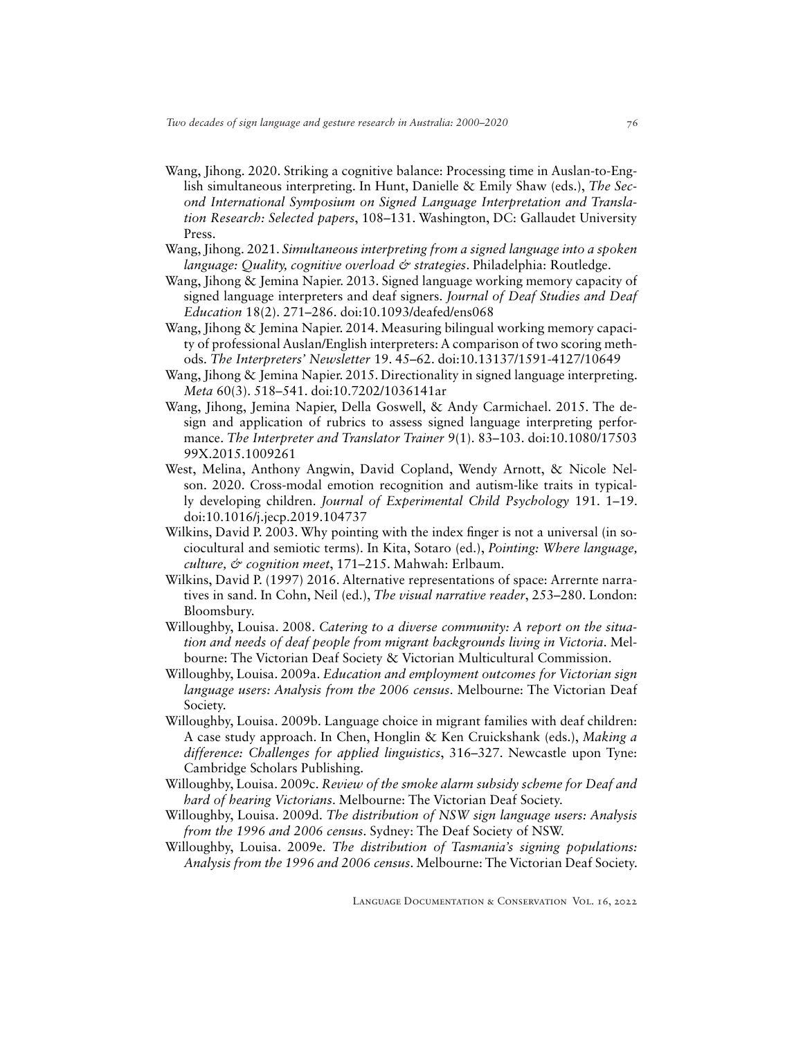Wang, Jihong. 2020. Striking a cognitive balance: Processing time in Auslan-to-English simultaneous interpreting. In Hunt, Danielle & Emily Shaw (eds.), *The Second International Symposium on Signed Language Interpretation and Translation Research: Selected papers*, 108–131. Washington, DC: Gallaudet University Press.

Wang, Jihong. 2021. *Simultaneous interpreting from a signed language into a spoken language: Quality, cognitive overload & strategies*. Philadelphia: Routledge.

Wang, Jihong & Jemina Napier. 2013. Signed language working memory capacity of signed language interpreters and deaf signers. *Journal of Deaf Studies and Deaf Education* 18(2). 271–286. doi:10.1093/deafed/ens068

Wang, Jihong & Jemina Napier. 2014. Measuring bilingual working memory capacity of professional Auslan/English interpreters: A comparison of two scoring methods. *The Interpreters' Newsletter* 19. 45–62. doi:10.13137/1591-4127/10649

Wang, Jihong & Jemina Napier. 2015. Directionality in signed language interpreting. *Meta* 60(3). 518–541. doi:10.7202/1036141ar

Wang, Jihong, Jemina Napier, Della Goswell, & Andy Carmichael. 2015. The design and application of rubrics to assess signed language interpreting performance. *The Interpreter and Translator Trainer* 9(1). 83–103. doi:10.1080/1750399X.2015.1009261

West, Melina, Anthony Angwin, David Copland, Wendy Arnott, & Nicole Nelson. 2020. Cross-modal emotion recognition and autism-like traits in typically developing children. *Journal of Experimental Child Psychology* 191. 1–19. doi:10.1016/j.jecp.2019.104737

Wilkins, David P. 2003. Why pointing with the index finger is not a universal (in sociocultural and semiotic terms). In Kita, Sotaro (ed.), *Pointing: Where language, culture, & cognition meet*, 171–215. Mahwah: Erlbaum.

Wilkins, David P. (1997) 2016. Alternative representations of space: Arrernte narratives in sand. In Cohn, Neil (ed.), *The visual narrative reader*, 253–280. London: Bloomsbury.

Willoughby, Louisa. 2008. *Catering to a diverse community: A report on the situation and needs of deaf people from migrant backgrounds living in Victoria*. Melbourne: The Victorian Deaf Society & Victorian Multicultural Commission.

Willoughby, Louisa. 2009a. *Education and employment outcomes for Victorian sign language users: Analysis from the 2006 census*. Melbourne: The Victorian Deaf Society.

Willoughby, Louisa. 2009b. Language choice in migrant families with deaf children: A case study approach. In Chen, Honglin & Ken Cruickshank (eds.), *Making a difference: Challenges for applied linguistics*, 316–327. Newcastle upon Tyne: Cambridge Scholars Publishing.

Willoughby, Louisa. 2009c. *Review of the smoke alarm subsidy scheme for Deaf and hard of hearing Victorians*. Melbourne: The Victorian Deaf Society.

Willoughby, Louisa. 2009d. *The distribution of NSW sign language users: Analysis from the 1996 and 2006 census*. Sydney: The Deaf Society of NSW.

Willoughby, Louisa. 2009e. *The distribution of Tasmania's signing populations: Analysis from the 1996 and 2006 census*. Melbourne: The Victorian Deaf Society.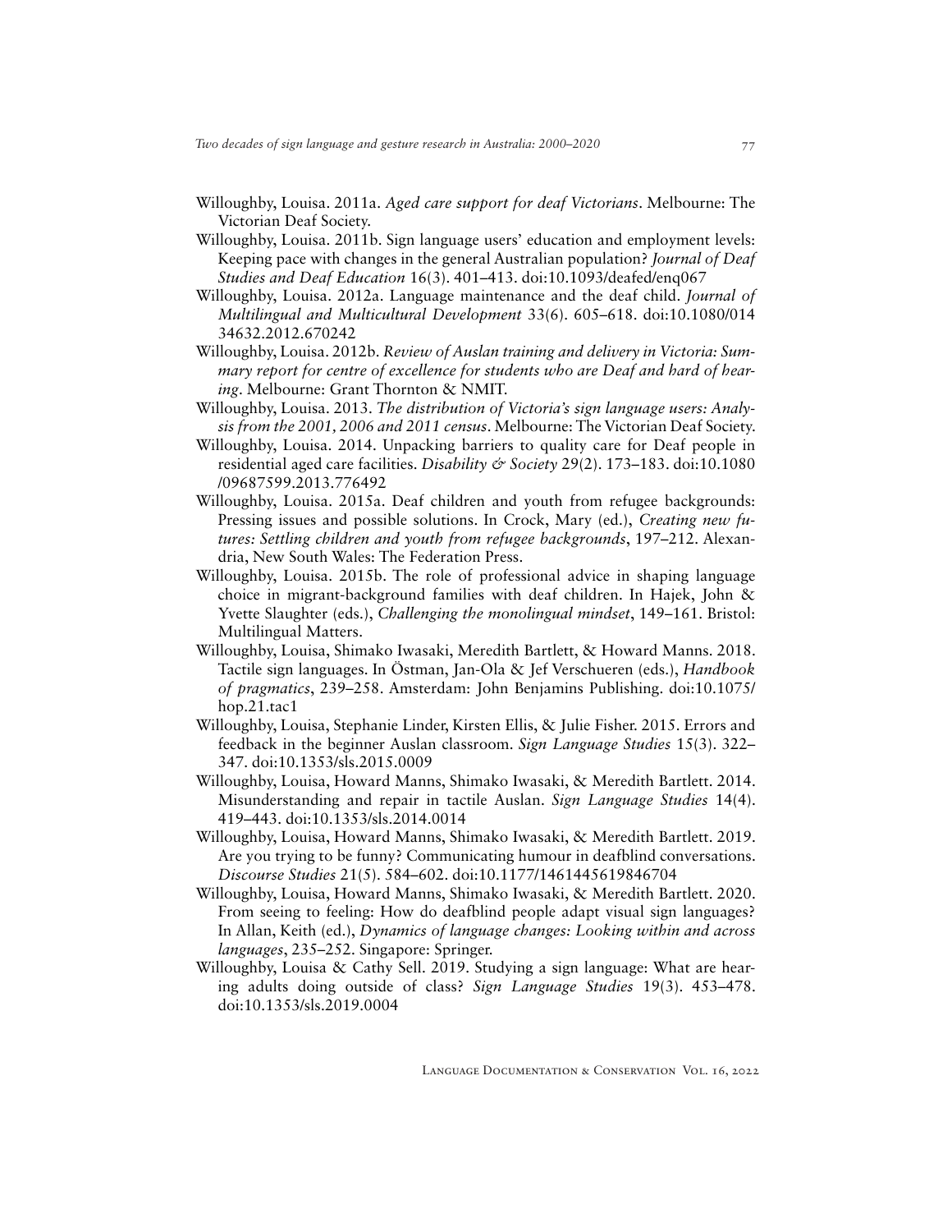Willoughby, Louisa. 2011a. *Aged care support for deaf Victorians*. Melbourne: The Victorian Deaf Society.

Willoughby, Louisa. 2011b. Sign language users' education and employment levels: Keeping pace with changes in the general Australian population? *Journal of Deaf Studies and Deaf Education* 16(3). 401–413. doi:10.1093/deafed/enq067

Willoughby, Louisa. 2012a. Language maintenance and the deaf child. *Journal of Multilingual and Multicultural Development* 33(6). 605–618. doi:10.1080/01434632.2012.670242

Willoughby, Louisa. 2012b. *Review of Auslan training and delivery in Victoria: Summary report for centre of excellence for students who are Deaf and hard of hearing*. Melbourne: Grant Thornton & NMIT.

Willoughby, Louisa. 2013. *The distribution of Victoria's sign language users: Analysis from the 2001, 2006 and 2011 census*. Melbourne: The Victorian Deaf Society.

Willoughby, Louisa. 2014. Unpacking barriers to quality care for Deaf people in residential aged care facilities. *Disability & Society* 29(2). 173–183. doi:10.1080/09687599.2013.776492

Willoughby, Louisa. 2015a. Deaf children and youth from refugee backgrounds: Pressing issues and possible solutions. In Crock, Mary (ed.), *Creating new futures: Settling children and youth from refugee backgrounds*, 197–212. Alexandria, New South Wales: The Federation Press.

Willoughby, Louisa. 2015b. The role of professional advice in shaping language choice in migrant-background families with deaf children. In Hajek, John & Yvette Slaughter (eds.), *Challenging the monolingual mindset*, 149–161. Bristol: Multilingual Matters.

Willoughby, Louisa, Shimako Iwasaki, Meredith Bartlett, & Howard Manns. 2018. Tactile sign languages. In Östman, Jan-Ola & Jef Verschueren (eds.), *Handbook of pragmatics*, 239–258. Amsterdam: John Benjamins Publishing. doi:10.1075/hop.21.tac1

Willoughby, Louisa, Stephanie Linder, Kirsten Ellis, & Julie Fisher. 2015. Errors and feedback in the beginner Auslan classroom. *Sign Language Studies* 15(3). 322–347. doi:10.1353/sls.2015.0009

Willoughby, Louisa, Howard Manns, Shimako Iwasaki, & Meredith Bartlett. 2014. Misunderstanding and repair in tactile Auslan. *Sign Language Studies* 14(4). 419–443. doi:10.1353/sls.2014.0014

Willoughby, Louisa, Howard Manns, Shimako Iwasaki, & Meredith Bartlett. 2019. Are you trying to be funny? Communicating humour in deafblind conversations. *Discourse Studies* 21(5). 584–602. doi:10.1177/1461445619846704

Willoughby, Louisa, Howard Manns, Shimako Iwasaki, & Meredith Bartlett. 2020. From seeing to feeling: How do deafblind people adapt visual sign languages? In Allan, Keith (ed.), *Dynamics of language changes: Looking within and across languages*, 235–252. Singapore: Springer.

Willoughby, Louisa & Cathy Sell. 2019. Studying a sign language: What are hearing adults doing outside of class? *Sign Language Studies* 19(3). 453–478. doi:10.1353/sls.2019.0004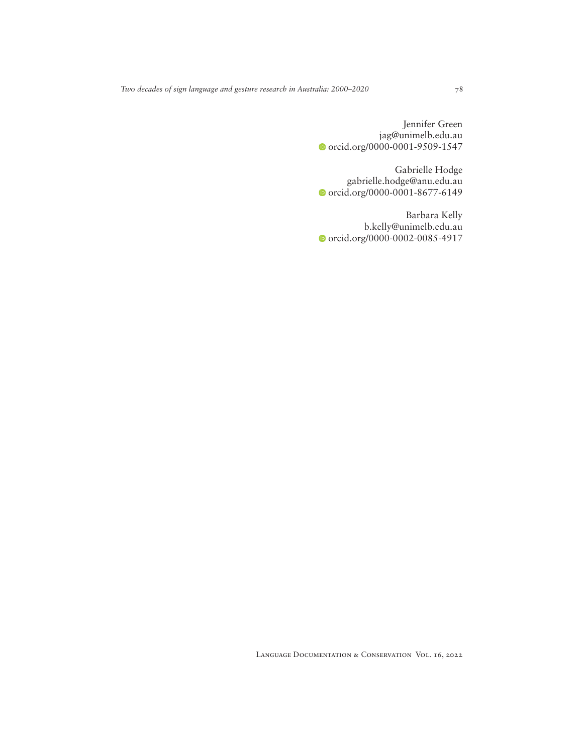Jennifer Green
jag@unimelb.edu.au
orcid.org/0000-0001-9509-1547

Gabrielle Hodge
gabrielle.hodge@anu.edu.au
orcid.org/0000-0001-8677-6149

Barbara Kelly
b.kelly@unimelb.edu.au
orcid.org/0000-0002-0085-4917